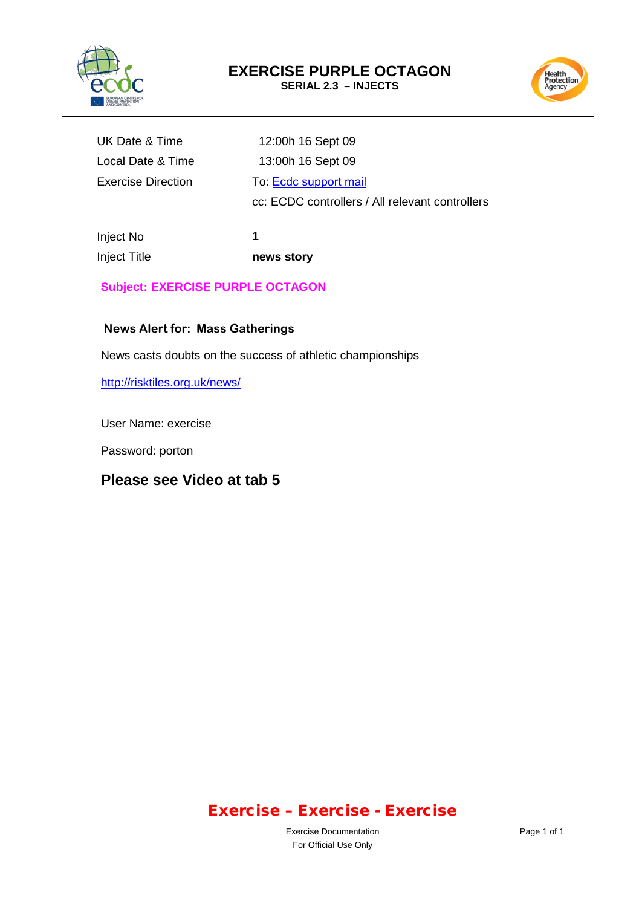# EXERCISE PURPLE OCTAGON

**SERIAL 2.3 – INJECTS**

| | |
|---|---|
| UK Date & Time | 12:00h 16 Sept 09 |
| Local Date & Time | 13:00h 16 Sept 09 |
| Exercise Direction | To: Ecdc support mail |
| | cc: ECDC controllers / All relevant controllers |
| Inject No | **1** |
| Inject Title | **news story** |

**Subject: EXERCISE PURPLE OCTAGON**

**News Alert for: Mass Gatherings**

News casts doubts on the success of athletic championships

http://risktiles.org.uk/news/

User Name: exercise

Password: porton

## Please see Video at tab 5

**Exercise – Exercise - Exercise**

Exercise Documentation
For Official Use Only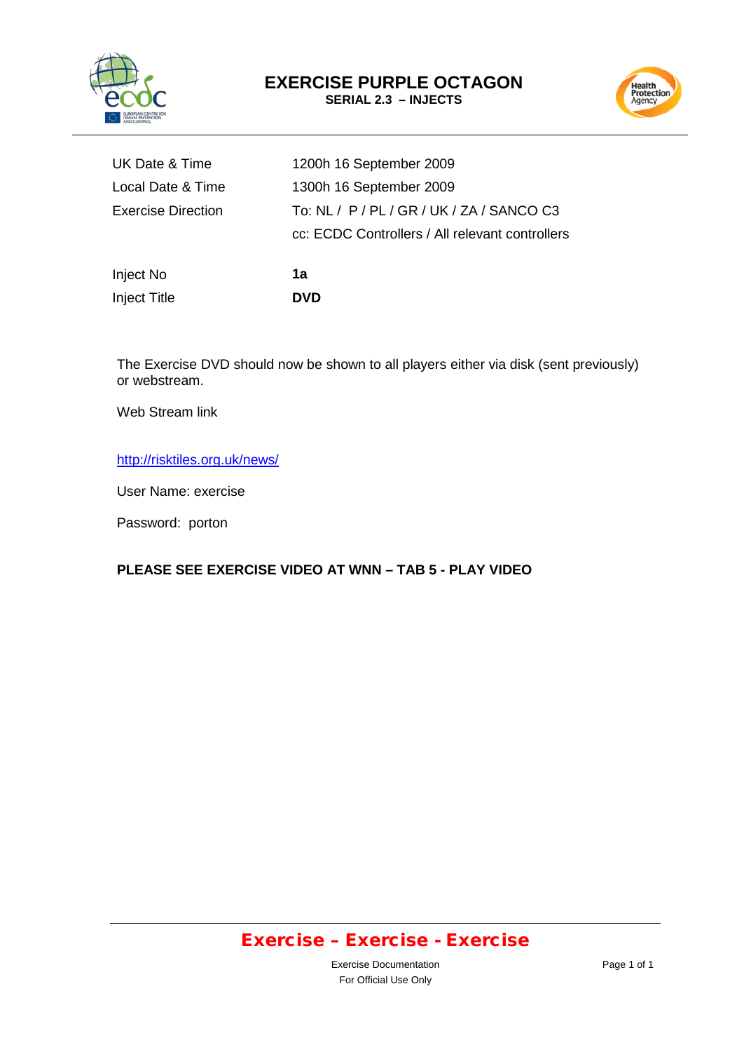# EXERCISE PURPLE OCTAGON

**SERIAL 2.3 – INJECTS**

| | |
|---|---|
| UK Date & Time | 1200h 16 September 2009 |
| Local Date & Time | 1300h 16 September 2009 |
| Exercise Direction | To: NL / P / PL / GR / UK / ZA / SANCO C3 |
| | cc: ECDC Controllers / All relevant controllers |
| Inject No | **1a** |
| Inject Title | **DVD** |

The Exercise DVD should now be shown to all players either via disk (sent previously) or webstream.

Web Stream link

http://risktiles.org.uk/news/

User Name: exercise

Password: porton

**PLEASE SEE EXERCISE VIDEO AT WNN – TAB 5 - PLAY VIDEO**

**Exercise – Exercise - Exercise**

Exercise Documentation
For Official Use Only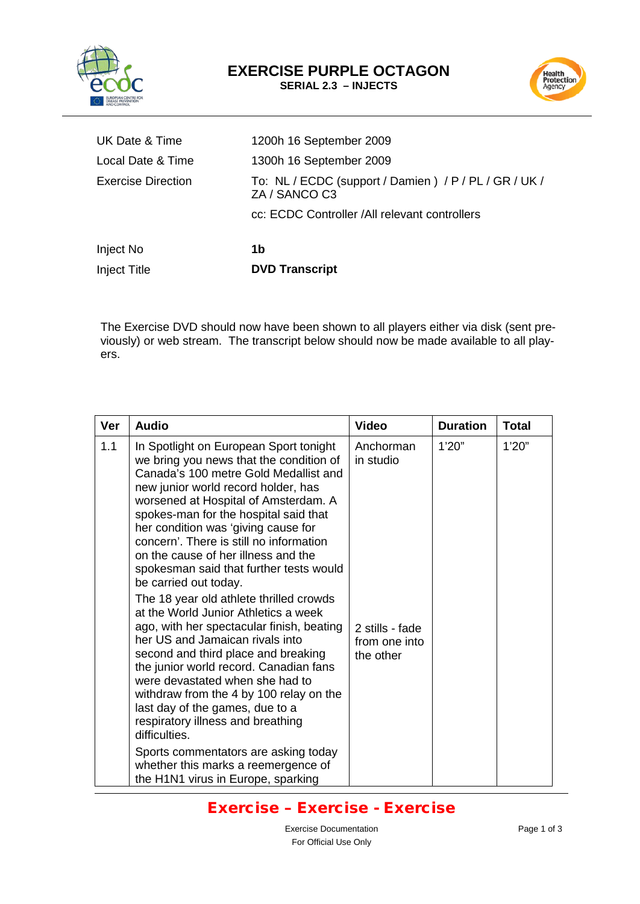# EXERCISE PURPLE OCTAGON

**SERIAL 2.3 – INJECTS**

| | |
|---|---|
| UK Date & Time | 1200h 16 September 2009 |
| Local Date & Time | 1300h 16 September 2009 |
| Exercise Direction | To: NL / ECDC (support / Damien ) / P / PL / GR / UK / ZA / SANCO C3 |
| | cc: ECDC Controller /All relevant controllers |
| Inject No | **1b** |
| Inject Title | **DVD Transcript** |

The Exercise DVD should now have been shown to all players either via disk (sent previously) or web stream. The transcript below should now be made available to all players.

| Ver | Audio | Video | Duration | Total |
|---|---|---|---|---|
| 1.1 | In Spotlight on European Sport tonight we bring you news that the condition of Canada's 100 metre Gold Medallist and new junior world record holder, has worsened at Hospital of Amsterdam. A spokes-man for the hospital said that her condition was 'giving cause for concern'. There is still no information on the cause of her illness and the spokesman said that further tests would be carried out today. | Anchorman in studio | 1'20" | 1'20" |
| | The 18 year old athlete thrilled crowds at the World Junior Athletics a week ago, with her spectacular finish, beating her US and Jamaican rivals into second and third place and breaking the junior world record. Canadian fans were devastated when she had to withdraw from the 4 by 100 relay on the last day of the games, due to a respiratory illness and breathing difficulties. | 2 stills - fade from one into the other | | |
| | Sports commentators are asking today whether this marks a reemergence of the H1N1 virus in Europe, sparking | | | |

**Exercise – Exercise - Exercise**

Exercise Documentation
For Official Use Only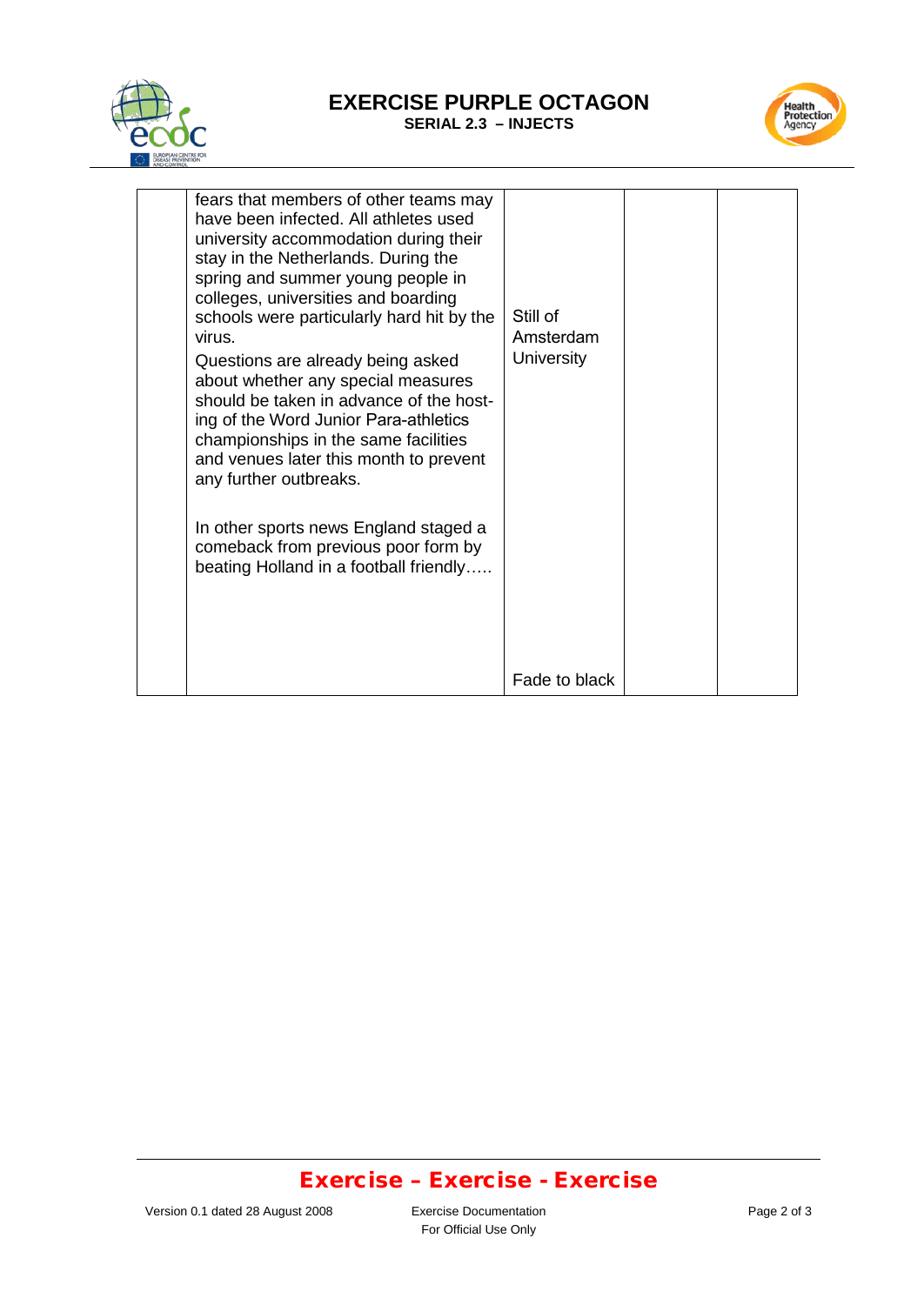| | fears that members of other teams may have been infected. All athletes used university accommodation during their stay in the Netherlands. During the spring and summer young people in colleges, universities and boarding schools were particularly hard hit by the virus.<br><br>Questions are already being asked about whether any special measures should be taken in advance of the host-ing of the Word Junior Para-athletics championships in the same facilities and venues later this month to prevent any further outbreaks.<br><br>In other sports news England staged a comeback from previous poor form by beating Holland in a football friendly….. | Still of Amsterdam University<br><br>Fade to black | | |
|---|---|---|---|---|

**Exercise – Exercise - Exercise**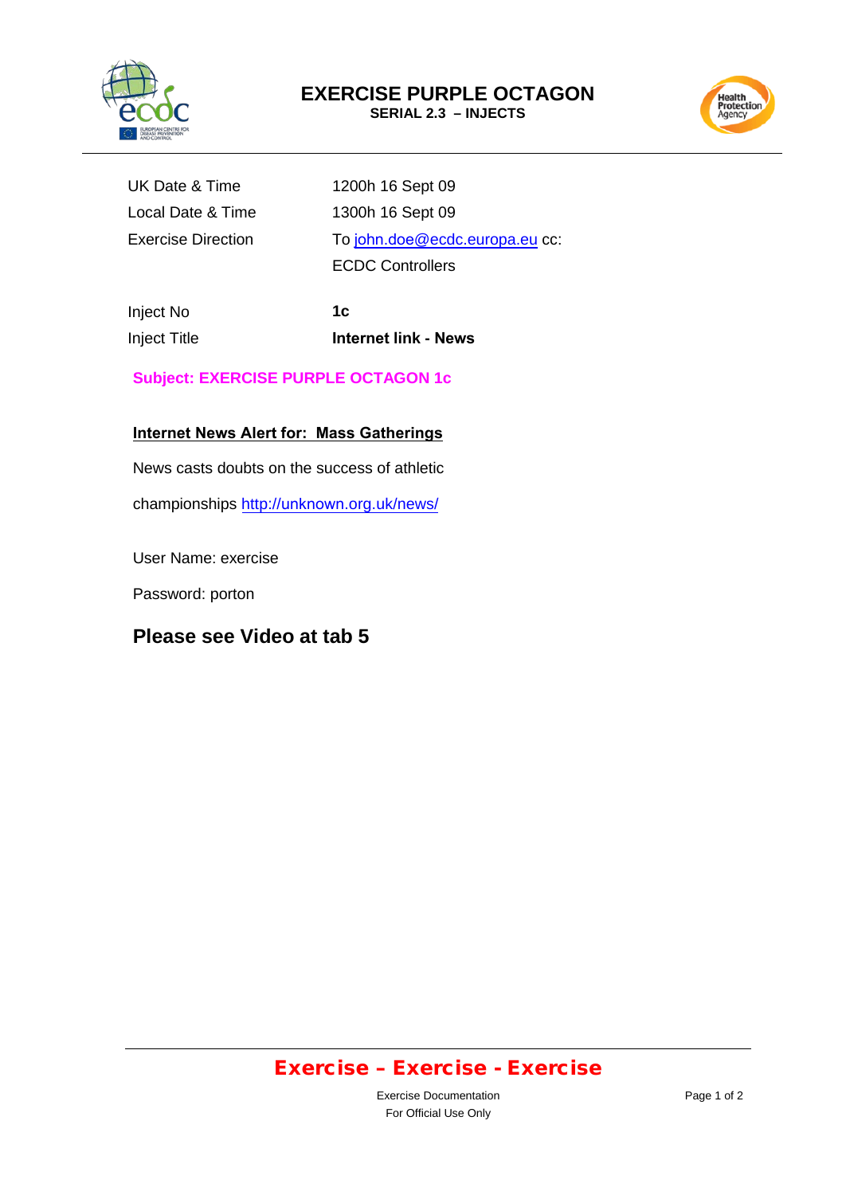# EXERCISE PURPLE OCTAGON

**SERIAL 2.3 – INJECTS**

| | |
|---|---|
| UK Date & Time | 1200h 16 Sept 09 |
| Local Date & Time | 1300h 16 Sept 09 |
| Exercise Direction | To john.doe@ecdc.europa.eu cc: ECDC Controllers |
| Inject No | **1c** |
| Inject Title | **Internet link - News** |

**Subject: EXERCISE PURPLE OCTAGON 1c**

**Internet News Alert for: Mass Gatherings**

News casts doubts on the success of athletic championships http://unknown.org.uk/news/

User Name: exercise

Password: porton

**Please see Video at tab 5**

**Exercise – Exercise - Exercise**

Exercise Documentation
For Official Use Only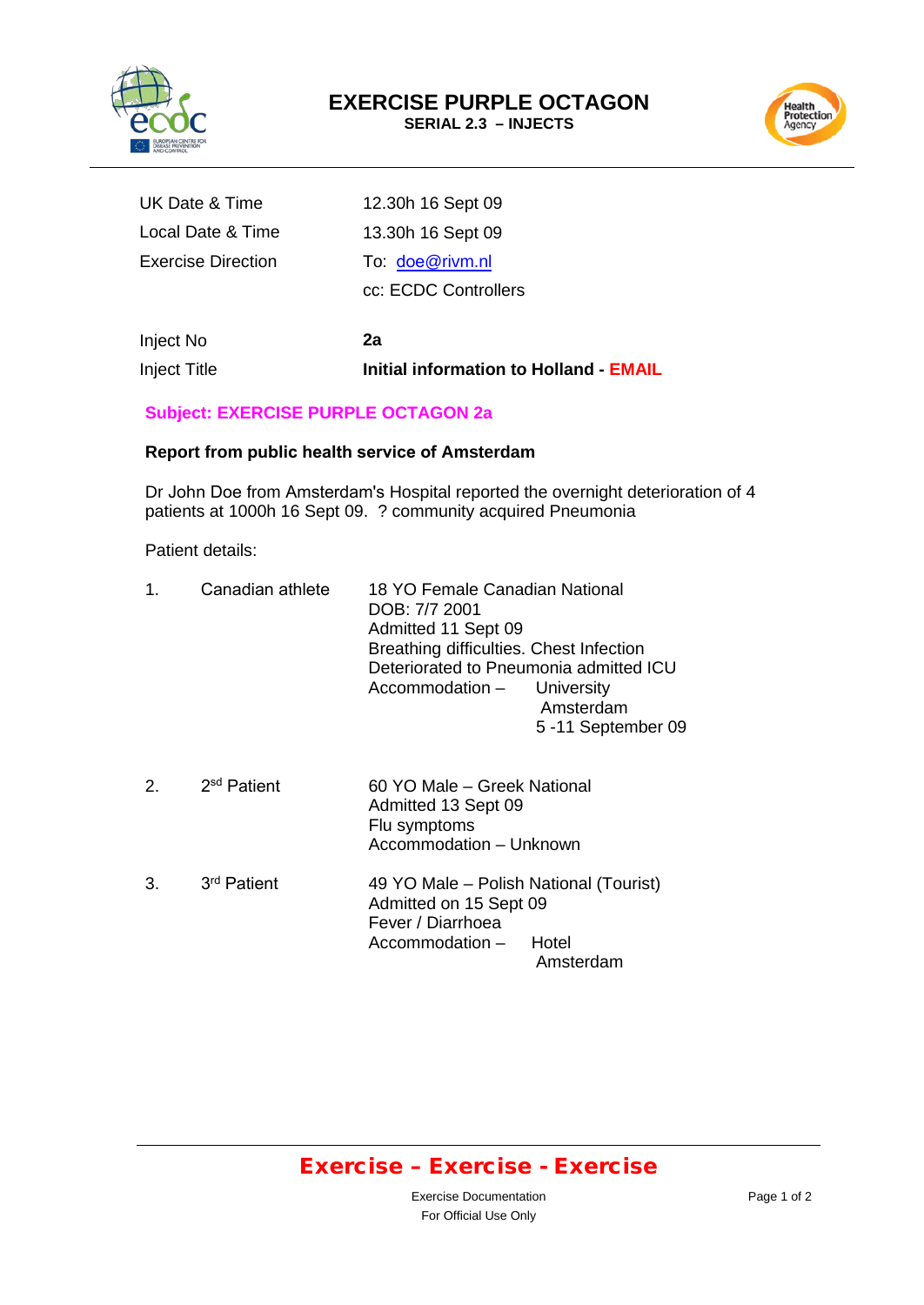# EXERCISE PURPLE OCTAGON

**SERIAL 2.3 – INJECTS**

| | |
|---|---|
| UK Date & Time | 12.30h 16 Sept 09 |
| Local Date & Time | 13.30h 16 Sept 09 |
| Exercise Direction | To: doe@rivm.nl |
| | cc: ECDC Controllers |
| Inject No | **2a** |
| Inject Title | **Initial information to Holland - EMAIL** |

**Subject: EXERCISE PURPLE OCTAGON 2a**

**Report from public health service of Amsterdam**

Dr John Doe from Amsterdam's Hospital reported the overnight deterioration of 4 patients at 1000h 16 Sept 09. ? community acquired Pneumonia

Patient details:

1. Canadian athlete
   18 YO Female Canadian National
   DOB: 7/7 2001
   Admitted 11 Sept 09
   Breathing difficulties. Chest Infection
   Deteriorated to Pneumonia admitted ICU
   Accommodation – University Amsterdam 5 -11 September 09

2. 2sd Patient
   60 YO Male – Greek National
   Admitted 13 Sept 09
   Flu symptoms
   Accommodation – Unknown

3. 3rd Patient
   49 YO Male – Polish National (Tourist)
   Admitted on 15 Sept 09
   Fever / Diarrhoea
   Accommodation – Hotel Amsterdam

**Exercise – Exercise - Exercise**

Exercise Documentation
For Official Use Only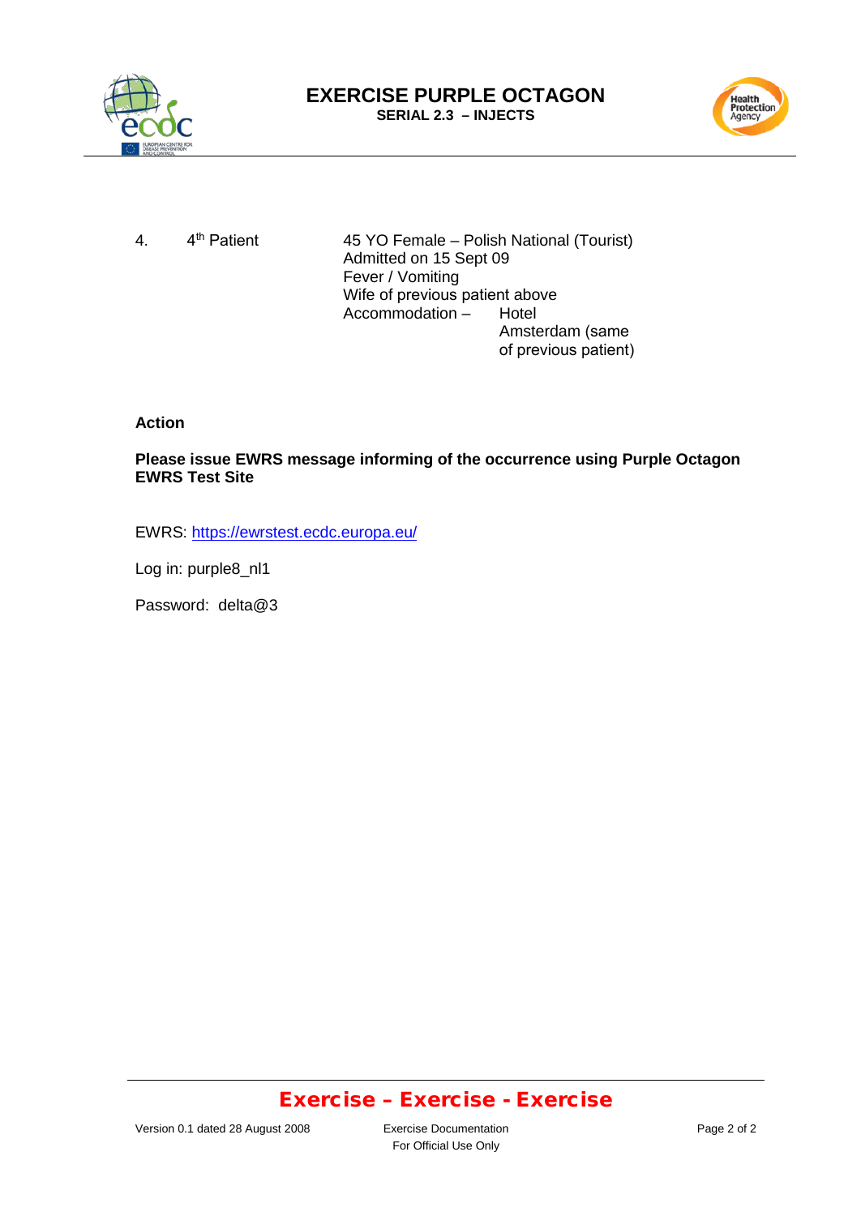4. 4th Patient

45 YO Female – Polish National (Tourist)
Admitted on 15 Sept 09
Fever / Vomiting
Wife of previous patient above
Accommodation – Hotel Amsterdam (same of previous patient)

**Action**

**Please issue EWRS message informing of the occurrence using Purple Octagon EWRS Test Site**

EWRS: https://ewrstest.ecdc.europa.eu/

Log in: purple8_nl1

Password: delta@3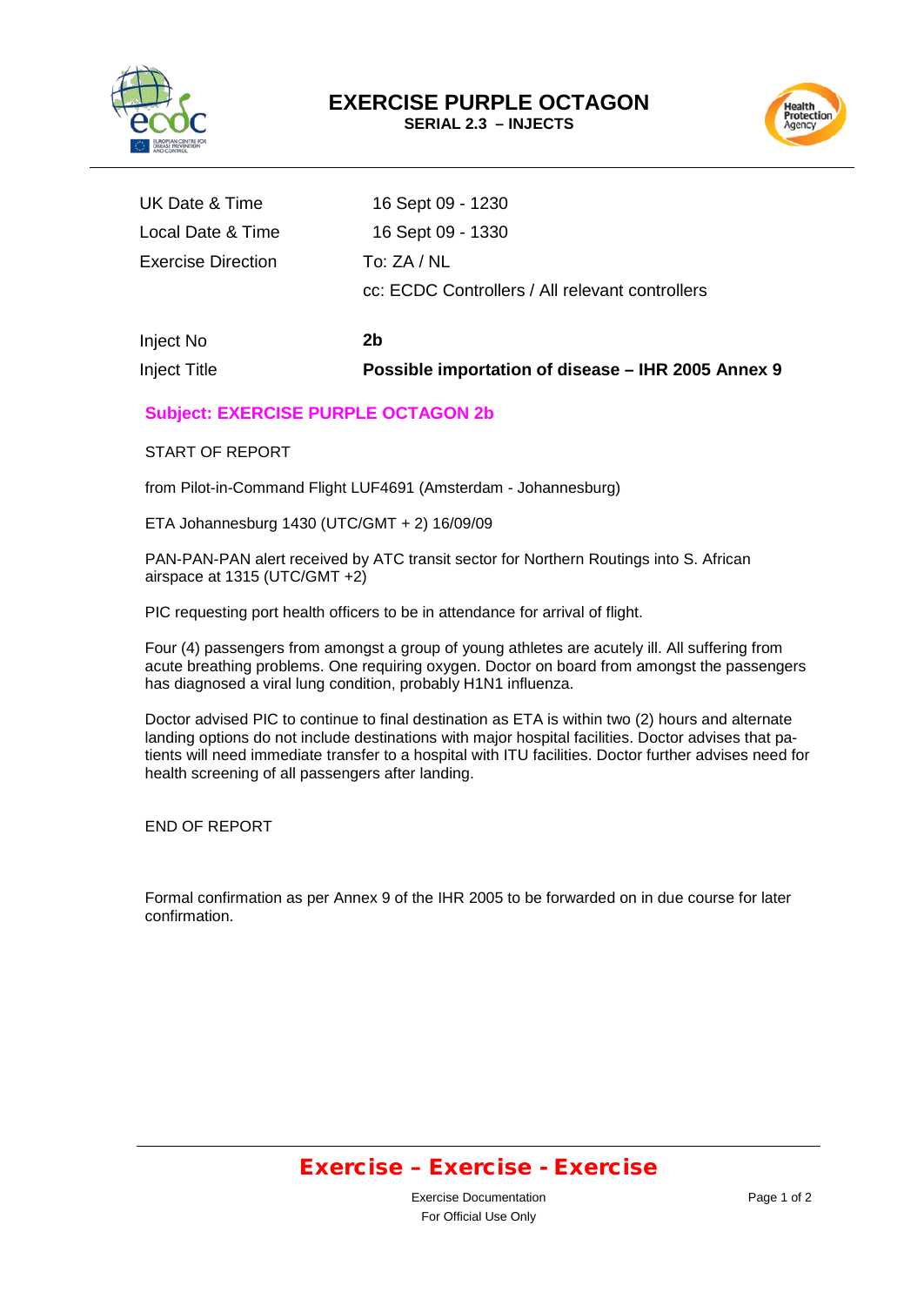# EXERCISE PURPLE OCTAGON

**SERIAL 2.3 – INJECTS**

| | |
|---|---|
| UK Date & Time | 16 Sept 09 - 1230 |
| Local Date & Time | 16 Sept 09 - 1330 |
| Exercise Direction | To: ZA / NL |
| | cc: ECDC Controllers / All relevant controllers |
| Inject No | **2b** |
| Inject Title | **Possible importation of disease – IHR 2005 Annex 9** |

**Subject: EXERCISE PURPLE OCTAGON 2b**

START OF REPORT

from Pilot-in-Command Flight LUF4691 (Amsterdam - Johannesburg)

ETA Johannesburg 1430 (UTC/GMT + 2) 16/09/09

PAN-PAN-PAN alert received by ATC transit sector for Northern Routings into S. African airspace at 1315 (UTC/GMT +2)

PIC requesting port health officers to be in attendance for arrival of flight.

Four (4) passengers from amongst a group of young athletes are acutely ill. All suffering from acute breathing problems. One requiring oxygen. Doctor on board from amongst the passengers has diagnosed a viral lung condition, probably H1N1 influenza.

Doctor advised PIC to continue to final destination as ETA is within two (2) hours and alternate landing options do not include destinations with major hospital facilities. Doctor advises that patients will need immediate transfer to a hospital with ITU facilities. Doctor further advises need for health screening of all passengers after landing.

END OF REPORT

Formal confirmation as per Annex 9 of the IHR 2005 to be forwarded on in due course for later confirmation.

**Exercise – Exercise - Exercise**

Exercise Documentation
For Official Use Only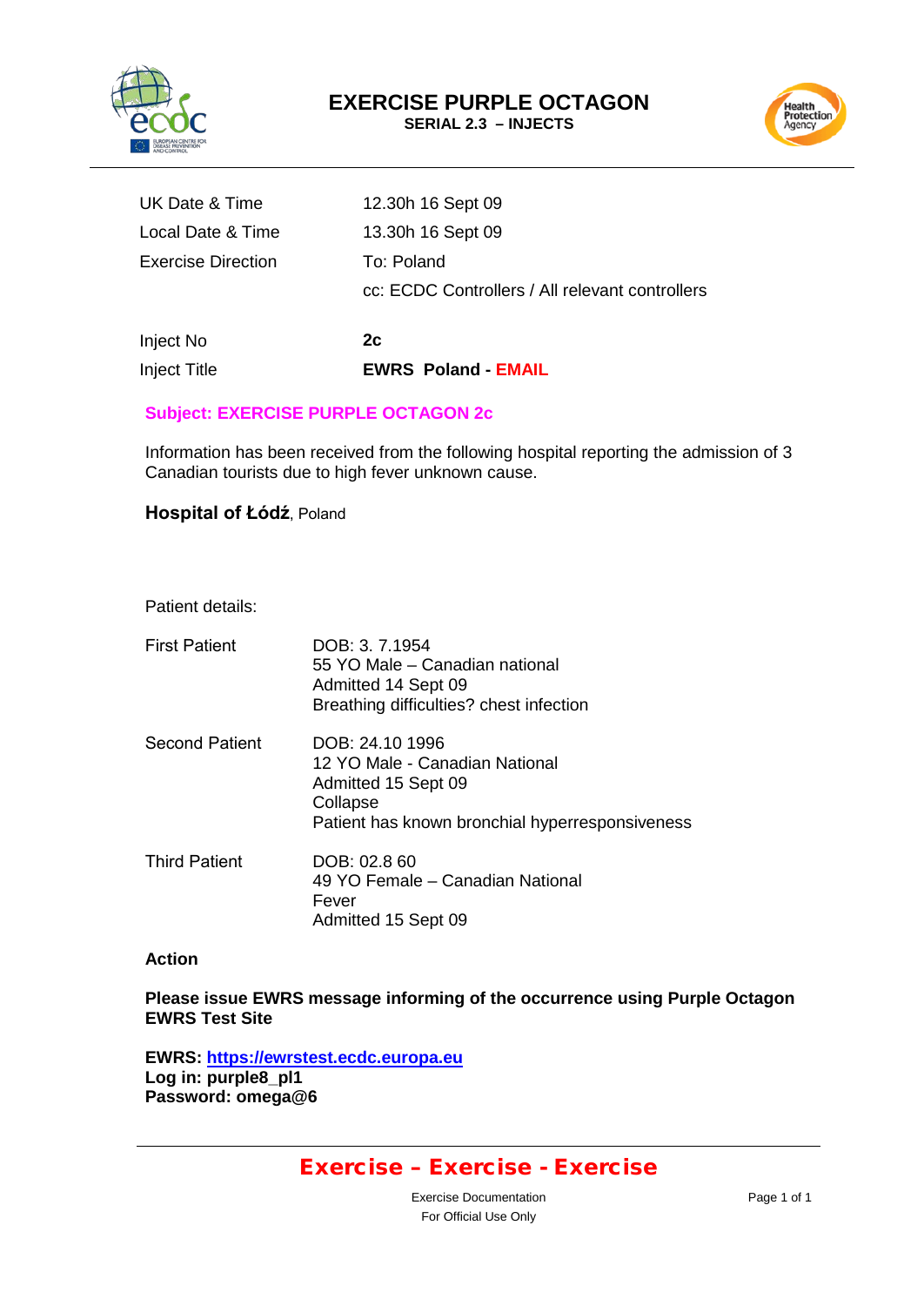# EXERCISE PURPLE OCTAGON

**SERIAL 2.3 – INJECTS**

| | |
|---|---|
| UK Date & Time | 12.30h 16 Sept 09 |
| Local Date & Time | 13.30h 16 Sept 09 |
| Exercise Direction | To: Poland |
| | cc: ECDC Controllers / All relevant controllers |
| Inject No | **2c** |
| Inject Title | **EWRS Poland - EMAIL** |

**Subject: EXERCISE PURPLE OCTAGON 2c**

Information has been received from the following hospital reporting the admission of 3 Canadian tourists due to high fever unknown cause.

**Hospital of Łódź**, Poland

Patient details:

| | |
|---|---|
| First Patient | DOB: 3. 7.1954<br>55 YO Male – Canadian national<br>Admitted 14 Sept 09<br>Breathing difficulties? chest infection |
| Second Patient | DOB: 24.10 1996<br>12 YO Male - Canadian National<br>Admitted 15 Sept 09<br>Collapse<br>Patient has known bronchial hyperresponsiveness |
| Third Patient | DOB: 02.8 60<br>49 YO Female – Canadian National<br>Fever<br>Admitted 15 Sept 09 |

**Action**

**Please issue EWRS message informing of the occurrence using Purple Octagon EWRS Test Site**

**EWRS: https://ewrstest.ecdc.europa.eu**
**Log in: purple8_pl1**
**Password: omega@6**

**Exercise – Exercise - Exercise**

Exercise Documentation
For Official Use Only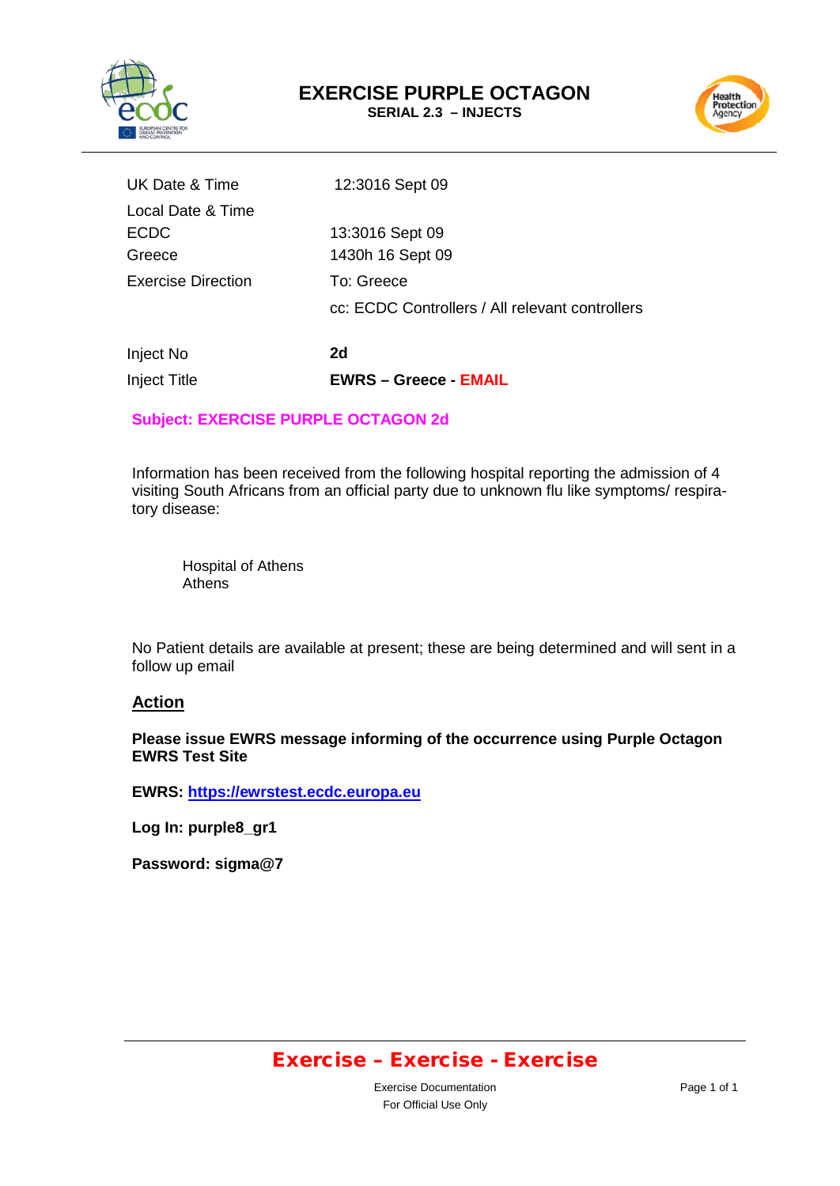# EXERCISE PURPLE OCTAGON

**SERIAL 2.3 – INJECTS**

| | |
|---|---|
| UK Date & Time | 12:3016 Sept 09 |
| Local Date & Time | |
| ECDC | 13:3016 Sept 09 |
| Greece | 1430h 16 Sept 09 |
| Exercise Direction | To: Greece |
| | cc: ECDC Controllers / All relevant controllers |
| Inject No | **2d** |
| Inject Title | **EWRS – Greece - EMAIL** |

**Subject: EXERCISE PURPLE OCTAGON 2d**

Information has been received from the following hospital reporting the admission of 4 visiting South Africans from an official party due to unknown flu like symptoms/ respiratory disease:

Hospital of Athens
Athens

No Patient details are available at present; these are being determined and will sent in a follow up email

## Action

**Please issue EWRS message informing of the occurrence using Purple Octagon EWRS Test Site**

**EWRS: https://ewrstest.ecdc.europa.eu**

**Log In: purple8_gr1**

**Password: sigma@7**

**Exercise – Exercise - Exercise**

Exercise Documentation
For Official Use Only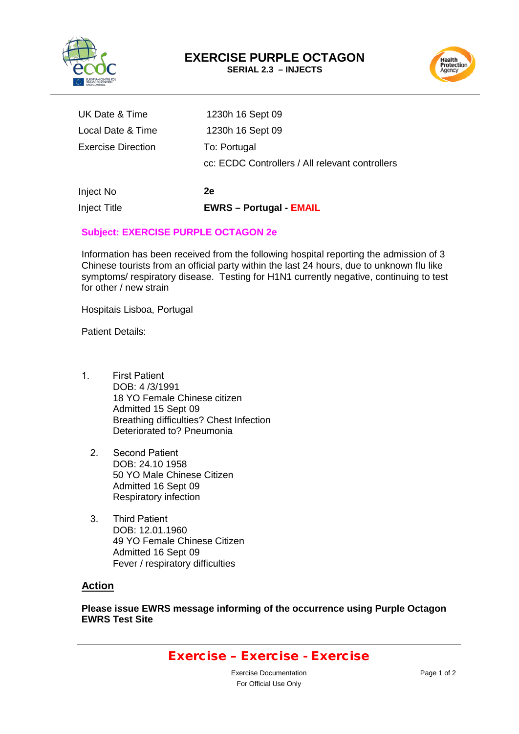# EXERCISE PURPLE OCTAGON

**SERIAL 2.3 – INJECTS**

| | |
|---|---|
| UK Date & Time | 1230h 16 Sept 09 |
| Local Date & Time | 1230h 16 Sept 09 |
| Exercise Direction | To: Portugal |
| | cc: ECDC Controllers / All relevant controllers |
| Inject No | **2e** |
| Inject Title | **EWRS – Portugal - EMAIL** |

**Subject: EXERCISE PURPLE OCTAGON 2e**

Information has been received from the following hospital reporting the admission of 3 Chinese tourists from an official party within the last 24 hours, due to unknown flu like symptoms/ respiratory disease. Testing for H1N1 currently negative, continuing to test for other / new strain

Hospitais Lisboa, Portugal

Patient Details:

1. First Patient
   DOB: 4 /3/1991
   18 YO Female Chinese citizen
   Admitted 15 Sept 09
   Breathing difficulties? Chest Infection
   Deteriorated to? Pneumonia

2. Second Patient
   DOB: 24.10 1958
   50 YO Male Chinese Citizen
   Admitted 16 Sept 09
   Respiratory infection

3. Third Patient
   DOB: 12.01.1960
   49 YO Female Chinese Citizen
   Admitted 16 Sept 09
   Fever / respiratory difficulties

## Action

**Please issue EWRS message informing of the occurrence using Purple Octagon EWRS Test Site**

**Exercise – Exercise - Exercise**

Exercise Documentation
For Official Use Only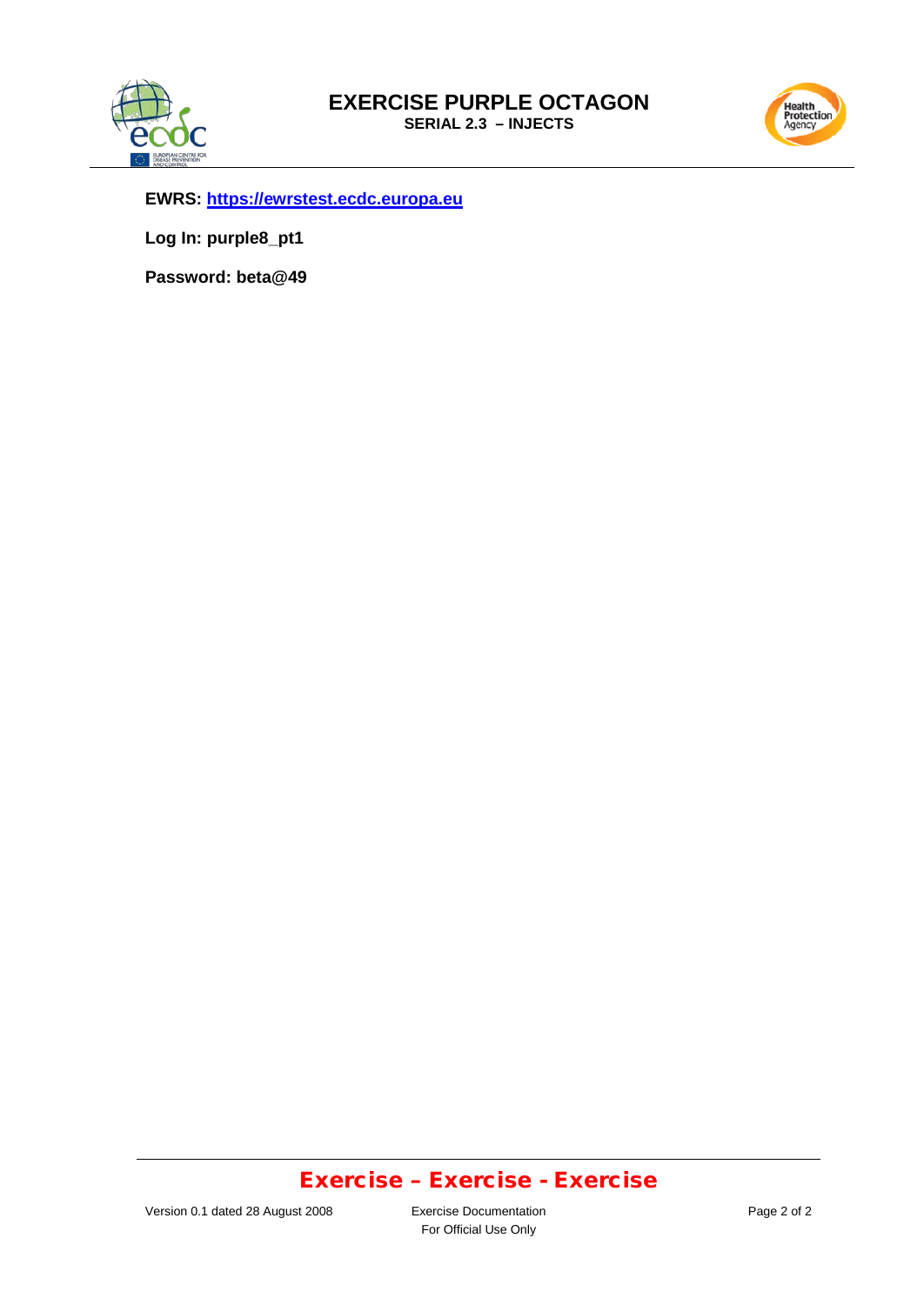# EXERCISE PURPLE OCTAGON

**SERIAL 2.3 – INJECTS**

**EWRS: https://ewrstest.ecdc.europa.eu**

**Log In: purple8_pt1**

**Password: beta@49**

**Exercise – Exercise - Exercise**

Version 0.1 dated 28 August 2008

Exercise Documentation
For Official Use Only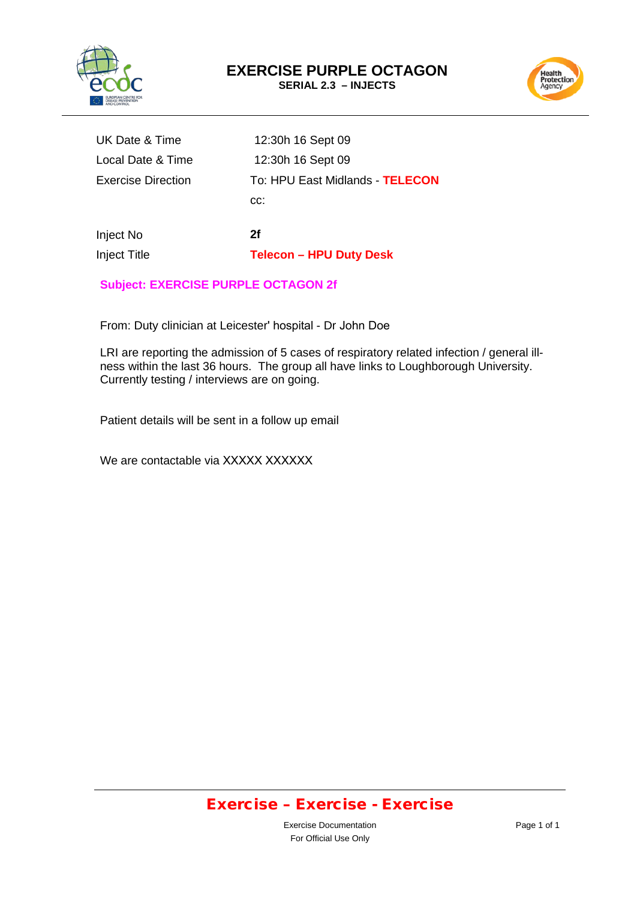# EXERCISE PURPLE OCTAGON

**SERIAL 2.3 – INJECTS**

| | |
|---|---|
| UK Date & Time | 12:30h 16 Sept 09 |
| Local Date & Time | 12:30h 16 Sept 09 |
| Exercise Direction | To: HPU East Midlands - **TELECON** |
| | cc: |
| Inject No | **2f** |
| Inject Title | **Telecon – HPU Duty Desk** |

**Subject: EXERCISE PURPLE OCTAGON 2f**

From: Duty clinician at Leicester' hospital - Dr John Doe

LRI are reporting the admission of 5 cases of respiratory related infection / general illness within the last 36 hours. The group all have links to Loughborough University. Currently testing / interviews are on going.

Patient details will be sent in a follow up email

We are contactable via XXXXX XXXXXX

**Exercise – Exercise - Exercise**

Exercise Documentation

For Official Use Only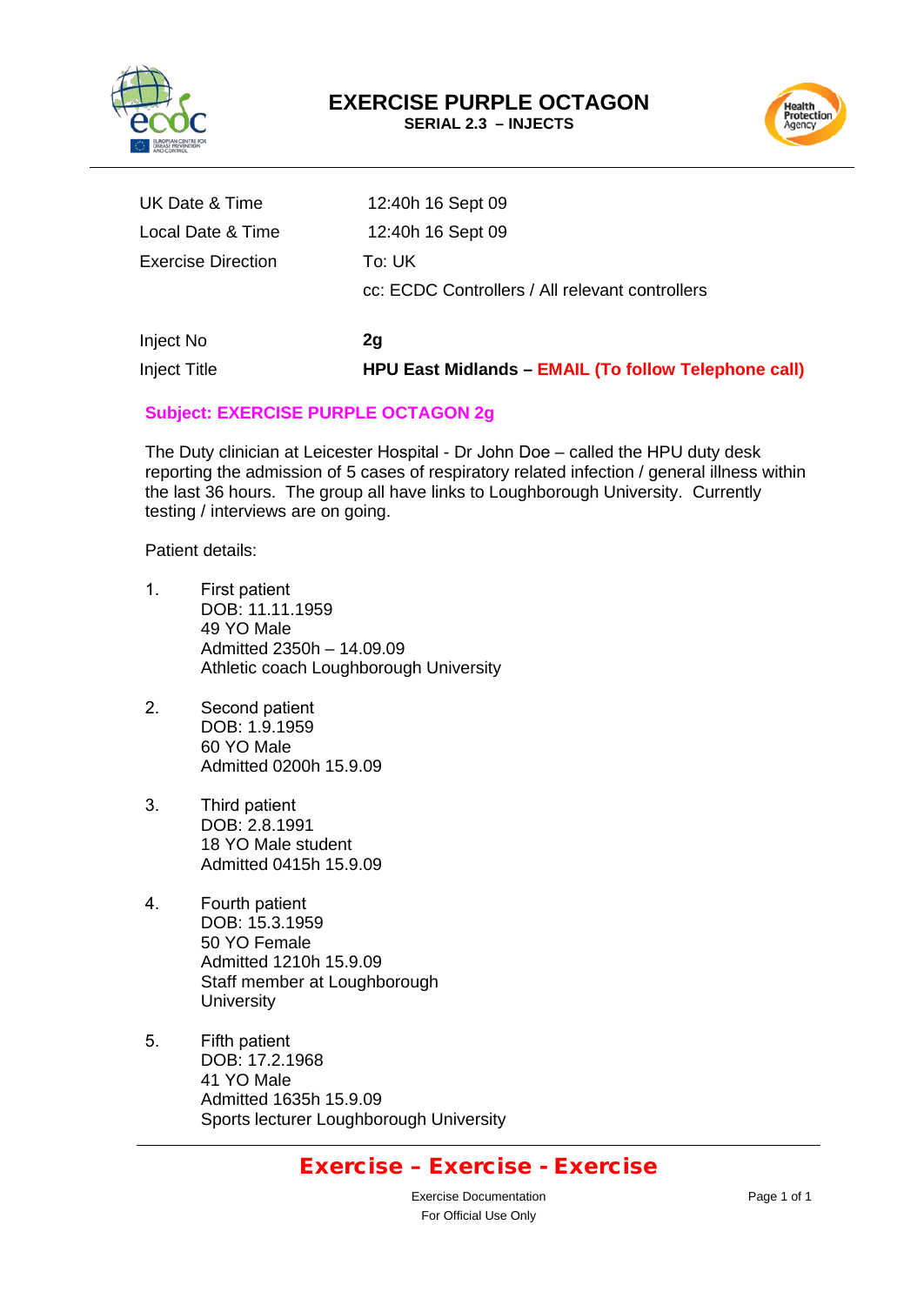# EXERCISE PURPLE OCTAGON

**SERIAL 2.3 – INJECTS**

| | |
|---|---|
| UK Date & Time | 12:40h 16 Sept 09 |
| Local Date & Time | 12:40h 16 Sept 09 |
| Exercise Direction | To: UK |
| | cc: ECDC Controllers / All relevant controllers |
| Inject No | **2g** |
| Inject Title | **HPU East Midlands – EMAIL (To follow Telephone call)** |

**Subject: EXERCISE PURPLE OCTAGON 2g**

The Duty clinician at Leicester Hospital - Dr John Doe – called the HPU duty desk reporting the admission of 5 cases of respiratory related infection / general illness within the last 36 hours. The group all have links to Loughborough University. Currently testing / interviews are on going.

Patient details:

1. First patient
   DOB: 11.11.1959
   49 YO Male
   Admitted 2350h – 14.09.09
   Athletic coach Loughborough University

2. Second patient
   DOB: 1.9.1959
   60 YO Male
   Admitted 0200h 15.9.09

3. Third patient
   DOB: 2.8.1991
   18 YO Male student
   Admitted 0415h 15.9.09

4. Fourth patient
   DOB: 15.3.1959
   50 YO Female
   Admitted 1210h 15.9.09
   Staff member at Loughborough University

5. Fifth patient
   DOB: 17.2.1968
   41 YO Male
   Admitted 1635h 15.9.09
   Sports lecturer Loughborough University

**Exercise – Exercise - Exercise**

Exercise Documentation
For Official Use Only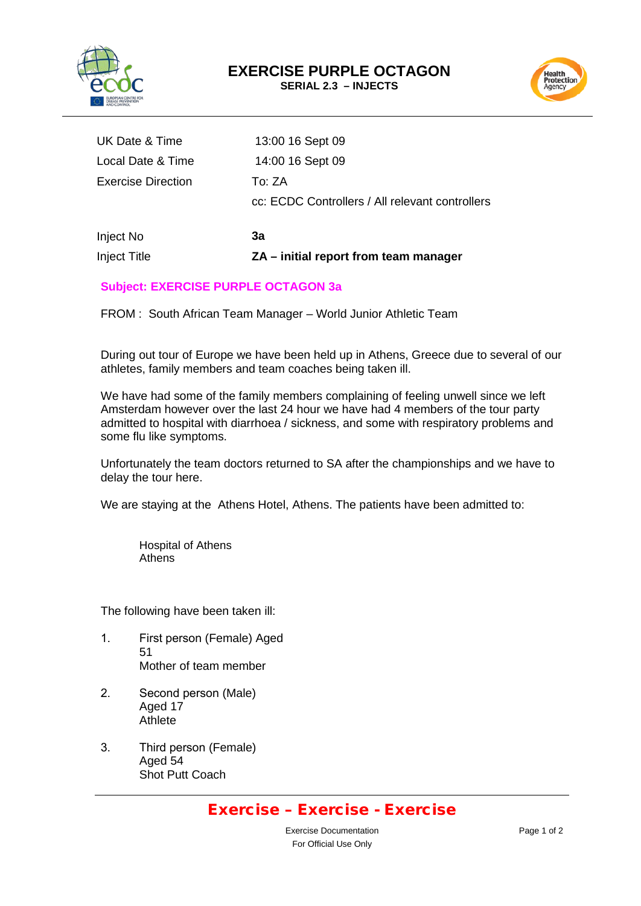# EXERCISE PURPLE OCTAGON

**SERIAL 2.3 – INJECTS**

| | |
|---|---|
| UK Date & Time | 13:00 16 Sept 09 |
| Local Date & Time | 14:00 16 Sept 09 |
| Exercise Direction | To: ZA |
| | cc: ECDC Controllers / All relevant controllers |
| Inject No | **3a** |
| Inject Title | **ZA – initial report from team manager** |

**Subject: EXERCISE PURPLE OCTAGON 3a**

FROM : South African Team Manager – World Junior Athletic Team

During out tour of Europe we have been held up in Athens, Greece due to several of our athletes, family members and team coaches being taken ill.

We have had some of the family members complaining of feeling unwell since we left Amsterdam however over the last 24 hour we have had 4 members of the tour party admitted to hospital with diarrhoea / sickness, and some with respiratory problems and some flu like symptoms.

Unfortunately the team doctors returned to SA after the championships and we have to delay the tour here.

We are staying at the Athens Hotel, Athens. The patients have been admitted to:

Hospital of Athens
Athens

The following have been taken ill:

1. First person (Female) Aged 51
   Mother of team member

2. Second person (Male) Aged 17
   Athlete

3. Third person (Female) Aged 54
   Shot Putt Coach

**Exercise – Exercise - Exercise**

Exercise Documentation
For Official Use Only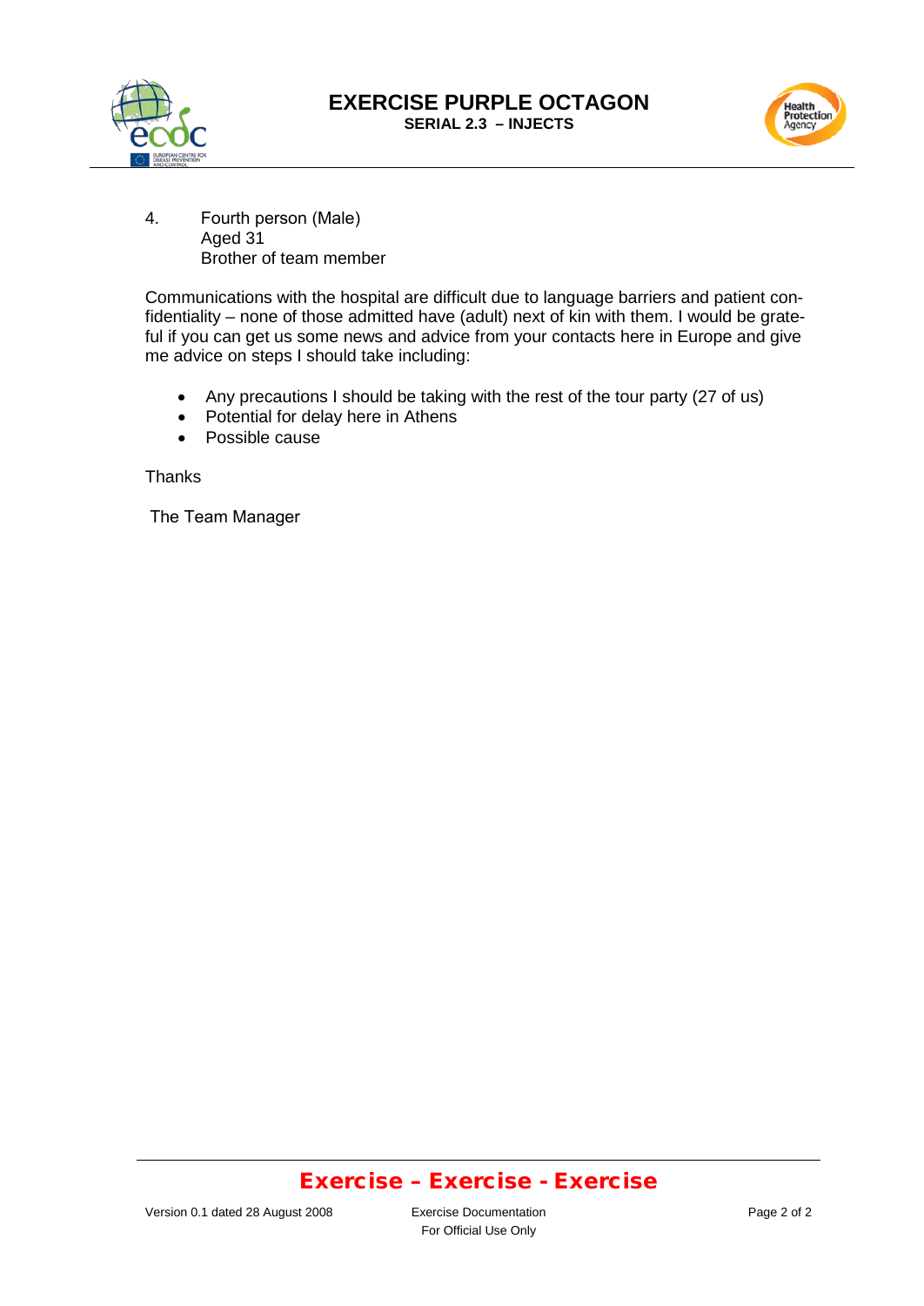4. Fourth person (Male)
   Aged 31
   Brother of team member

Communications with the hospital are difficult due to language barriers and patient confidentiality – none of those admitted have (adult) next of kin with them. I would be grateful if you can get us some news and advice from your contacts here in Europe and give me advice on steps I should take including:

- Any precautions I should be taking with the rest of the tour party (27 of us)
- Potential for delay here in Athens
- Possible cause

Thanks

The Team Manager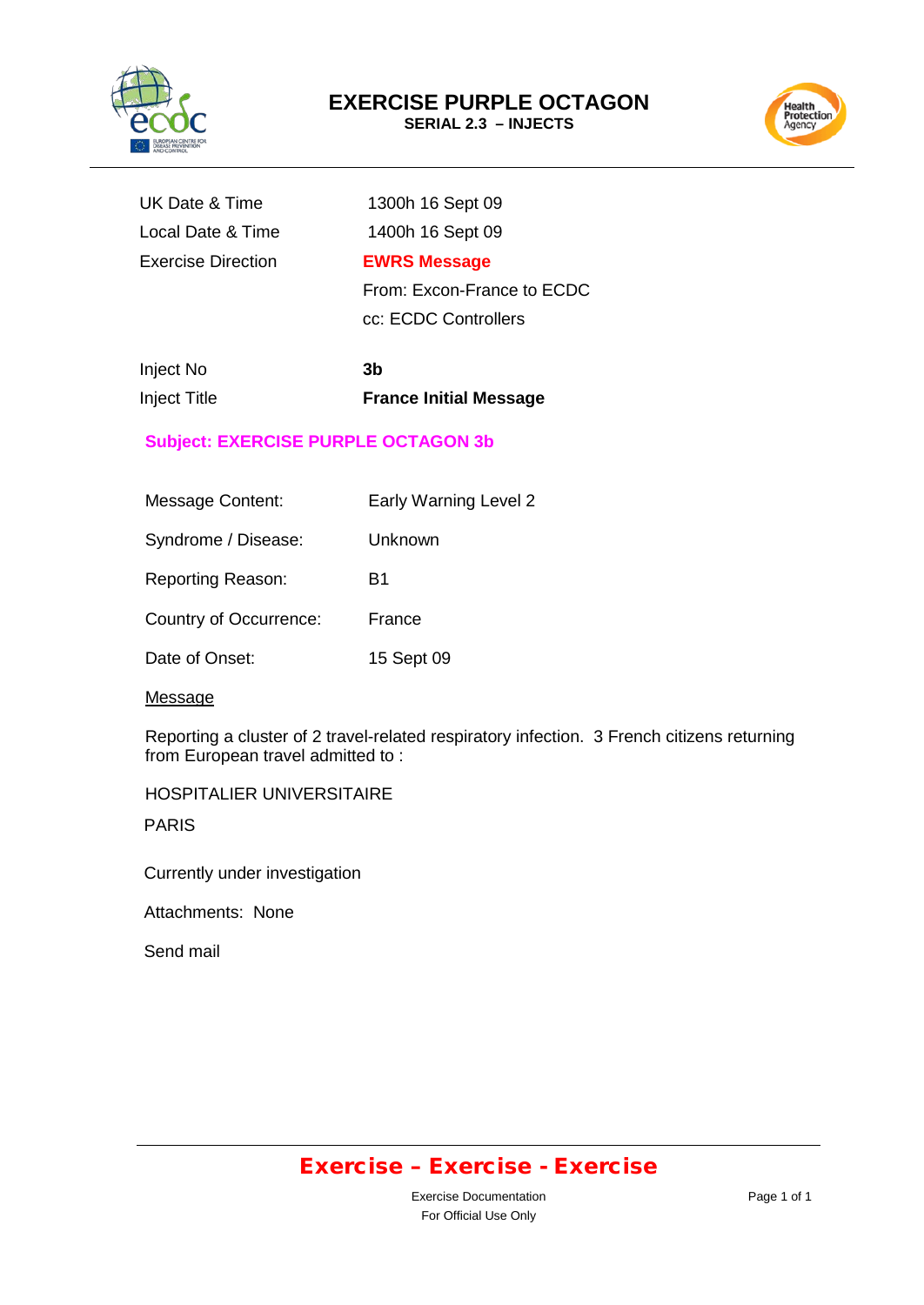# EXERCISE PURPLE OCTAGON

**SERIAL 2.3 – INJECTS**

| | |
|---|---|
| UK Date & Time | 1300h 16 Sept 09 |
| Local Date & Time | 1400h 16 Sept 09 |
| Exercise Direction | **EWRS Message** |
| | From: Excon-France to ECDC |
| | cc: ECDC Controllers |

| | |
|---|---|
| Inject No | **3b** |
| Inject Title | **France Initial Message** |

**Subject: EXERCISE PURPLE OCTAGON 3b**

| | |
|---|---|
| Message Content: | Early Warning Level 2 |
| Syndrome / Disease: | Unknown |
| Reporting Reason: | B1 |
| Country of Occurrence: | France |
| Date of Onset: | 15 Sept 09 |

Message

Reporting a cluster of 2 travel-related respiratory infection. 3 French citizens returning from European travel admitted to :

HOSPITALIER UNIVERSITAIRE

PARIS

Currently under investigation

Attachments: None

Send mail

**Exercise – Exercise - Exercise**

Exercise Documentation
For Official Use Only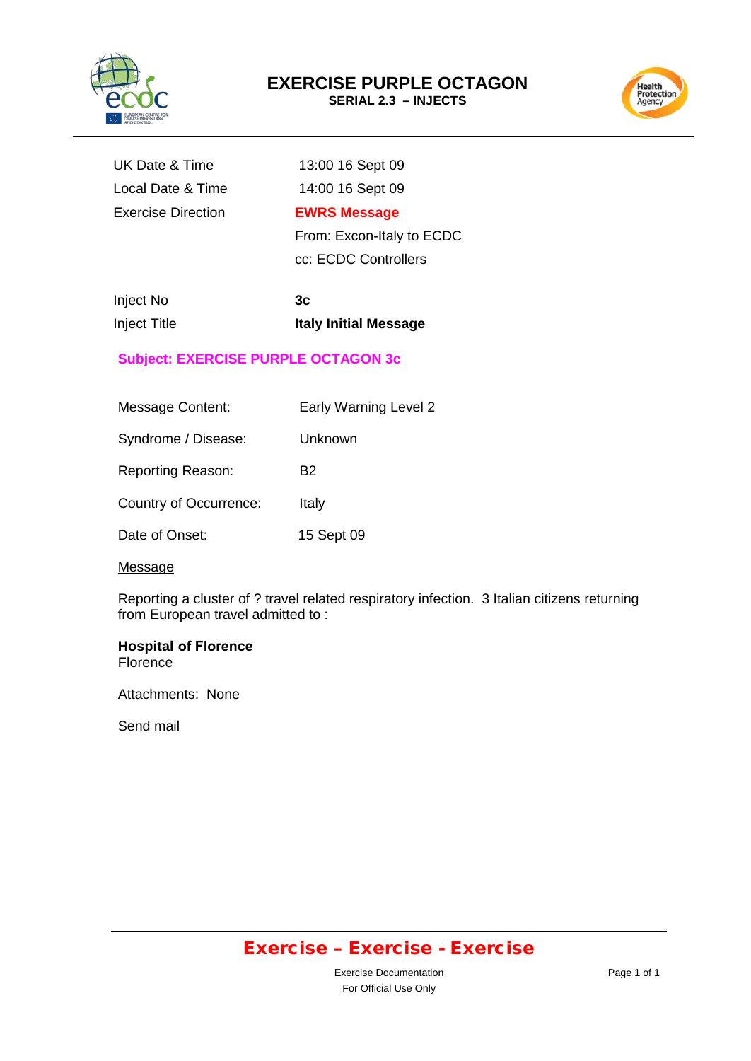# EXERCISE PURPLE OCTAGON

**SERIAL 2.3 – INJECTS**

| | |
|---|---|
| UK Date & Time | 13:00 16 Sept 09 |
| Local Date & Time | 14:00 16 Sept 09 |
| Exercise Direction | **EWRS Message** |
| | From: Excon-Italy to ECDC |
| | cc: ECDC Controllers |

| | |
|---|---|
| Inject No | **3c** |
| Inject Title | **Italy Initial Message** |

**Subject: EXERCISE PURPLE OCTAGON 3c**

| | |
|---|---|
| Message Content: | Early Warning Level 2 |
| Syndrome / Disease: | Unknown |
| Reporting Reason: | B2 |
| Country of Occurrence: | Italy |
| Date of Onset: | 15 Sept 09 |

Message

Reporting a cluster of ? travel related respiratory infection. 3 Italian citizens returning from European travel admitted to :

**Hospital of Florence**
Florence

Attachments: None

Send mail

**Exercise – Exercise - Exercise**

Exercise Documentation
For Official Use Only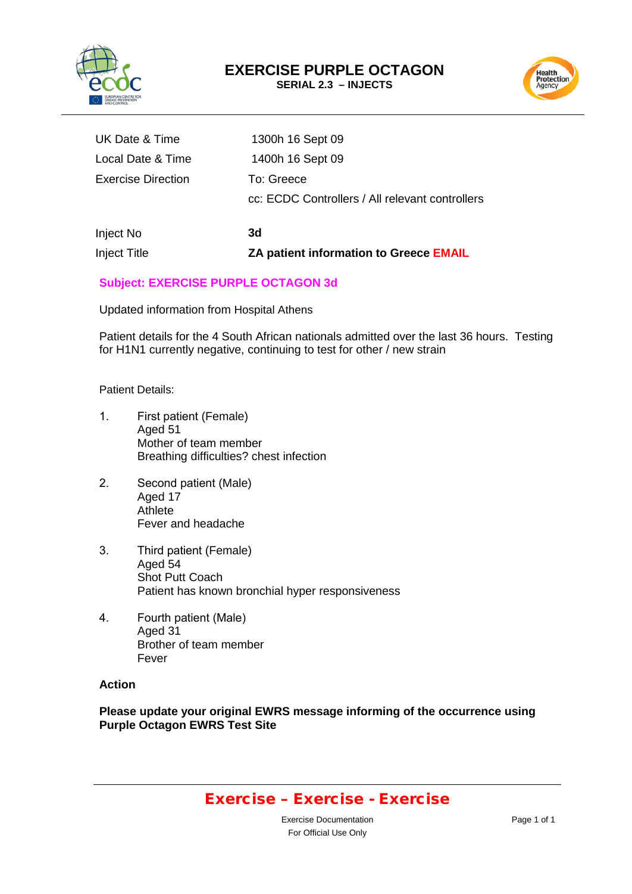# EXERCISE PURPLE OCTAGON

**SERIAL 2.3 – INJECTS**

| | |
|---|---|
| UK Date & Time | 1300h 16 Sept 09 |
| Local Date & Time | 1400h 16 Sept 09 |
| Exercise Direction | To: Greece |
| | cc: ECDC Controllers / All relevant controllers |
| Inject No | **3d** |
| Inject Title | **ZA patient information to Greece EMAIL** |

**Subject: EXERCISE PURPLE OCTAGON 3d**

Updated information from Hospital Athens

Patient details for the 4 South African nationals admitted over the last 36 hours. Testing for H1N1 currently negative, continuing to test for other / new strain

Patient Details:

1. First patient (Female)
   Aged 51
   Mother of team member
   Breathing difficulties? chest infection

2. Second patient (Male)
   Aged 17
   Athlete
   Fever and headache

3. Third patient (Female)
   Aged 54
   Shot Putt Coach
   Patient has known bronchial hyper responsiveness

4. Fourth patient (Male)
   Aged 31
   Brother of team member
   Fever

**Action**

**Please update your original EWRS message informing of the occurrence using Purple Octagon EWRS Test Site**

**Exercise – Exercise - Exercise**

Exercise Documentation
For Official Use Only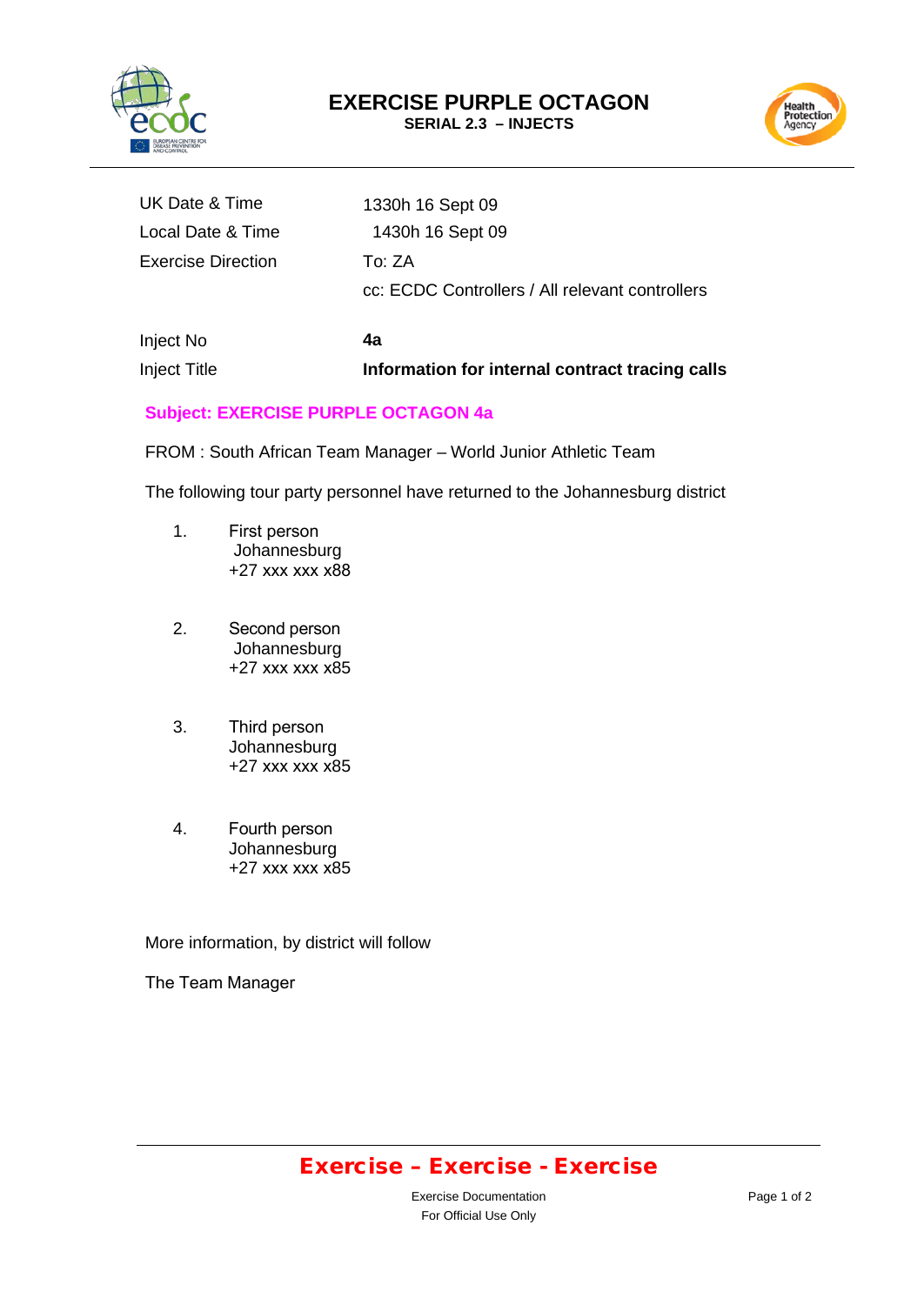# EXERCISE PURPLE OCTAGON

**SERIAL 2.3 – INJECTS**

| | |
|---|---|
| UK Date & Time | 1330h 16 Sept 09 |
| Local Date & Time | 1430h 16 Sept 09 |
| Exercise Direction | To: ZA |
| | cc: ECDC Controllers / All relevant controllers |
| Inject No | **4a** |
| Inject Title | **Information for internal contract tracing calls** |

**Subject: EXERCISE PURPLE OCTAGON 4a**

FROM : South African Team Manager – World Junior Athletic Team

The following tour party personnel have returned to the Johannesburg district

1. First person
   Johannesburg
   +27 xxx xxx x88

2. Second person
   Johannesburg
   +27 xxx xxx x85

3. Third person
   Johannesburg
   +27 xxx xxx x85

4. Fourth person
   Johannesburg
   +27 xxx xxx x85

More information, by district will follow

The Team Manager

**Exercise – Exercise - Exercise**

Exercise Documentation
For Official Use Only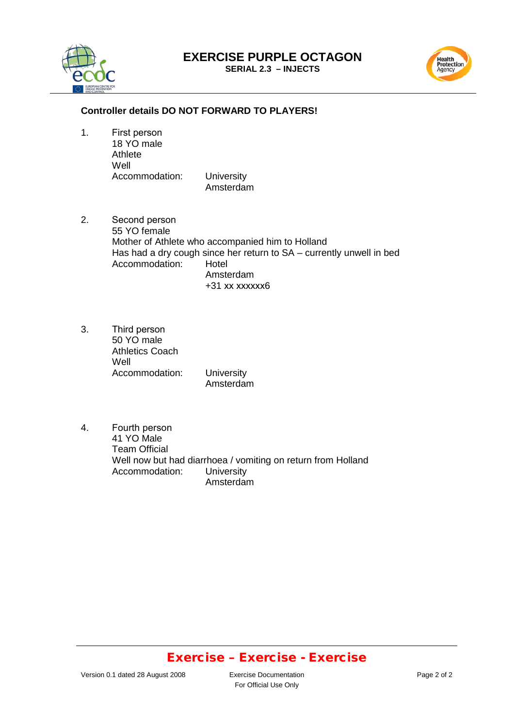# EXERCISE PURPLE OCTAGON

**SERIAL 2.3 – INJECTS**

**Controller details DO NOT FORWARD TO PLAYERS!**

1. First person
   18 YO male
   Athlete
   Well
   Accommodation: University
   Amsterdam

2. Second person
   55 YO female
   Mother of Athlete who accompanied him to Holland
   Has had a dry cough since her return to SA – currently unwell in bed
   Accommodation: Hotel
   Amsterdam
   +31 xx xxxxxx6

3. Third person
   50 YO male
   Athletics Coach
   Well
   Accommodation: University
   Amsterdam

4. Fourth person
   41 YO Male
   Team Official
   Well now but had diarrhoea / vomiting on return from Holland
   Accommodation: University
   Amsterdam

**Exercise – Exercise - Exercise**

Version 0.1 dated 28 August 2008 — Exercise Documentation — For Official Use Only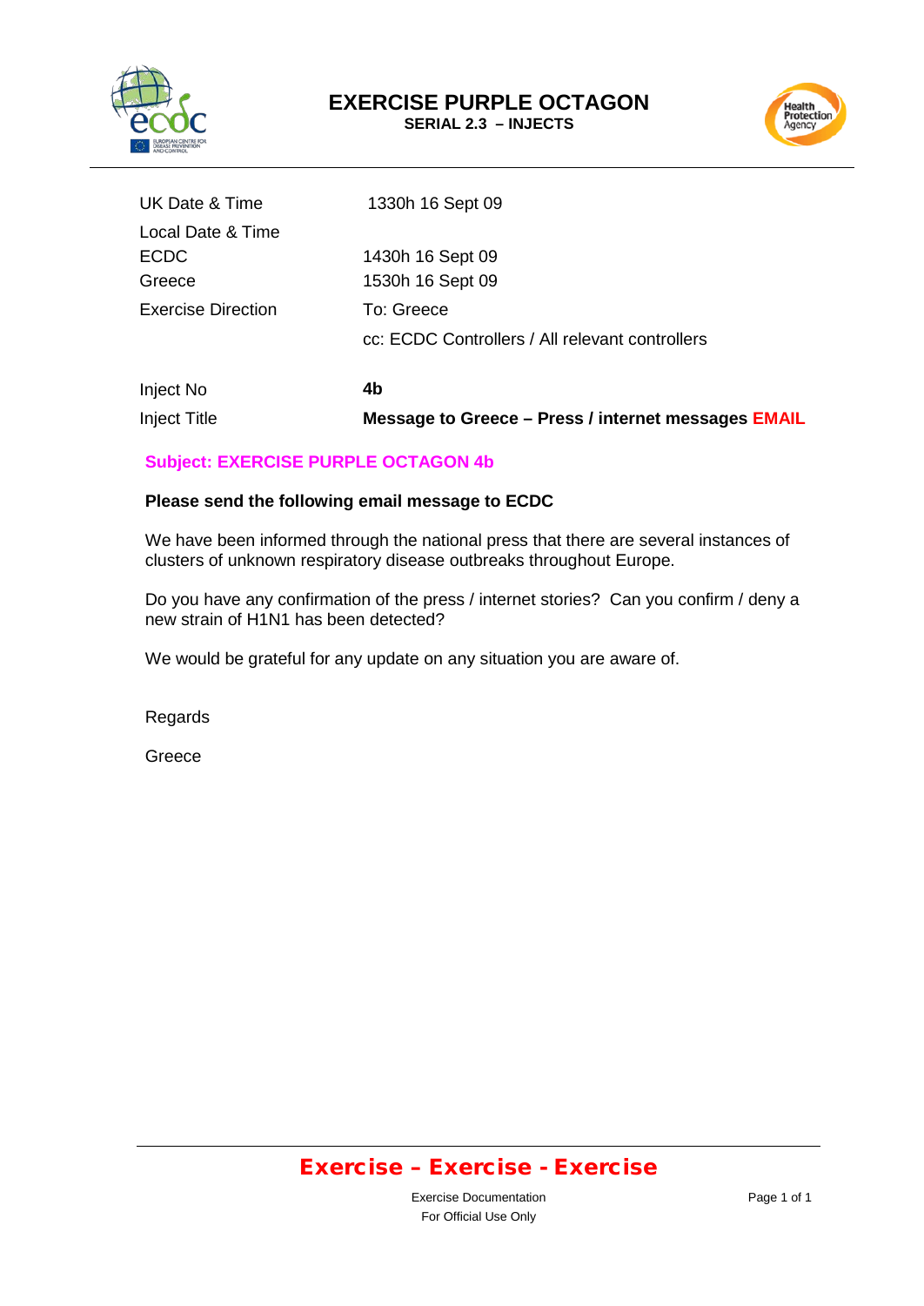# EXERCISE PURPLE OCTAGON

**SERIAL 2.3 – INJECTS**

| | |
|---|---|
| UK Date & Time | 1330h 16 Sept 09 |
| Local Date & Time | |
| ECDC | 1430h 16 Sept 09 |
| Greece | 1530h 16 Sept 09 |
| Exercise Direction | To: Greece |
| | cc: ECDC Controllers / All relevant controllers |
| Inject No | **4b** |
| Inject Title | **Message to Greece – Press / internet messages EMAIL** |

**Subject: EXERCISE PURPLE OCTAGON 4b**

**Please send the following email message to ECDC**

We have been informed through the national press that there are several instances of clusters of unknown respiratory disease outbreaks throughout Europe.

Do you have any confirmation of the press / internet stories? Can you confirm / deny a new strain of H1N1 has been detected?

We would be grateful for any update on any situation you are aware of.

Regards

Greece

**Exercise – Exercise - Exercise**

Exercise Documentation
For Official Use Only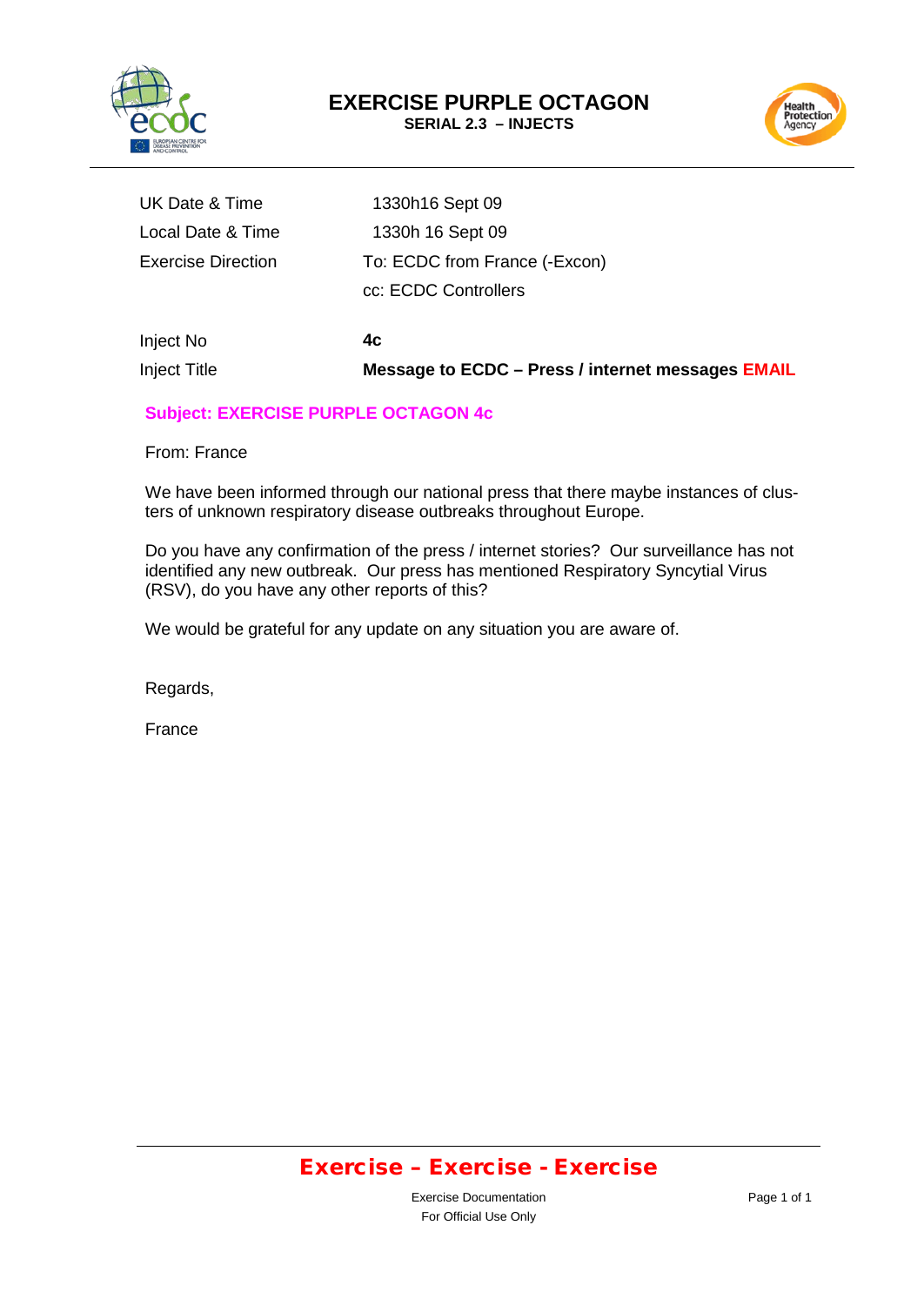# EXERCISE PURPLE OCTAGON

**SERIAL 2.3 – INJECTS**

| | |
|---|---|
| UK Date & Time | 1330h16 Sept 09 |
| Local Date & Time | 1330h 16 Sept 09 |
| Exercise Direction | To: ECDC from France (-Excon) |
| | cc: ECDC Controllers |
| Inject No | **4c** |
| Inject Title | **Message to ECDC – Press / internet messages EMAIL** |

**Subject: EXERCISE PURPLE OCTAGON 4c**

From: France

We have been informed through our national press that there maybe instances of clusters of unknown respiratory disease outbreaks throughout Europe.

Do you have any confirmation of the press / internet stories? Our surveillance has not identified any new outbreak. Our press has mentioned Respiratory Syncytial Virus (RSV), do you have any other reports of this?

We would be grateful for any update on any situation you are aware of.

Regards,

France

**Exercise – Exercise - Exercise**

Exercise Documentation
For Official Use Only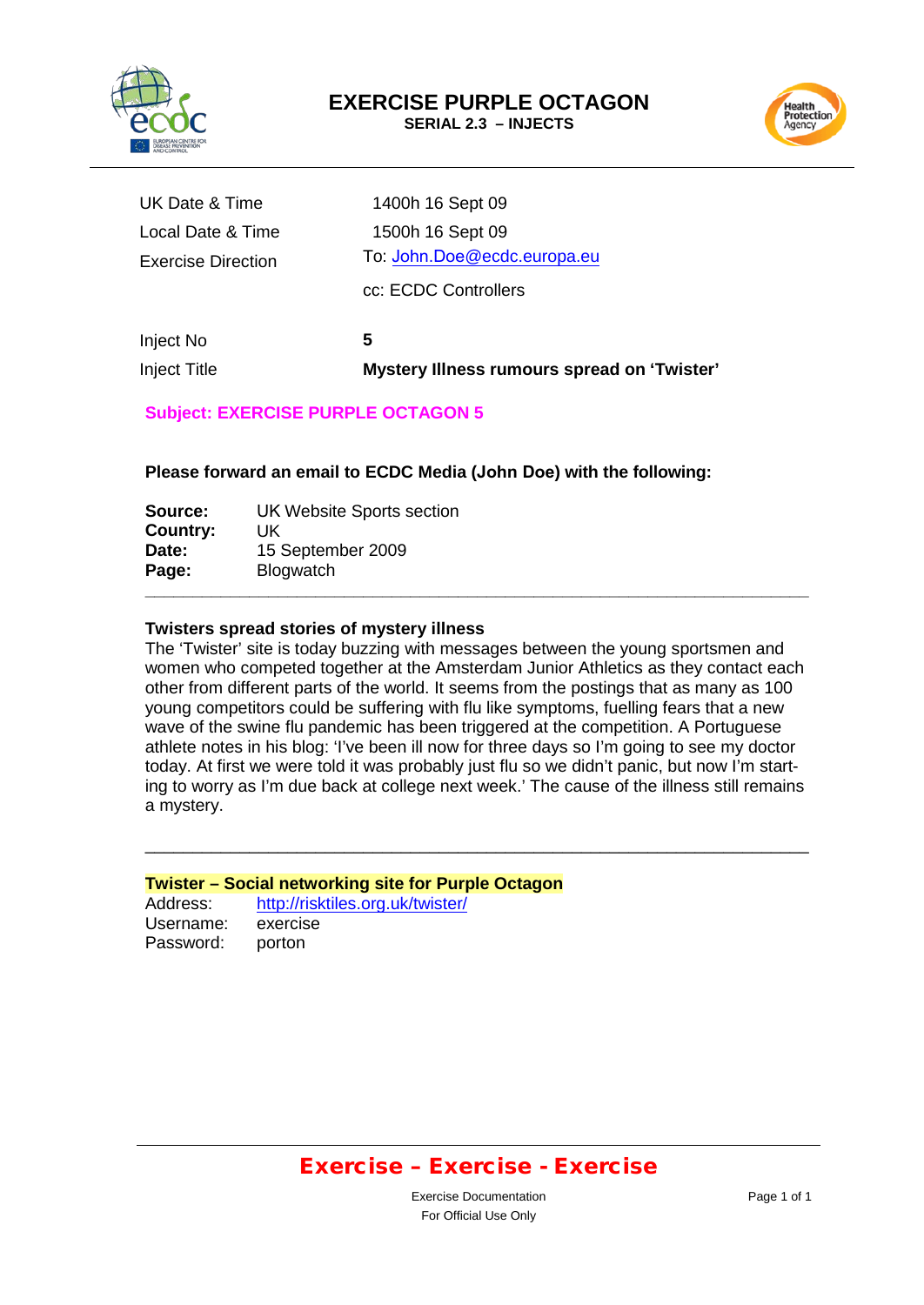# EXERCISE PURPLE OCTAGON

**SERIAL 2.3 – INJECTS**

| | |
|---|---|
| UK Date & Time | 1400h 16 Sept 09 |
| Local Date & Time | 1500h 16 Sept 09 |
| Exercise Direction | To: John.Doe@ecdc.europa.eu |
| | cc: ECDC Controllers |
| Inject No | **5** |
| Inject Title | **Mystery Illness rumours spread on 'Twister'** |

**Subject: EXERCISE PURPLE OCTAGON 5**

**Please forward an email to ECDC Media (John Doe) with the following:**

**Source:** UK Website Sports section
**Country:** UK
**Date:** 15 September 2009
**Page:** Blogwatch

---

**Twisters spread stories of mystery illness**

The 'Twister' site is today buzzing with messages between the young sportsmen and women who competed together at the Amsterdam Junior Athletics as they contact each other from different parts of the world. It seems from the postings that as many as 100 young competitors could be suffering with flu like symptoms, fuelling fears that a new wave of the swine flu pandemic has been triggered at the competition. A Portuguese athlete notes in his blog: 'I've been ill now for three days so I'm going to see my doctor today. At first we were told it was probably just flu so we didn't panic, but now I'm starting to worry as I'm due back at college next week.' The cause of the illness still remains a mystery.

---

**Twister – Social networking site for Purple Octagon**

Address: http://risktiles.org.uk/twister/
Username: exercise
Password: porton

**Exercise – Exercise - Exercise**

Exercise Documentation
For Official Use Only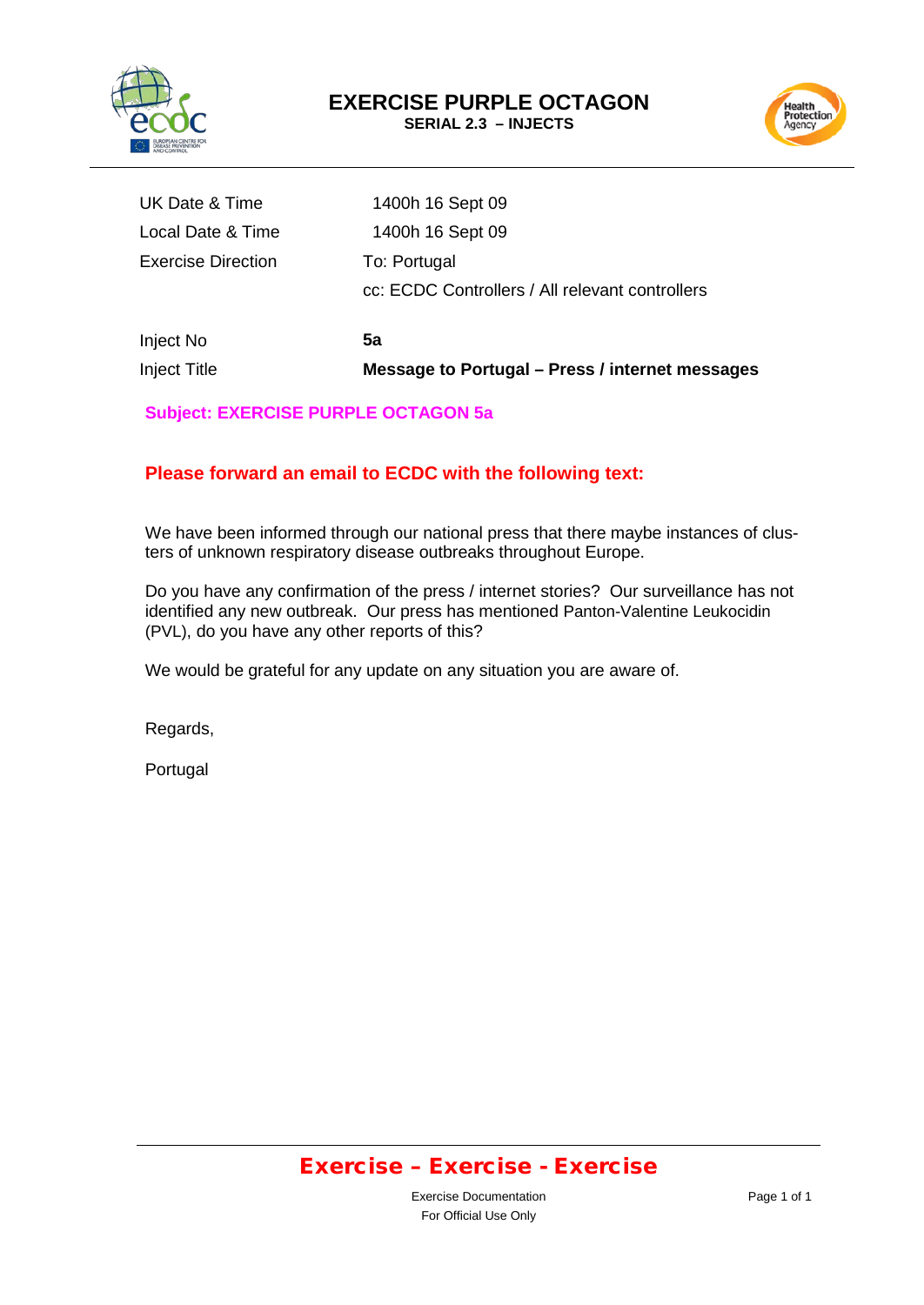# EXERCISE PURPLE OCTAGON

**SERIAL 2.3 – INJECTS**

| | |
|---|---|
| UK Date & Time | 1400h 16 Sept 09 |
| Local Date & Time | 1400h 16 Sept 09 |
| Exercise Direction | To: Portugal |
| | cc: ECDC Controllers / All relevant controllers |
| Inject No | **5a** |
| Inject Title | **Message to Portugal – Press / internet messages** |

**Subject: EXERCISE PURPLE OCTAGON 5a**

**Please forward an email to ECDC with the following text:**

We have been informed through our national press that there maybe instances of clusters of unknown respiratory disease outbreaks throughout Europe.

Do you have any confirmation of the press / internet stories? Our surveillance has not identified any new outbreak. Our press has mentioned Panton-Valentine Leukocidin (PVL), do you have any other reports of this?

We would be grateful for any update on any situation you are aware of.

Regards,

Portugal

**Exercise – Exercise - Exercise**

Exercise Documentation
For Official Use Only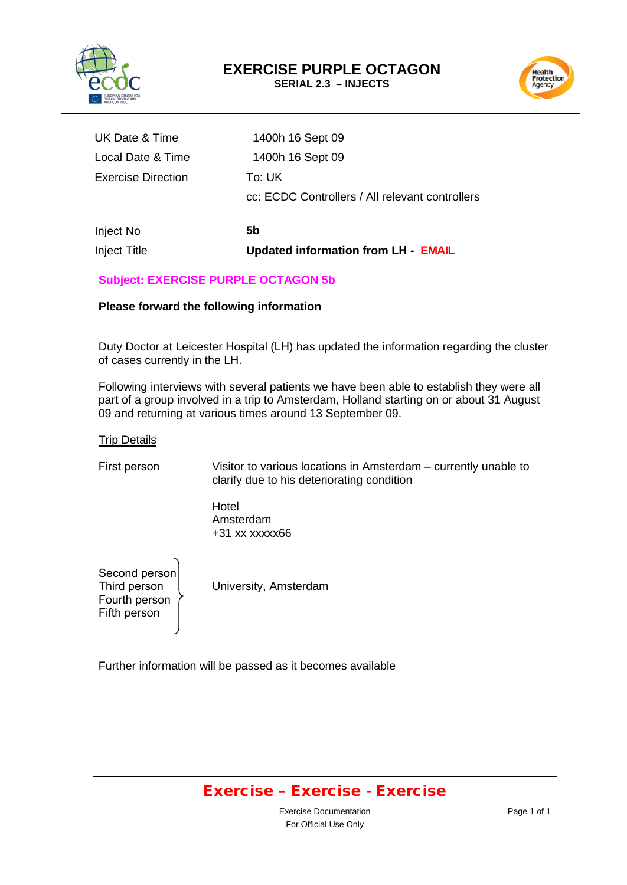# EXERCISE PURPLE OCTAGON

**SERIAL 2.3 – INJECTS**

| | |
|---|---|
| UK Date & Time | 1400h 16 Sept 09 |
| Local Date & Time | 1400h 16 Sept 09 |
| Exercise Direction | To: UK |
| | cc: ECDC Controllers / All relevant controllers |
| Inject No | **5b** |
| Inject Title | **Updated information from LH - EMAIL** |

**Subject: EXERCISE PURPLE OCTAGON 5b**

**Please forward the following information**

Duty Doctor at Leicester Hospital (LH) has updated the information regarding the cluster of cases currently in the LH.

Following interviews with several patients we have been able to establish they were all part of a group involved in a trip to Amsterdam, Holland starting on or about 31 August 09 and returning at various times around 13 September 09.

Trip Details

| | |
|---|---|
| First person | Visitor to various locations in Amsterdam – currently unable to clarify due to his deteriorating condition<br><br>Hotel<br>Amsterdam<br>+31 xx xxxxx66 |
| Second person<br>Third person<br>Fourth person<br>Fifth person | University, Amsterdam |

Further information will be passed as it becomes available

**Exercise – Exercise - Exercise**

Exercise Documentation
For Official Use Only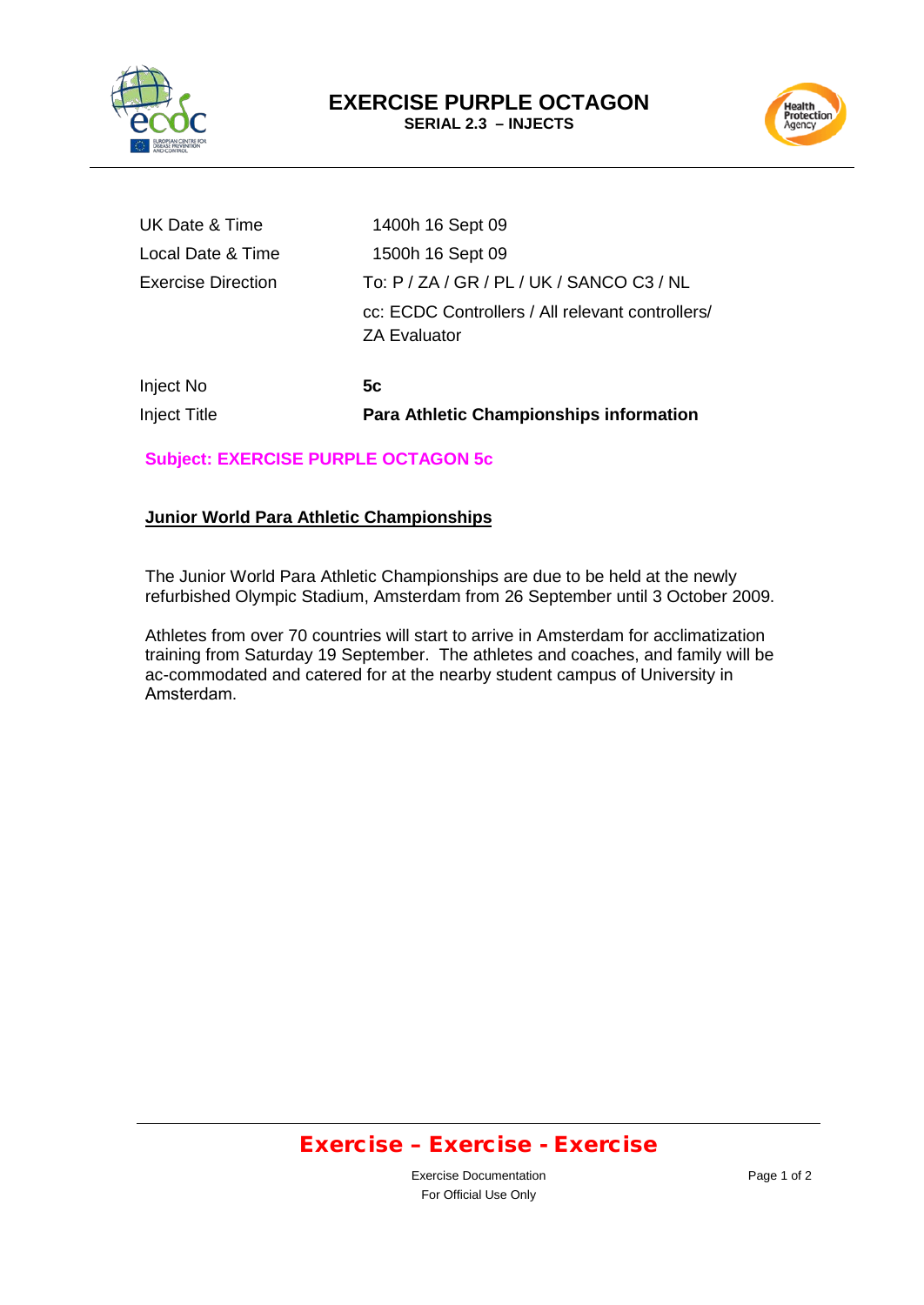# EXERCISE PURPLE OCTAGON

**SERIAL 2.3 – INJECTS**

| | |
|---|---|
| UK Date & Time | 1400h 16 Sept 09 |
| Local Date & Time | 1500h 16 Sept 09 |
| Exercise Direction | To: P / ZA / GR / PL / UK / SANCO C3 / NL |
| | cc: ECDC Controllers / All relevant controllers/ ZA Evaluator |
| Inject No | **5c** |
| Inject Title | **Para Athletic Championships information** |

**Subject: EXERCISE PURPLE OCTAGON 5c**

**Junior World Para Athletic Championships**

The Junior World Para Athletic Championships are due to be held at the newly refurbished Olympic Stadium, Amsterdam from 26 September until 3 October 2009.

Athletes from over 70 countries will start to arrive in Amsterdam for acclimatization training from Saturday 19 September. The athletes and coaches, and family will be ac-commodated and catered for at the nearby student campus of University in Amsterdam.

**Exercise – Exercise - Exercise**

Exercise Documentation
For Official Use Only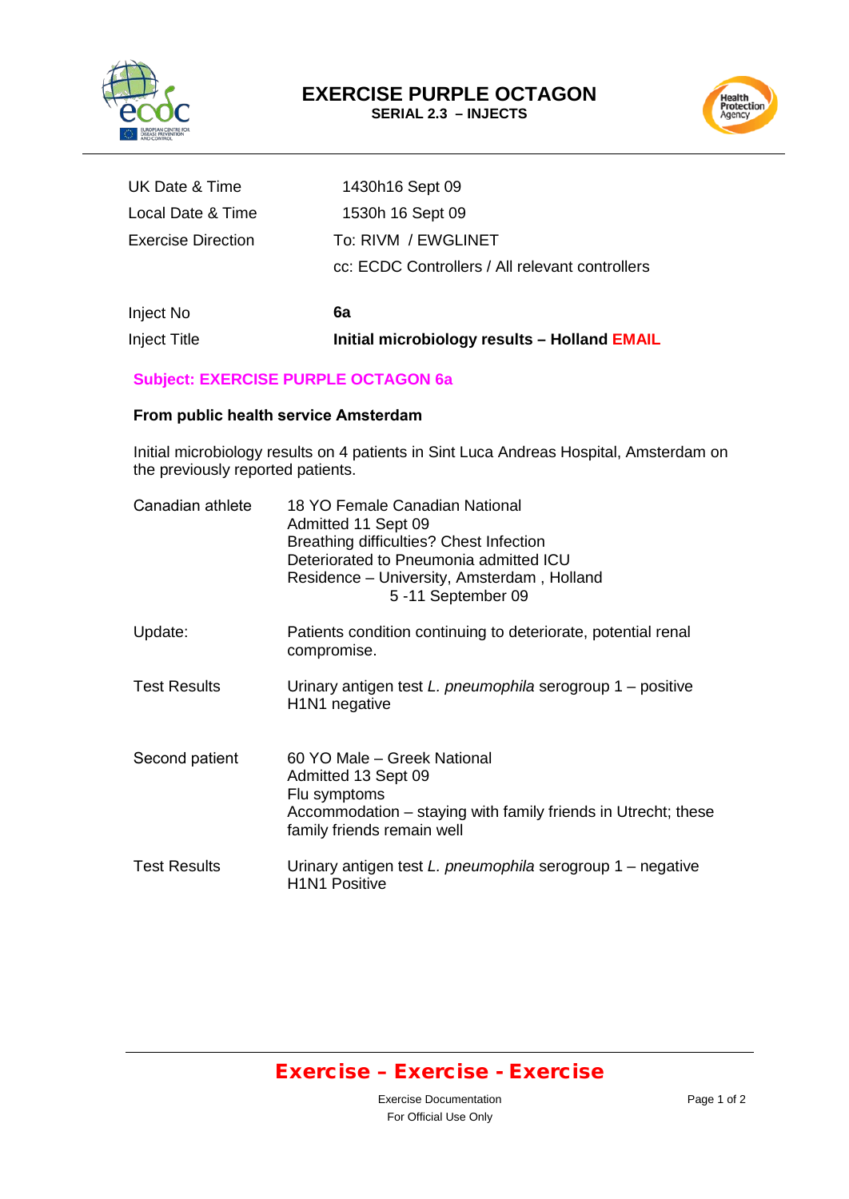# EXERCISE PURPLE OCTAGON

**SERIAL 2.3 – INJECTS**

| | |
|---|---|
| UK Date & Time | 1430h16 Sept 09 |
| Local Date & Time | 1530h 16 Sept 09 |
| Exercise Direction | To: RIVM / EWGLINET |
| | cc: ECDC Controllers / All relevant controllers |
| Inject No | **6a** |
| Inject Title | **Initial microbiology results – Holland EMAIL** |

**Subject: EXERCISE PURPLE OCTAGON 6a**

**From public health service Amsterdam**

Initial microbiology results on 4 patients in Sint Luca Andreas Hospital, Amsterdam on the previously reported patients.

| | |
|---|---|
| Canadian athlete | 18 YO Female Canadian National<br>Admitted 11 Sept 09<br>Breathing difficulties? Chest Infection<br>Deteriorated to Pneumonia admitted ICU<br>Residence – University, Amsterdam , Holland<br>5 -11 September 09 |
| Update: | Patients condition continuing to deteriorate, potential renal compromise. |
| Test Results | Urinary antigen test *L. pneumophila* serogroup 1 – positive<br>H1N1 negative |
| Second patient | 60 YO Male – Greek National<br>Admitted 13 Sept 09<br>Flu symptoms<br>Accommodation – staying with family friends in Utrecht; these family friends remain well |
| Test Results | Urinary antigen test *L. pneumophila* serogroup 1 – negative<br>H1N1 Positive |

**Exercise – Exercise - Exercise**

Exercise Documentation
For Official Use Only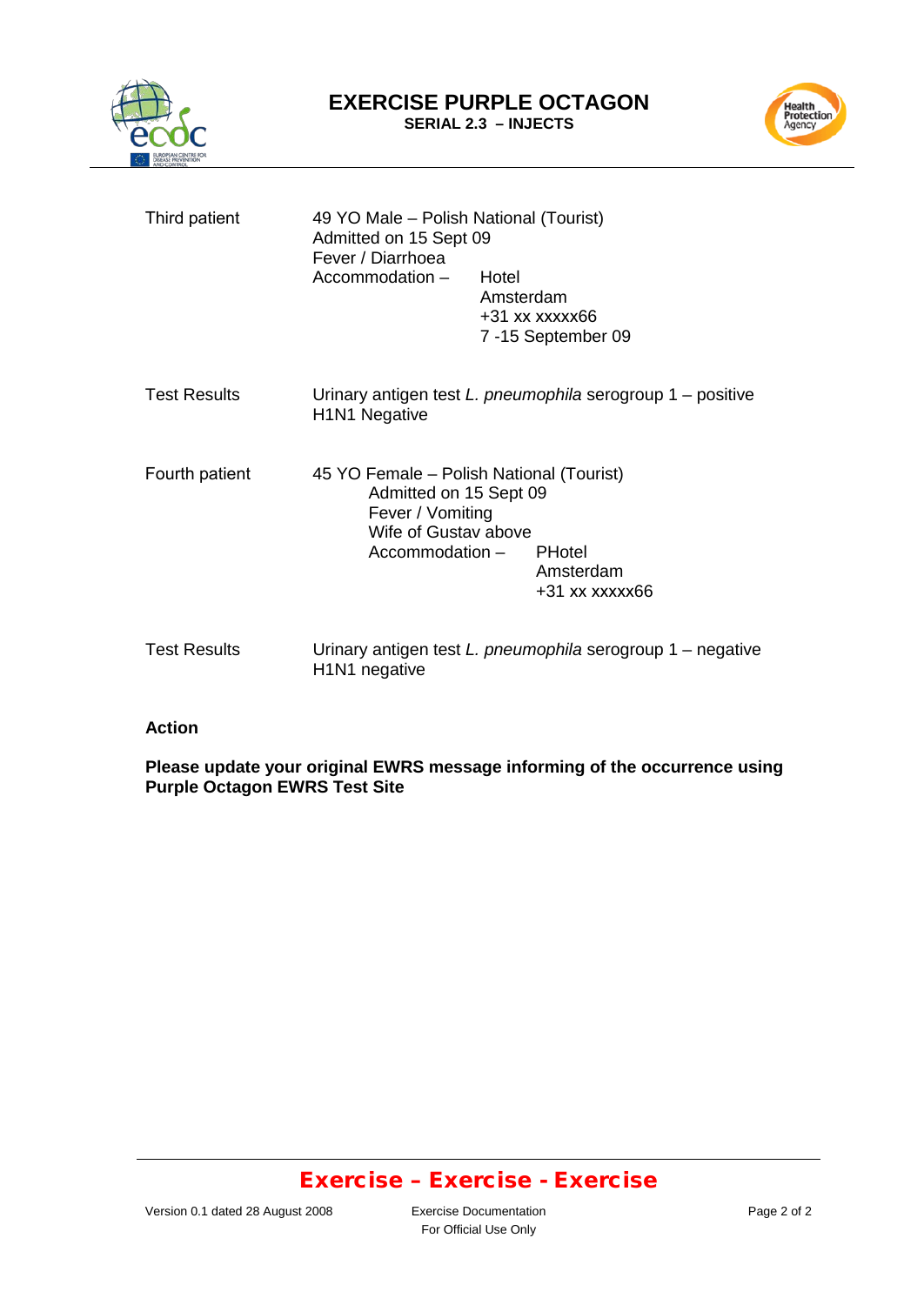# EXERCISE PURPLE OCTAGON

**SERIAL 2.3 – INJECTS**

| | |
|---|---|
| Third patient | 49 YO Male – Polish National (Tourist)<br>Admitted on 15 Sept 09<br>Fever / Diarrhoea<br>Accommodation – Hotel<br>Amsterdam<br>+31 xx xxxxx66<br>7 -15 September 09 |
| Test Results | Urinary antigen test *L. pneumophila* serogroup 1 – positive<br>H1N1 Negative |
| Fourth patient | 45 YO Female – Polish National (Tourist)<br>Admitted on 15 Sept 09<br>Fever / Vomiting<br>Wife of Gustav above<br>Accommodation – PHotel<br>Amsterdam<br>+31 xx xxxxx66 |
| Test Results | Urinary antigen test *L. pneumophila* serogroup 1 – negative<br>H1N1 negative |

**Action**

**Please update your original EWRS message informing of the occurrence using Purple Octagon EWRS Test Site**

**Exercise – Exercise - Exercise**

Version 0.1 dated 28 August 2008 — Exercise Documentation — For Official Use Only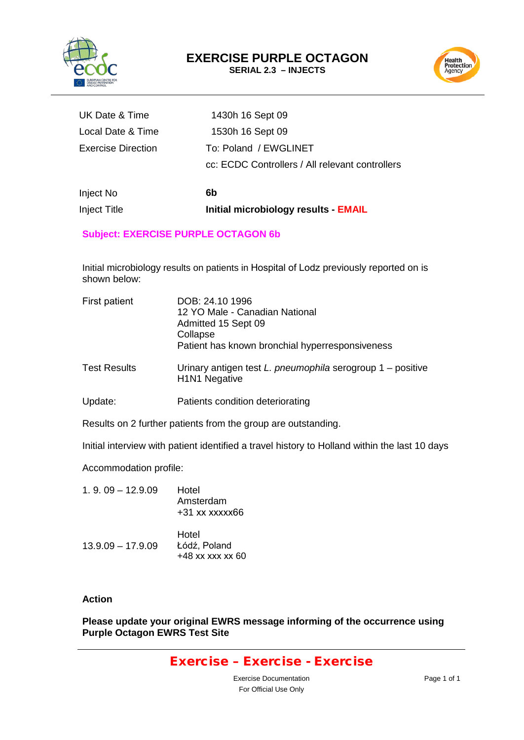# EXERCISE PURPLE OCTAGON

**SERIAL 2.3 – INJECTS**

| | |
|---|---|
| UK Date & Time | 1430h 16 Sept 09 |
| Local Date & Time | 1530h 16 Sept 09 |
| Exercise Direction | To: Poland / EWGLINET |
| | cc: ECDC Controllers / All relevant controllers |
| Inject No | **6b** |
| Inject Title | **Initial microbiology results - EMAIL** |

**Subject: EXERCISE PURPLE OCTAGON 6b**

Initial microbiology results on patients in Hospital of Lodz previously reported on is shown below:

| | |
|---|---|
| First patient | DOB: 24.10 1996<br>12 YO Male - Canadian National<br>Admitted 15 Sept 09<br>Collapse<br>Patient has known bronchial hyperresponsiveness |
| Test Results | Urinary antigen test *L. pneumophila* serogroup 1 – positive<br>H1N1 Negative |
| Update: | Patients condition deteriorating |

Results on 2 further patients from the group are outstanding.

Initial interview with patient identified a travel history to Holland within the last 10 days

Accommodation profile:

| | |
|---|---|
| 1. 9. 09 – 12.9.09 | Hotel<br>Amsterdam<br>+31 xx xxxxx66 |
| 13.9.09 – 17.9.09 | Hotel<br>Łódź, Poland<br>+48 xx xxx xx 60 |

**Action**

**Please update your original EWRS message informing of the occurrence using Purple Octagon EWRS Test Site**

**Exercise – Exercise - Exercise**

Exercise Documentation
For Official Use Only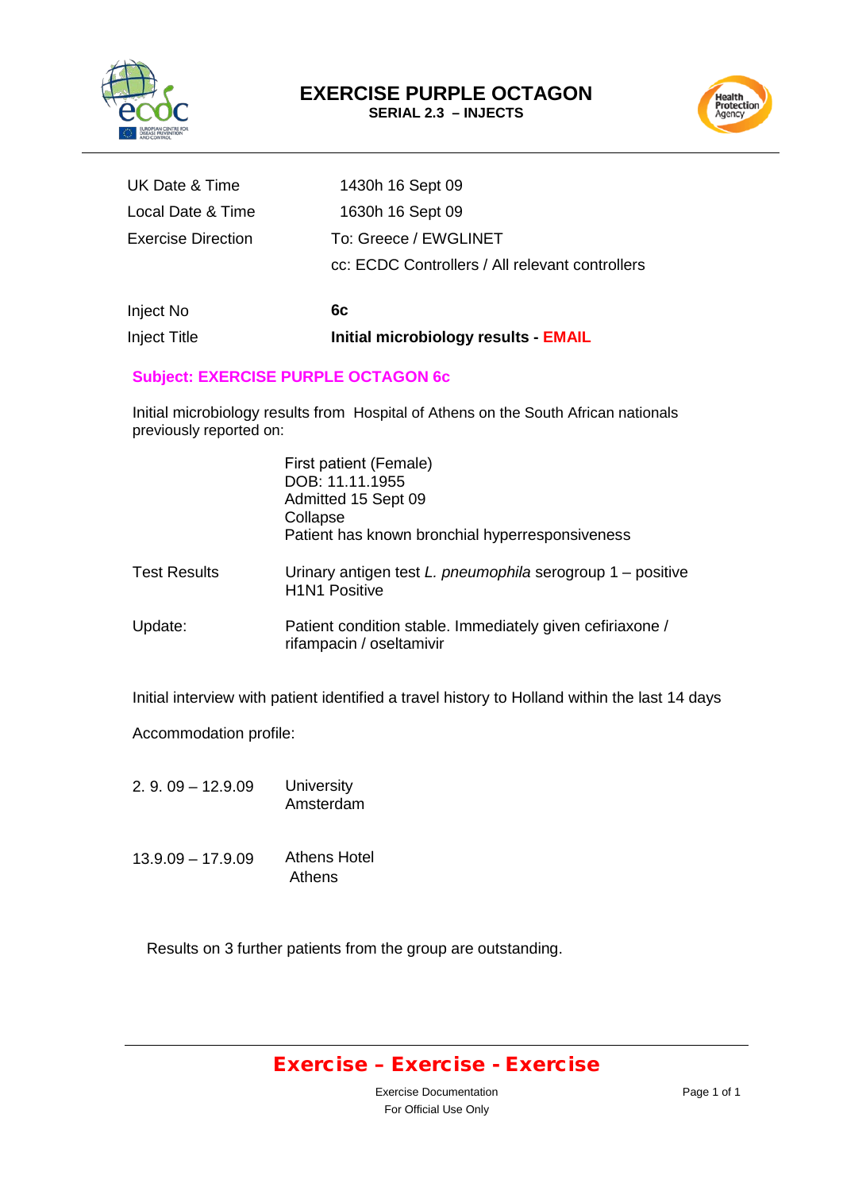# EXERCISE PURPLE OCTAGON

**SERIAL 2.3 – INJECTS**

| | |
|---|---|
| UK Date & Time | 1430h 16 Sept 09 |
| Local Date & Time | 1630h 16 Sept 09 |
| Exercise Direction | To: Greece / EWGLINET |
| | cc: ECDC Controllers / All relevant controllers |
| Inject No | **6c** |
| Inject Title | **Initial microbiology results - EMAIL** |

**Subject: EXERCISE PURPLE OCTAGON 6c**

Initial microbiology results from Hospital of Athens on the South African nationals previously reported on:

First patient (Female)
DOB: 11.11.1955
Admitted 15 Sept 09
Collapse
Patient has known bronchial hyperresponsiveness

| | |
|---|---|
| Test Results | Urinary antigen test *L. pneumophila* serogroup 1 – positive<br>H1N1 Positive |
| Update: | Patient condition stable. Immediately given cefiriaxone / rifampacin / oseltamivir |

Initial interview with patient identified a travel history to Holland within the last 14 days

Accommodation profile:

| | |
|---|---|
| 2. 9. 09 – 12.9.09 | University<br>Amsterdam |
| 13.9.09 – 17.9.09 | Athens Hotel<br>Athens |

Results on 3 further patients from the group are outstanding.

**Exercise – Exercise - Exercise**

Exercise Documentation
For Official Use Only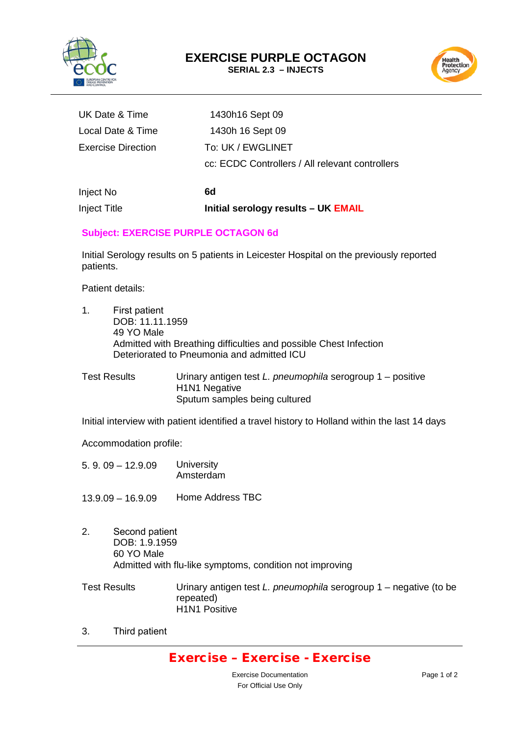# EXERCISE PURPLE OCTAGON

**SERIAL 2.3 – INJECTS**

| | |
|---|---|
| UK Date & Time | 1430h16 Sept 09 |
| Local Date & Time | 1430h 16 Sept 09 |
| Exercise Direction | To: UK / EWGLINET |
| | cc: ECDC Controllers / All relevant controllers |
| Inject No | **6d** |
| Inject Title | **Initial serology results – UK EMAIL** |

**Subject: EXERCISE PURPLE OCTAGON 6d**

Initial Serology results on 5 patients in Leicester Hospital on the previously reported patients.

Patient details:

1. First patient
   DOB: 11.11.1959
   49 YO Male
   Admitted with Breathing difficulties and possible Chest Infection
   Deteriorated to Pneumonia and admitted ICU

Test Results
Urinary antigen test *L. pneumophila* serogroup 1 – positive
H1N1 Negative
Sputum samples being cultured

Initial interview with patient identified a travel history to Holland within the last 14 days

Accommodation profile:

| | |
|---|---|
| 5. 9. 09 – 12.9.09 | University Amsterdam |
| 13.9.09 – 16.9.09 | Home Address TBC |

2. Second patient
   DOB: 1.9.1959
   60 YO Male
   Admitted with flu-like symptoms, condition not improving

Test Results
Urinary antigen test *L. pneumophila* serogroup 1 – negative (to be repeated)
H1N1 Positive

3. Third patient

**Exercise – Exercise - Exercise**

Exercise Documentation
For Official Use Only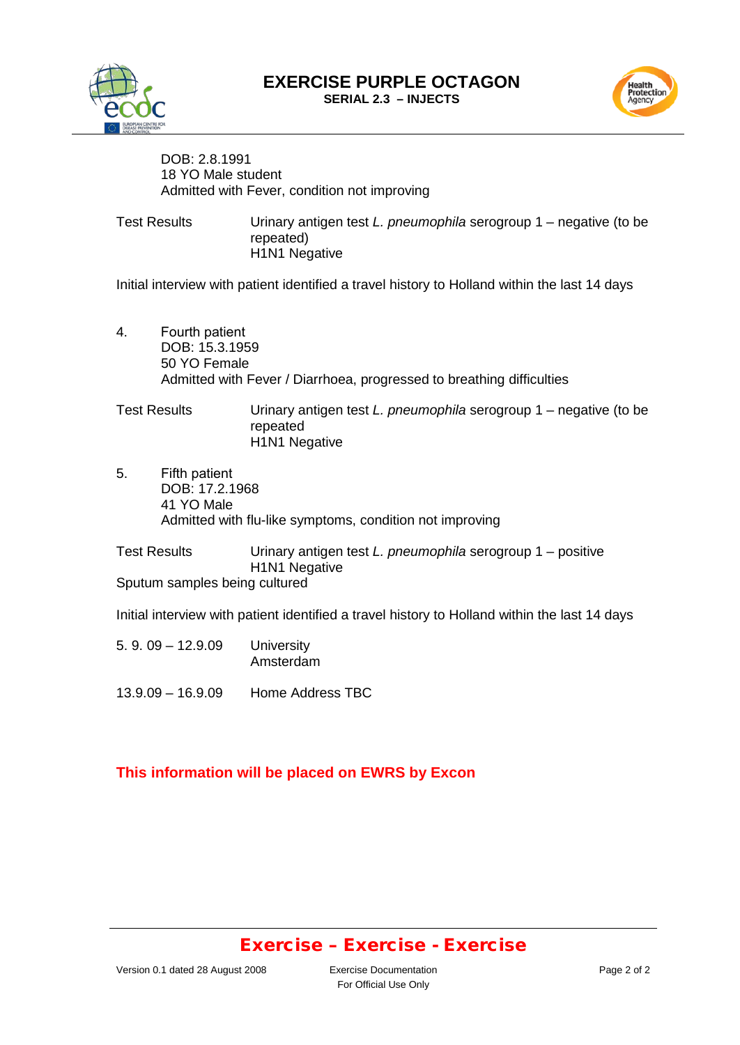DOB: 2.8.1991
18 YO Male student
Admitted with Fever, condition not improving

| | |
|---|---|
| Test Results | Urinary antigen test *L. pneumophila* serogroup 1 – negative (to be repeated)<br>H1N1 Negative |

Initial interview with patient identified a travel history to Holland within the last 14 days

4. Fourth patient
   DOB: 15.3.1959
   50 YO Female
   Admitted with Fever / Diarrhoea, progressed to breathing difficulties

| | |
|---|---|
| Test Results | Urinary antigen test *L. pneumophila* serogroup 1 – negative (to be repeated<br>H1N1 Negative |

5. Fifth patient
   DOB: 17.2.1968
   41 YO Male
   Admitted with flu-like symptoms, condition not improving

| | |
|---|---|
| Test Results | Urinary antigen test *L. pneumophila* serogroup 1 – positive<br>H1N1 Negative |

Sputum samples being cultured

Initial interview with patient identified a travel history to Holland within the last 14 days

| | |
|---|---|
| 5. 9. 09 – 12.9.09 | University<br>Amsterdam |
| 13.9.09 – 16.9.09 | Home Address TBC |

**This information will be placed on EWRS by Excon**

**Exercise – Exercise - Exercise**

Version 0.1 dated 28 August 2008 — Exercise Documentation — For Official Use Only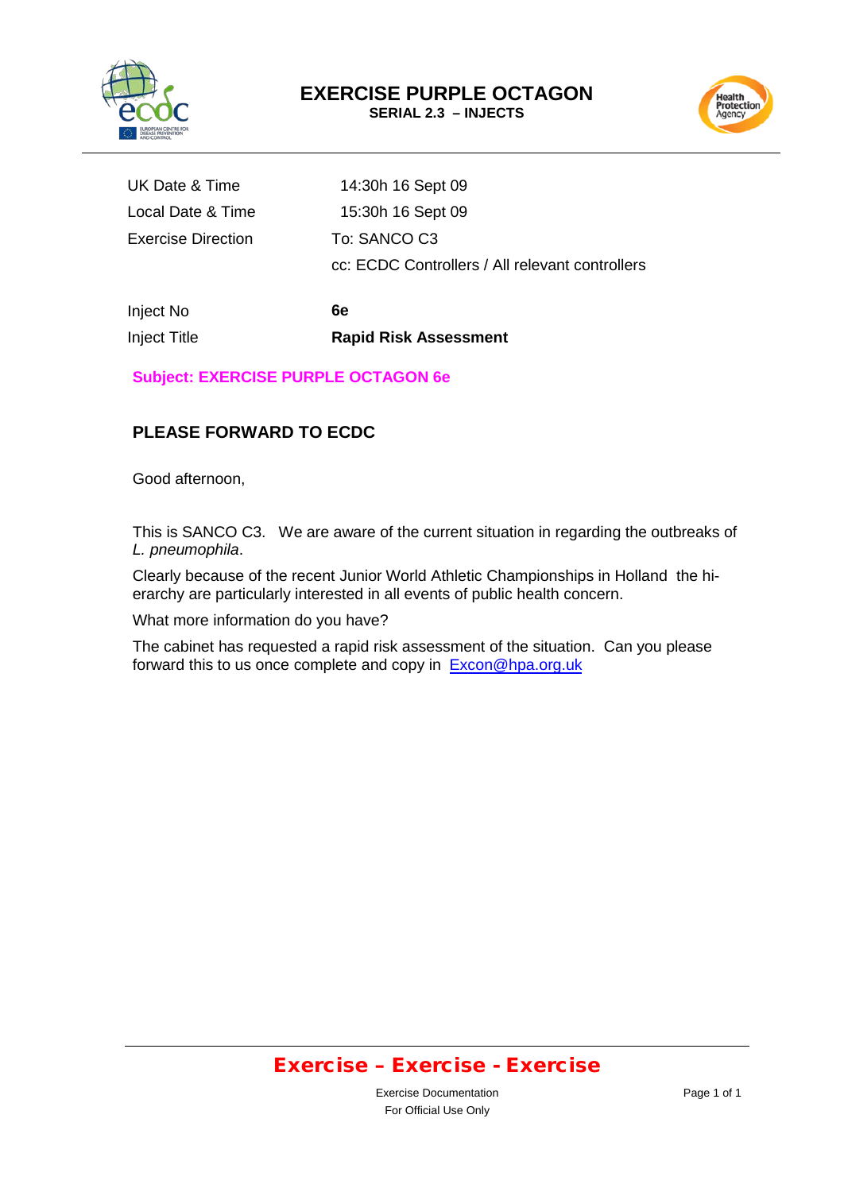# EXERCISE PURPLE OCTAGON

**SERIAL 2.3 – INJECTS**

| | |
|---|---|
| UK Date & Time | 14:30h 16 Sept 09 |
| Local Date & Time | 15:30h 16 Sept 09 |
| Exercise Direction | To: SANCO C3 |
| | cc: ECDC Controllers / All relevant controllers |
| Inject No | **6e** |
| Inject Title | **Rapid Risk Assessment** |

**Subject: EXERCISE PURPLE OCTAGON 6e**

**PLEASE FORWARD TO ECDC**

Good afternoon,

This is SANCO C3. We are aware of the current situation in regarding the outbreaks of *L. pneumophila*.

Clearly because of the recent Junior World Athletic Championships in Holland the hierarchy are particularly interested in all events of public health concern.

What more information do you have?

The cabinet has requested a rapid risk assessment of the situation. Can you please forward this to us once complete and copy in Excon@hpa.org.uk

**Exercise – Exercise - Exercise**

Exercise Documentation
For Official Use Only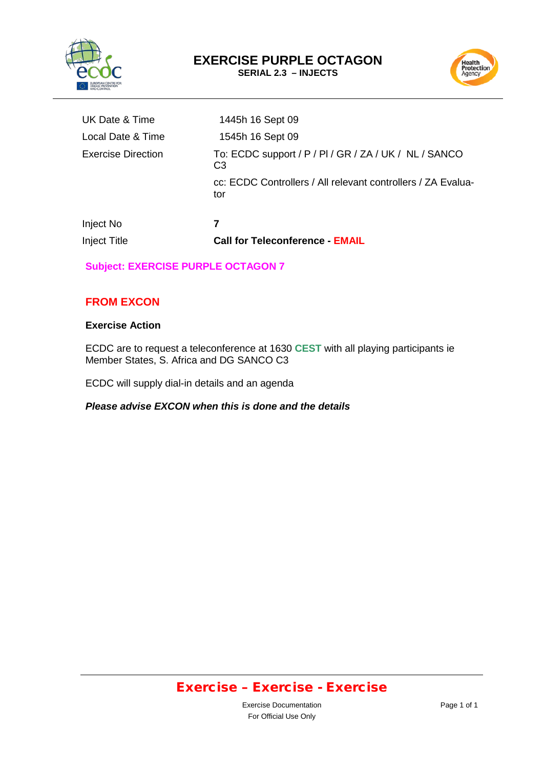# EXERCISE PURPLE OCTAGON

**SERIAL 2.3 – INJECTS**

| | |
|---|---|
| UK Date & Time | 1445h 16 Sept 09 |
| Local Date & Time | 1545h 16 Sept 09 |
| Exercise Direction | To: ECDC support / P / Pl / GR / ZA / UK / NL / SANCO C3 |
| | cc: ECDC Controllers / All relevant controllers / ZA Evaluator |
| Inject No | **7** |
| Inject Title | **Call for Teleconference - EMAIL** |

**Subject: EXERCISE PURPLE OCTAGON 7**

**FROM EXCON**

**Exercise Action**

ECDC are to request a teleconference at 1630 **CEST** with all playing participants ie Member States, S. Africa and DG SANCO C3

ECDC will supply dial-in details and an agenda

***Please advise EXCON when this is done and the details***

**Exercise – Exercise - Exercise**

Exercise Documentation
For Official Use Only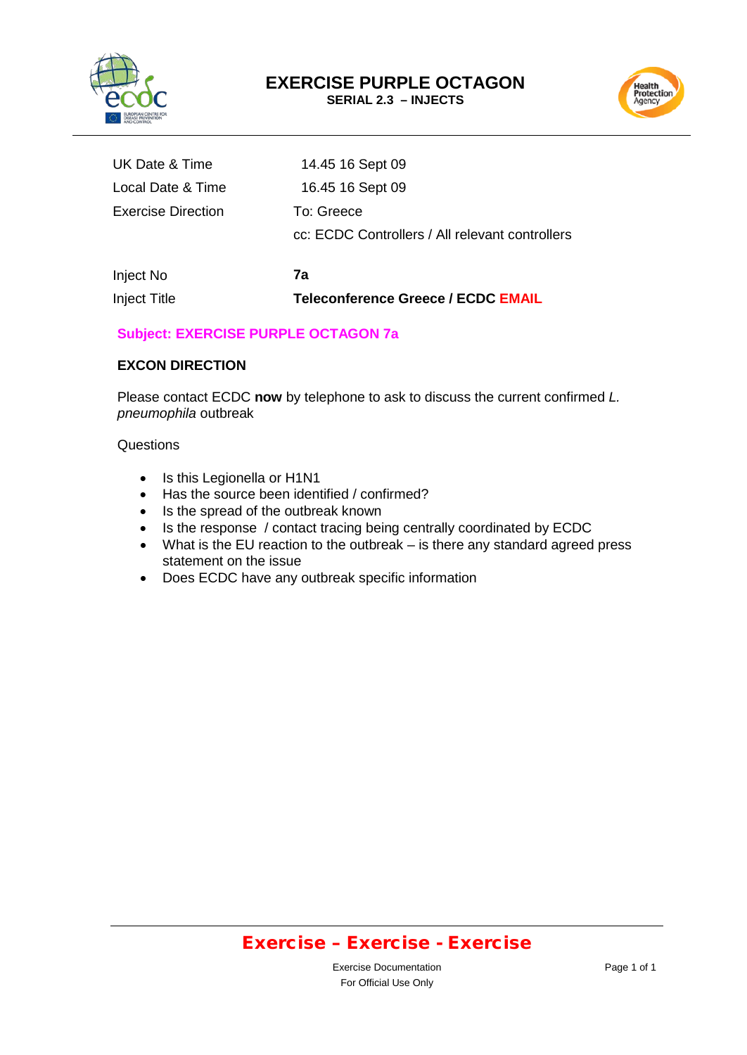# EXERCISE PURPLE OCTAGON

**SERIAL 2.3 – INJECTS**

| | |
|---|---|
| UK Date & Time | 14.45 16 Sept 09 |
| Local Date & Time | 16.45 16 Sept 09 |
| Exercise Direction | To: Greece |
| | cc: ECDC Controllers / All relevant controllers |
| Inject No | **7a** |
| Inject Title | **Teleconference Greece / ECDC EMAIL** |

**Subject: EXERCISE PURPLE OCTAGON 7a**

**EXCON DIRECTION**

Please contact ECDC **now** by telephone to ask to discuss the current confirmed *L. pneumophila* outbreak

Questions

- Is this Legionella or H1N1
- Has the source been identified / confirmed?
- Is the spread of the outbreak known
- Is the response / contact tracing being centrally coordinated by ECDC
- What is the EU reaction to the outbreak – is there any standard agreed press statement on the issue
- Does ECDC have any outbreak specific information

**Exercise – Exercise - Exercise**

Exercise Documentation
For Official Use Only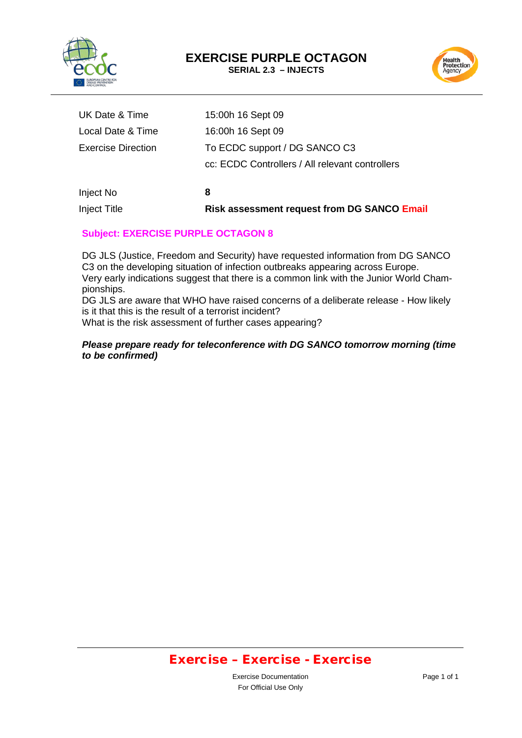# EXERCISE PURPLE OCTAGON

**SERIAL 2.3 – INJECTS**

| | |
|---|---|
| UK Date & Time | 15:00h 16 Sept 09 |
| Local Date & Time | 16:00h 16 Sept 09 |
| Exercise Direction | To ECDC support / DG SANCO C3 |
| | cc: ECDC Controllers / All relevant controllers |
| Inject No | **8** |
| Inject Title | **Risk assessment request from DG SANCO Email** |

**Subject: EXERCISE PURPLE OCTAGON 8**

DG JLS (Justice, Freedom and Security) have requested information from DG SANCO C3 on the developing situation of infection outbreaks appearing across Europe.
Very early indications suggest that there is a common link with the Junior World Championships.
DG JLS are aware that WHO have raised concerns of a deliberate release - How likely is it that this is the result of a terrorist incident?
What is the risk assessment of further cases appearing?

***Please prepare ready for teleconference with DG SANCO tomorrow morning (time to be confirmed)***

**Exercise – Exercise - Exercise**

Exercise Documentation
For Official Use Only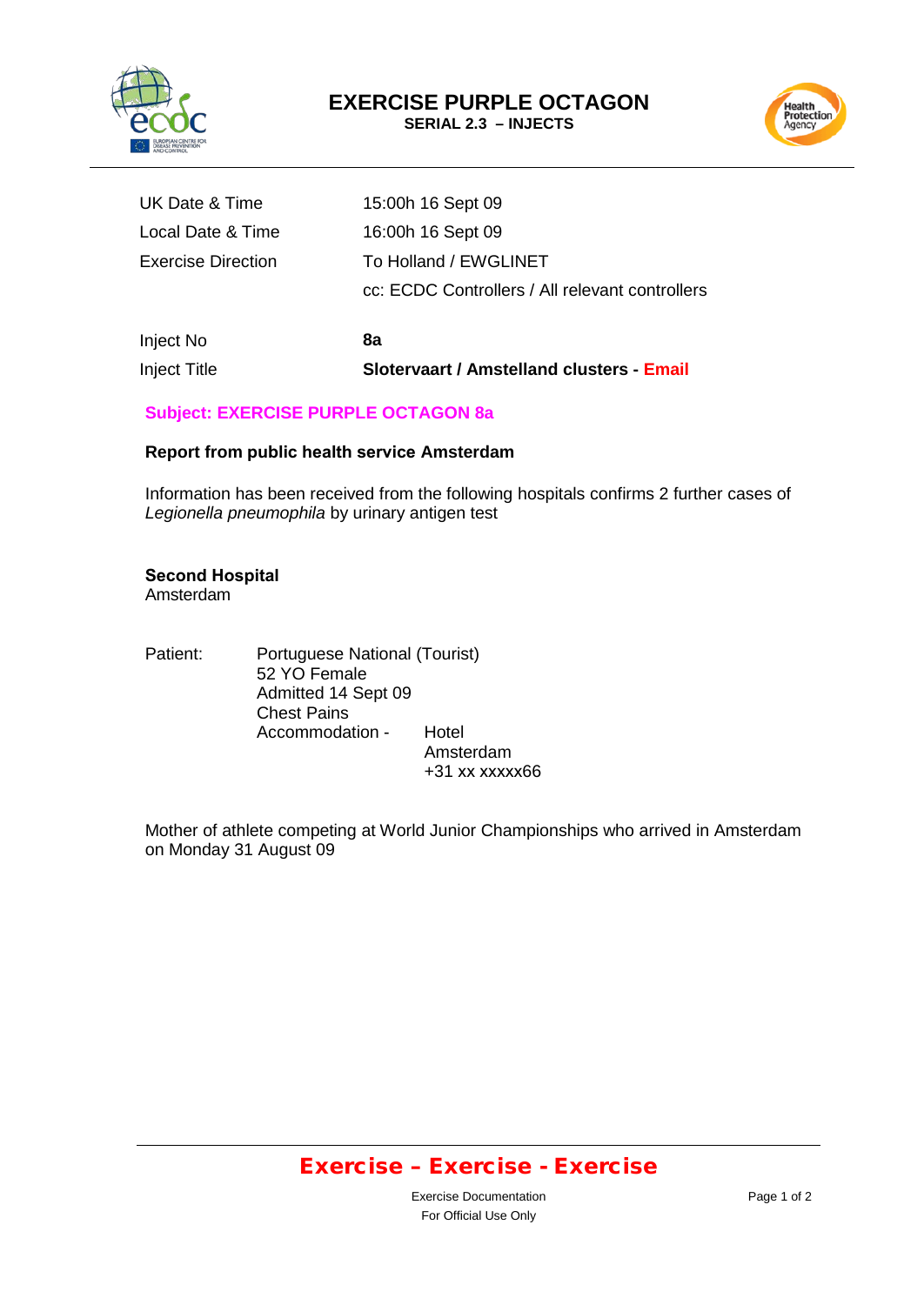# EXERCISE PURPLE OCTAGON

**SERIAL 2.3 – INJECTS**

| | |
|---|---|
| UK Date & Time | 15:00h 16 Sept 09 |
| Local Date & Time | 16:00h 16 Sept 09 |
| Exercise Direction | To Holland / EWGLINET |
| | cc: ECDC Controllers / All relevant controllers |
| Inject No | **8a** |
| Inject Title | **Slotervaart / Amstelland clusters - Email** |

**Subject: EXERCISE PURPLE OCTAGON 8a**

**Report from public health service Amsterdam**

Information has been received from the following hospitals confirms 2 further cases of *Legionella pneumophila* by urinary antigen test

**Second Hospital**
Amsterdam

Patient: Portuguese National (Tourist)
52 YO Female
Admitted 14 Sept 09
Chest Pains
Accommodation - Hotel
Amsterdam
+31 xx xxxxx66

Mother of athlete competing at World Junior Championships who arrived in Amsterdam on Monday 31 August 09

**Exercise – Exercise - Exercise**

Exercise Documentation
For Official Use Only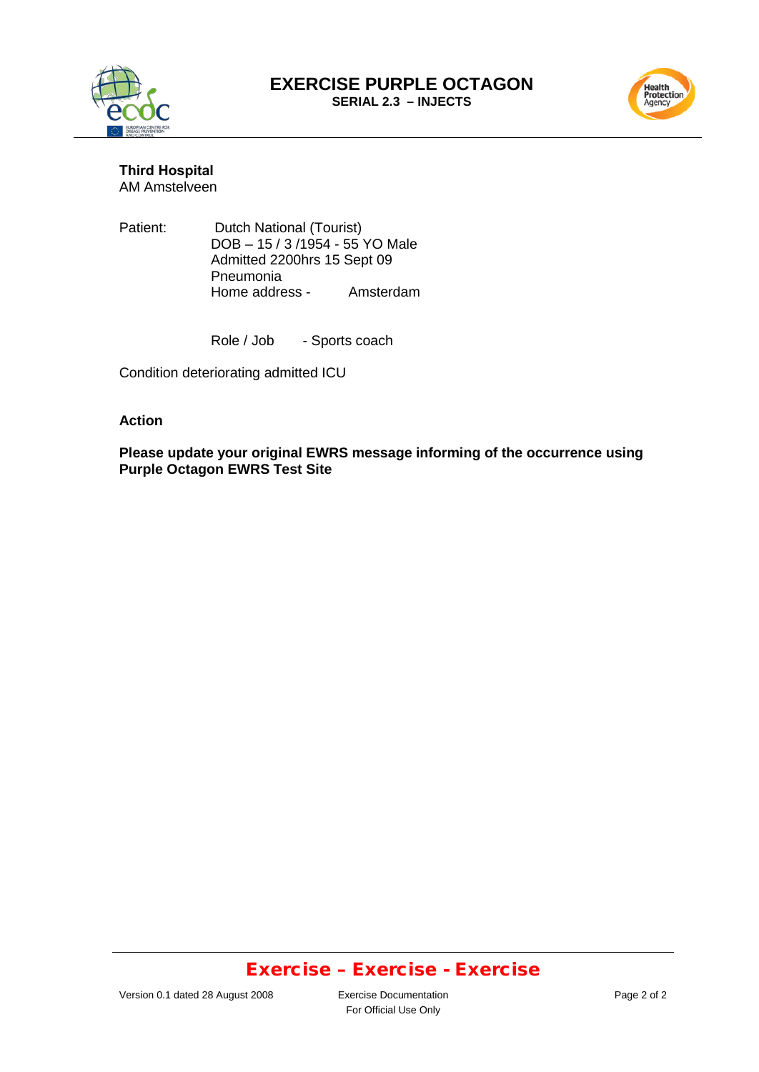**Third Hospital**
AM Amstelveen

Patient: Dutch National (Tourist)
DOB – 15 / 3 /1954 - 55 YO Male
Admitted 2200hrs 15 Sept 09
Pneumonia
Home address - Amsterdam

Role / Job - Sports coach

Condition deteriorating admitted ICU

**Action**

**Please update your original EWRS message informing of the occurrence using Purple Octagon EWRS Test Site**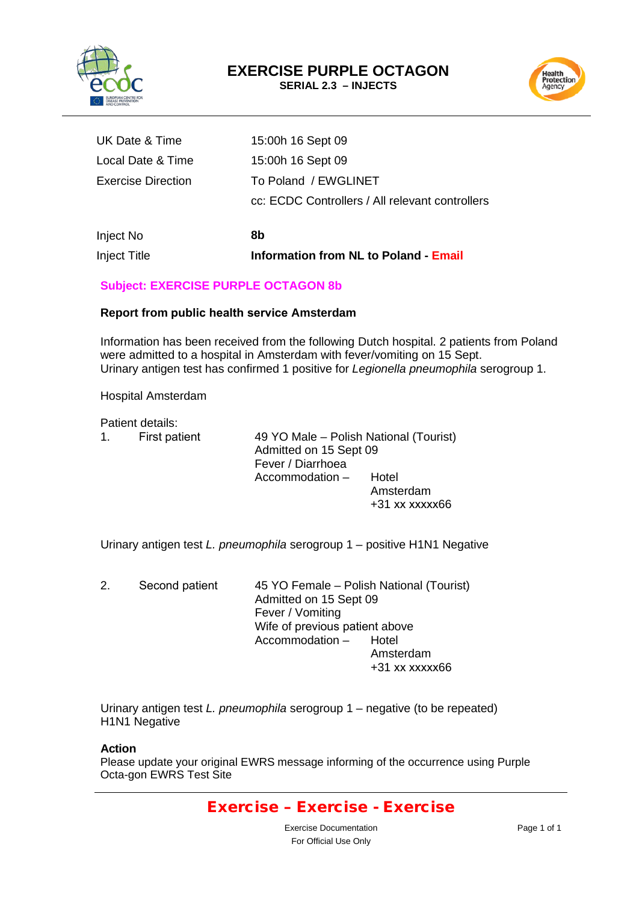# EXERCISE PURPLE OCTAGON

**SERIAL 2.3 – INJECTS**

| | |
|---|---|
| UK Date & Time | 15:00h 16 Sept 09 |
| Local Date & Time | 15:00h 16 Sept 09 |
| Exercise Direction | To Poland / EWGLINET |
| | cc: ECDC Controllers / All relevant controllers |
| Inject No | **8b** |
| Inject Title | **Information from NL to Poland - Email** |

**Subject: EXERCISE PURPLE OCTAGON 8b**

**Report from public health service Amsterdam**

Information has been received from the following Dutch hospital. 2 patients from Poland were admitted to a hospital in Amsterdam with fever/vomiting on 15 Sept.
Urinary antigen test has confirmed 1 positive for *Legionella pneumophila* serogroup 1.

Hospital Amsterdam

Patient details:

1. First patient
   - 49 YO Male – Polish National (Tourist)
   - Admitted on 15 Sept 09
   - Fever / Diarrhoea
   - Accommodation – Hotel, Amsterdam, +31 xx xxxxx66

Urinary antigen test *L. pneumophila* serogroup 1 – positive H1N1 Negative

2. Second patient
   - 45 YO Female – Polish National (Tourist)
   - Admitted on 15 Sept 09
   - Fever / Vomiting
   - Wife of previous patient above
   - Accommodation – Hotel, Amsterdam, +31 xx xxxxx66

Urinary antigen test *L. pneumophila* serogroup 1 – negative (to be repeated)
H1N1 Negative

**Action**
Please update your original EWRS message informing of the occurrence using Purple Octa-gon EWRS Test Site

**Exercise – Exercise - Exercise**

Exercise Documentation
For Official Use Only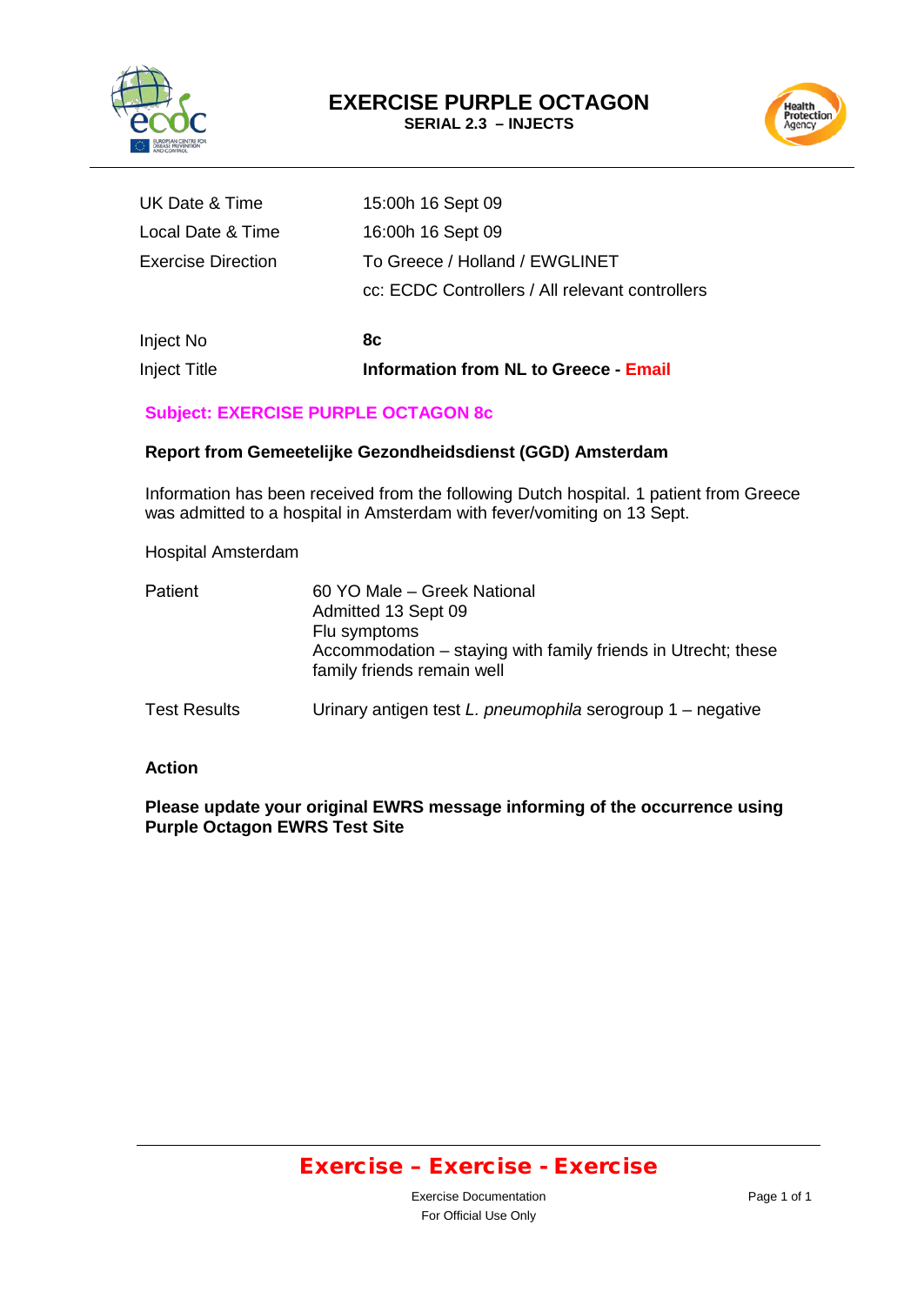# EXERCISE PURPLE OCTAGON

**SERIAL 2.3 – INJECTS**

| | |
|---|---|
| UK Date & Time | 15:00h 16 Sept 09 |
| Local Date & Time | 16:00h 16 Sept 09 |
| Exercise Direction | To Greece / Holland / EWGLINET |
| | cc: ECDC Controllers / All relevant controllers |
| Inject No | **8c** |
| Inject Title | **Information from NL to Greece - Email** |

**Subject: EXERCISE PURPLE OCTAGON 8c**

**Report from Gemeetelijke Gezondheidsdienst (GGD) Amsterdam**

Information has been received from the following Dutch hospital. 1 patient from Greece was admitted to a hospital in Amsterdam with fever/vomiting on 13 Sept.

Hospital Amsterdam

| | |
|---|---|
| Patient | 60 YO Male – Greek National<br>Admitted 13 Sept 09<br>Flu symptoms<br>Accommodation – staying with family friends in Utrecht; these family friends remain well |
| Test Results | Urinary antigen test *L. pneumophila* serogroup 1 – negative |

**Action**

**Please update your original EWRS message informing of the occurrence using Purple Octagon EWRS Test Site**

**Exercise – Exercise - Exercise**

Exercise Documentation
For Official Use Only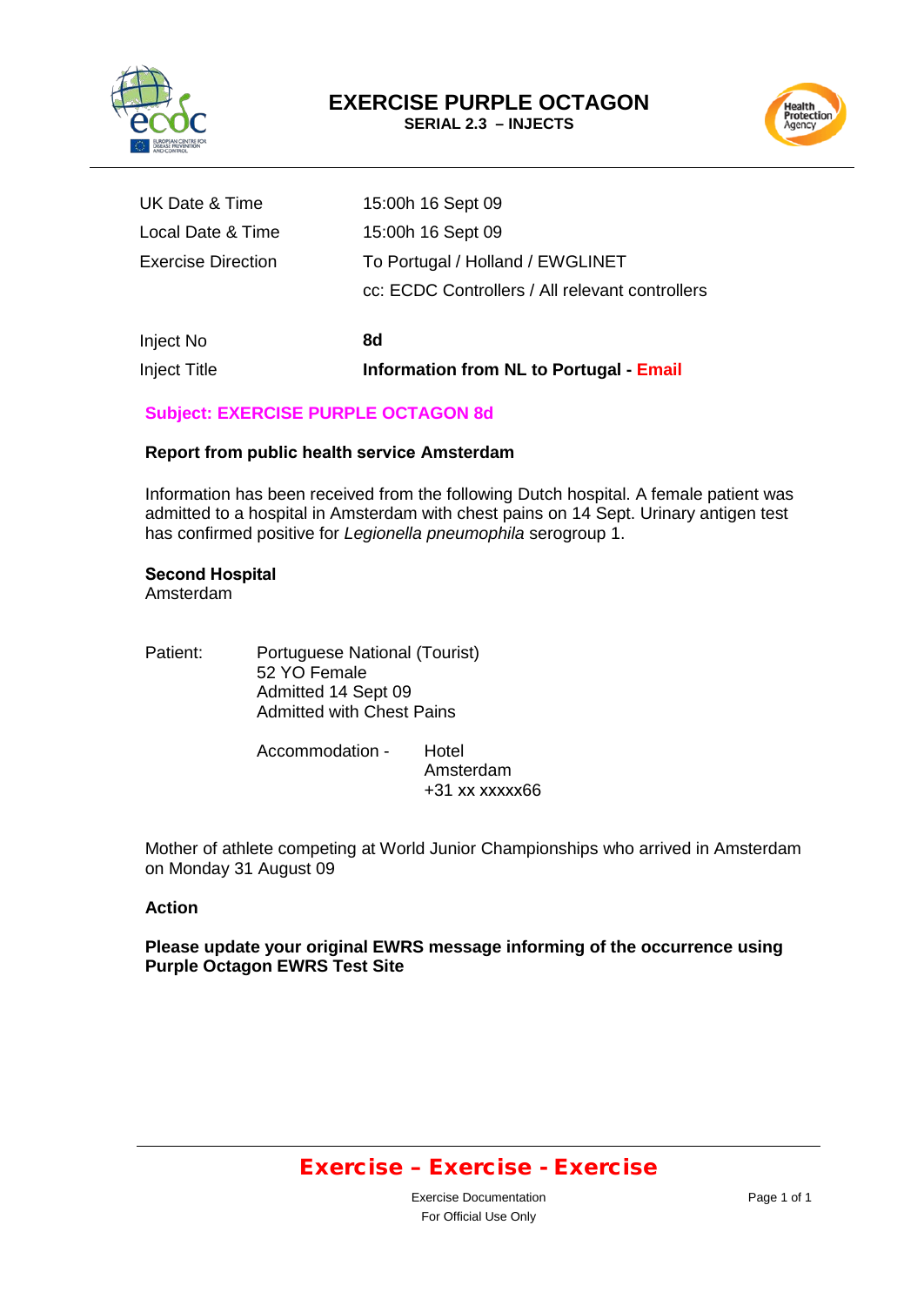# EXERCISE PURPLE OCTAGON

**SERIAL 2.3 – INJECTS**

| | |
|---|---|
| UK Date & Time | 15:00h 16 Sept 09 |
| Local Date & Time | 15:00h 16 Sept 09 |
| Exercise Direction | To Portugal / Holland / EWGLINET |
| | cc: ECDC Controllers / All relevant controllers |
| Inject No | **8d** |
| Inject Title | **Information from NL to Portugal - Email** |

**Subject: EXERCISE PURPLE OCTAGON 8d**

**Report from public health service Amsterdam**

Information has been received from the following Dutch hospital. A female patient was admitted to a hospital in Amsterdam with chest pains on 14 Sept. Urinary antigen test has confirmed positive for *Legionella pneumophila* serogroup 1.

**Second Hospital**
Amsterdam

Patient: Portuguese National (Tourist)
52 YO Female
Admitted 14 Sept 09
Admitted with Chest Pains

Accommodation - Hotel
Amsterdam
+31 xx xxxxx66

Mother of athlete competing at World Junior Championships who arrived in Amsterdam on Monday 31 August 09

**Action**

**Please update your original EWRS message informing of the occurrence using Purple Octagon EWRS Test Site**

**Exercise – Exercise - Exercise**

Exercise Documentation
For Official Use Only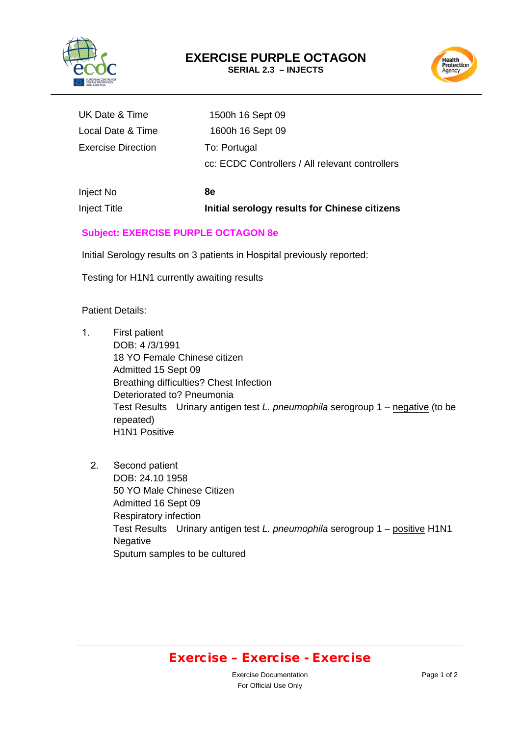# EXERCISE PURPLE OCTAGON

**SERIAL 2.3 – INJECTS**

| | |
|---|---|
| UK Date & Time | 1500h 16 Sept 09 |
| Local Date & Time | 1600h 16 Sept 09 |
| Exercise Direction | To: Portugal |
| | cc: ECDC Controllers / All relevant controllers |
| Inject No | **8e** |
| Inject Title | **Initial serology results for Chinese citizens** |

**Subject: EXERCISE PURPLE OCTAGON 8e**

Initial Serology results on 3 patients in Hospital previously reported:

Testing for H1N1 currently awaiting results

Patient Details:

1. First patient
   DOB: 4 /3/1991
   18 YO Female Chinese citizen
   Admitted 15 Sept 09
   Breathing difficulties? Chest Infection
   Deteriorated to? Pneumonia
   Test Results Urinary antigen test *L. pneumophila* serogroup 1 – negative (to be repeated)
   H1N1 Positive

2. Second patient
   DOB: 24.10 1958
   50 YO Male Chinese Citizen
   Admitted 16 Sept 09
   Respiratory infection
   Test Results Urinary antigen test *L. pneumophila* serogroup 1 – positive H1N1 Negative
   Sputum samples to be cultured

**Exercise – Exercise - Exercise**

Exercise Documentation
For Official Use Only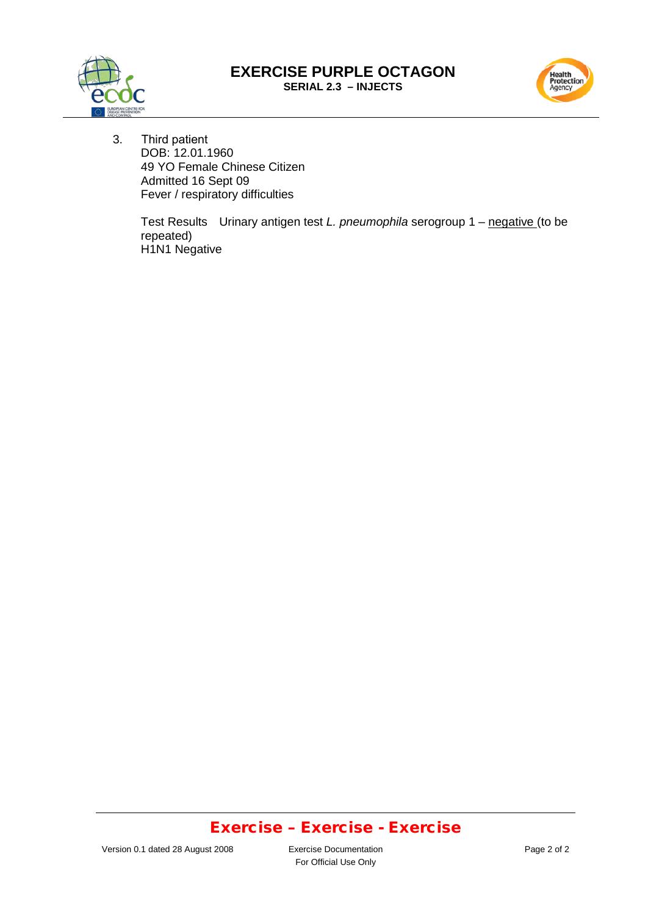3. Third patient
   DOB: 12.01.1960
   49 YO Female Chinese Citizen
   Admitted 16 Sept 09
   Fever / respiratory difficulties

   Test Results  Urinary antigen test *L. pneumophila* serogroup 1 – negative (to be repeated)
   H1N1 Negative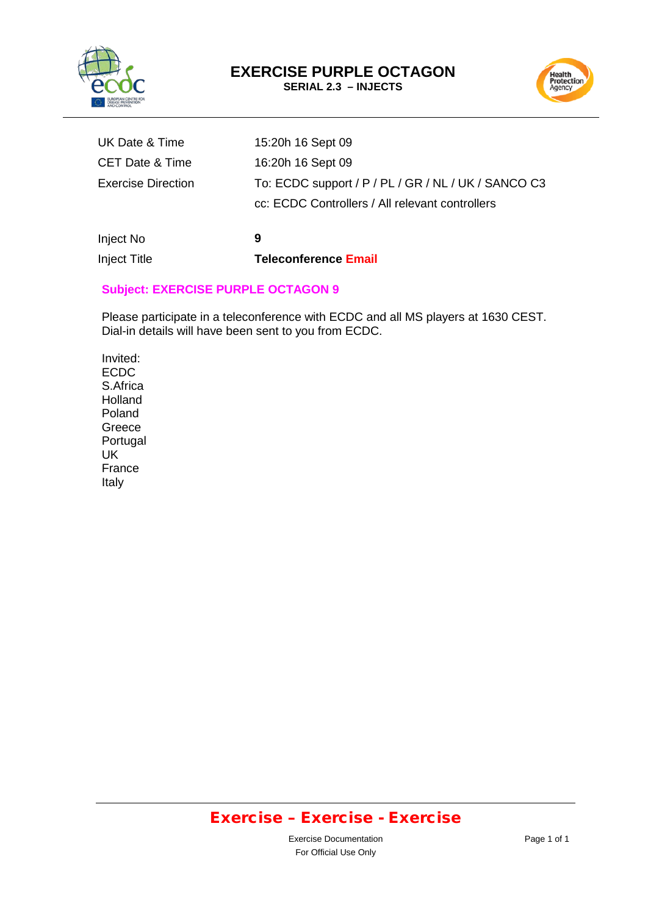# EXERCISE PURPLE OCTAGON

**SERIAL 2.3 – INJECTS**

| | |
|---|---|
| UK Date & Time | 15:20h 16 Sept 09 |
| CET Date & Time | 16:20h 16 Sept 09 |
| Exercise Direction | To: ECDC support / P / PL / GR / NL / UK / SANCO C3 |
| | cc: ECDC Controllers / All relevant controllers |
| Inject No | **9** |
| Inject Title | **Teleconference Email** |

**Subject: EXERCISE PURPLE OCTAGON 9**

Please participate in a teleconference with ECDC and all MS players at 1630 CEST. Dial-in details will have been sent to you from ECDC.

Invited:
ECDC
S.Africa
Holland
Poland
Greece
Portugal
UK
France
Italy

**Exercise – Exercise - Exercise**

Exercise Documentation
For Official Use Only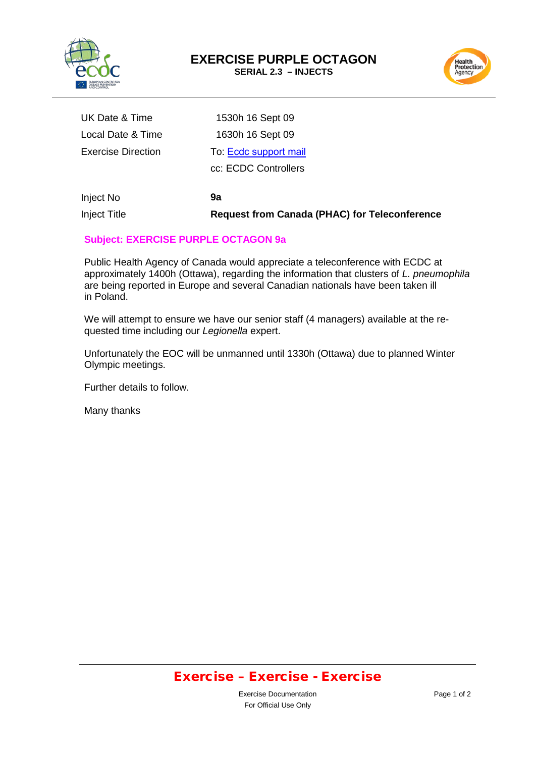# EXERCISE PURPLE OCTAGON

**SERIAL 2.3 – INJECTS**

| | |
|---|---|
| UK Date & Time | 1530h 16 Sept 09 |
| Local Date & Time | 1630h 16 Sept 09 |
| Exercise Direction | To: Ecdc support mail |
| | cc: ECDC Controllers |
| Inject No | **9a** |
| Inject Title | **Request from Canada (PHAC) for Teleconference** |

**Subject: EXERCISE PURPLE OCTAGON 9a**

Public Health Agency of Canada would appreciate a teleconference with ECDC at approximately 1400h (Ottawa), regarding the information that clusters of *L. pneumophila* are being reported in Europe and several Canadian nationals have been taken ill in Poland.

We will attempt to ensure we have our senior staff (4 managers) available at the requested time including our *Legionella* expert.

Unfortunately the EOC will be unmanned until 1330h (Ottawa) due to planned Winter Olympic meetings.

Further details to follow.

Many thanks

**Exercise – Exercise - Exercise**

Exercise Documentation
For Official Use Only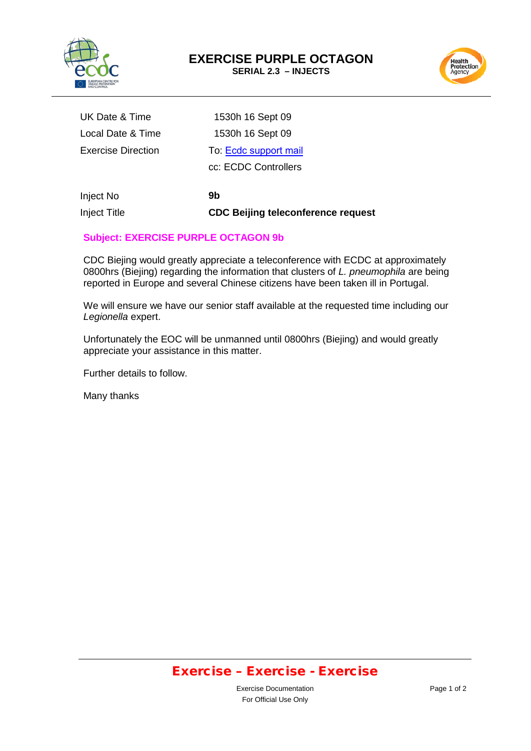# EXERCISE PURPLE OCTAGON

**SERIAL 2.3 – INJECTS**

| | |
|---|---|
| UK Date & Time | 1530h 16 Sept 09 |
| Local Date & Time | 1530h 16 Sept 09 |
| Exercise Direction | To: Ecdc support mail |
| | cc: ECDC Controllers |
| Inject No | **9b** |
| Inject Title | **CDC Beijing teleconference request** |

**Subject: EXERCISE PURPLE OCTAGON 9b**

CDC Biejing would greatly appreciate a teleconference with ECDC at approximately 0800hrs (Biejing) regarding the information that clusters of *L. pneumophila* are being reported in Europe and several Chinese citizens have been taken ill in Portugal.

We will ensure we have our senior staff available at the requested time including our *Legionella* expert.

Unfortunately the EOC will be unmanned until 0800hrs (Biejing) and would greatly appreciate your assistance in this matter.

Further details to follow.

Many thanks

**Exercise – Exercise - Exercise**

Exercise Documentation
For Official Use Only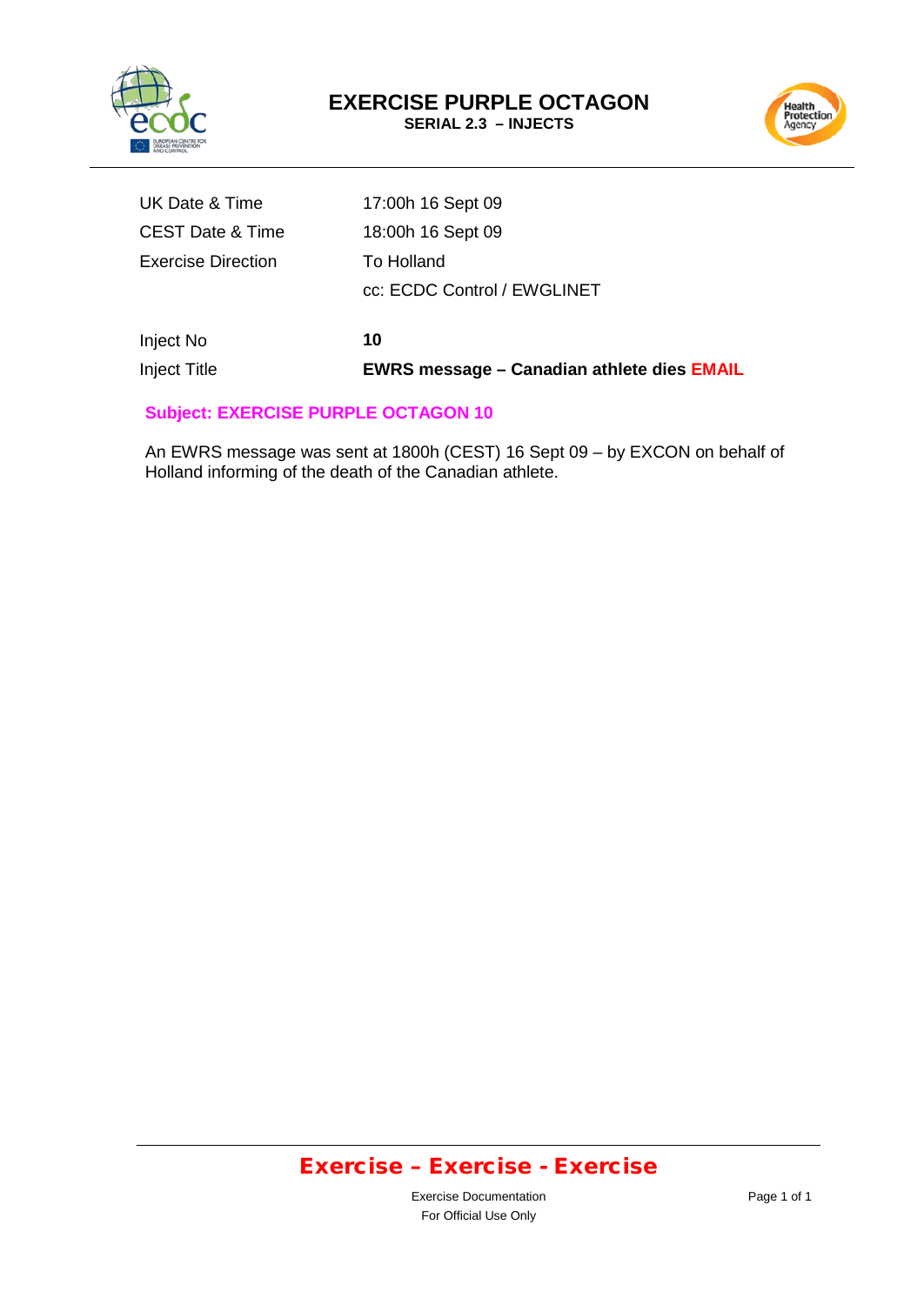# EXERCISE PURPLE OCTAGON

**SERIAL 2.3 – INJECTS**

| | |
|---|---|
| UK Date & Time | 17:00h 16 Sept 09 |
| CEST Date & Time | 18:00h 16 Sept 09 |
| Exercise Direction | To Holland |
| | cc: ECDC Control / EWGLINET |
| Inject No | **10** |
| Inject Title | **EWRS message – Canadian athlete dies EMAIL** |

**Subject: EXERCISE PURPLE OCTAGON 10**

An EWRS message was sent at 1800h (CEST) 16 Sept 09 – by EXCON on behalf of Holland informing of the death of the Canadian athlete.

**Exercise – Exercise - Exercise**

Exercise Documentation
For Official Use Only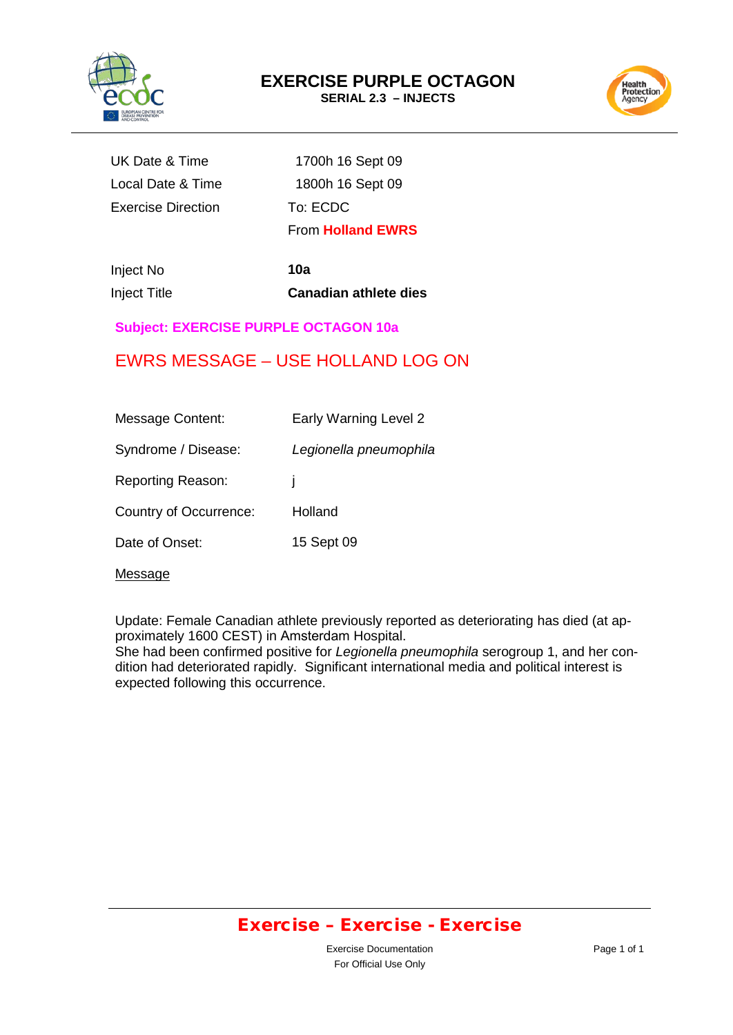# EXERCISE PURPLE OCTAGON

**SERIAL 2.3 – INJECTS**

| | |
|---|---|
| UK Date & Time | 1700h 16 Sept 09 |
| Local Date & Time | 1800h 16 Sept 09 |
| Exercise Direction | To: ECDC |
| | From **Holland EWRS** |

| | |
|---|---|
| Inject No | **10a** |
| Inject Title | **Canadian athlete dies** |

**Subject: EXERCISE PURPLE OCTAGON 10a**

## EWRS MESSAGE – USE HOLLAND LOG ON

| | |
|---|---|
| Message Content: | Early Warning Level 2 |
| Syndrome / Disease: | *Legionella pneumophila* |
| Reporting Reason: | j |
| Country of Occurrence: | Holland |
| Date of Onset: | 15 Sept 09 |

Message

Update: Female Canadian athlete previously reported as deteriorating has died (at approximately 1600 CEST) in Amsterdam Hospital.
She had been confirmed positive for *Legionella pneumophila* serogroup 1, and her condition had deteriorated rapidly. Significant international media and political interest is expected following this occurrence.

**Exercise – Exercise - Exercise**

Exercise Documentation
For Official Use Only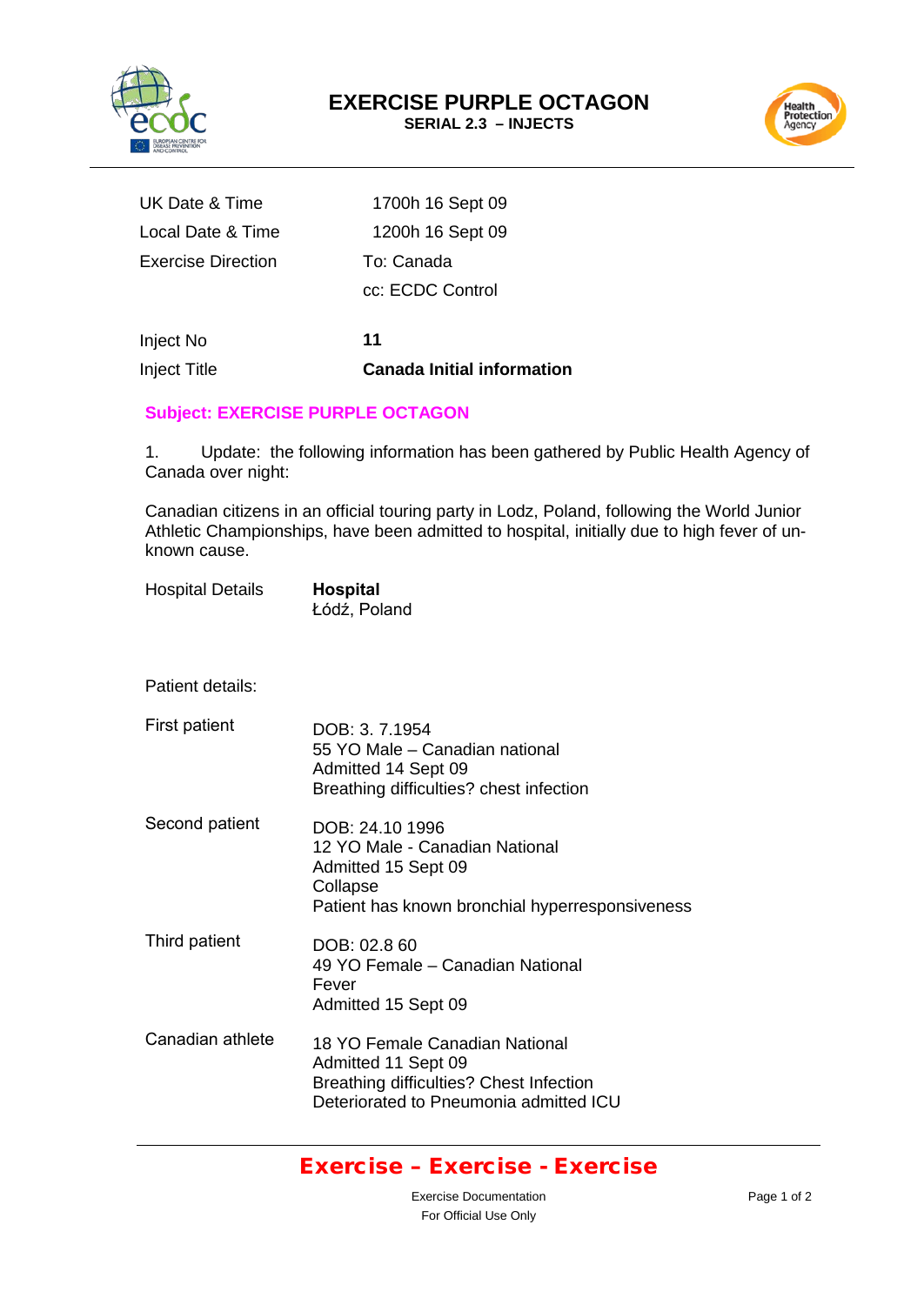# EXERCISE PURPLE OCTAGON

**SERIAL 2.3 – INJECTS**

| | |
|---|---|
| UK Date & Time | 1700h 16 Sept 09 |
| Local Date & Time | 1200h 16 Sept 09 |
| Exercise Direction | To: Canada<br>cc: ECDC Control |
| Inject No | **11** |
| Inject Title | **Canada Initial information** |

**Subject: EXERCISE PURPLE OCTAGON**

1. Update: the following information has been gathered by Public Health Agency of Canada over night:

Canadian citizens in an official touring party in Lodz, Poland, following the World Junior Athletic Championships, have been admitted to hospital, initially due to high fever of un-known cause.

| | |
|---|---|
| Hospital Details | **Hospital**<br>Łódź, Poland |

Patient details:

| | |
|---|---|
| First patient | DOB: 3. 7.1954<br>55 YO Male – Canadian national<br>Admitted 14 Sept 09<br>Breathing difficulties? chest infection |
| Second patient | DOB: 24.10 1996<br>12 YO Male - Canadian National<br>Admitted 15 Sept 09<br>Collapse<br>Patient has known bronchial hyperresponsiveness |
| Third patient | DOB: 02.8 60<br>49 YO Female – Canadian National<br>Fever<br>Admitted 15 Sept 09 |
| Canadian athlete | 18 YO Female Canadian National<br>Admitted 11 Sept 09<br>Breathing difficulties? Chest Infection<br>Deteriorated to Pneumonia admitted ICU |

**Exercise – Exercise - Exercise**

Exercise Documentation
For Official Use Only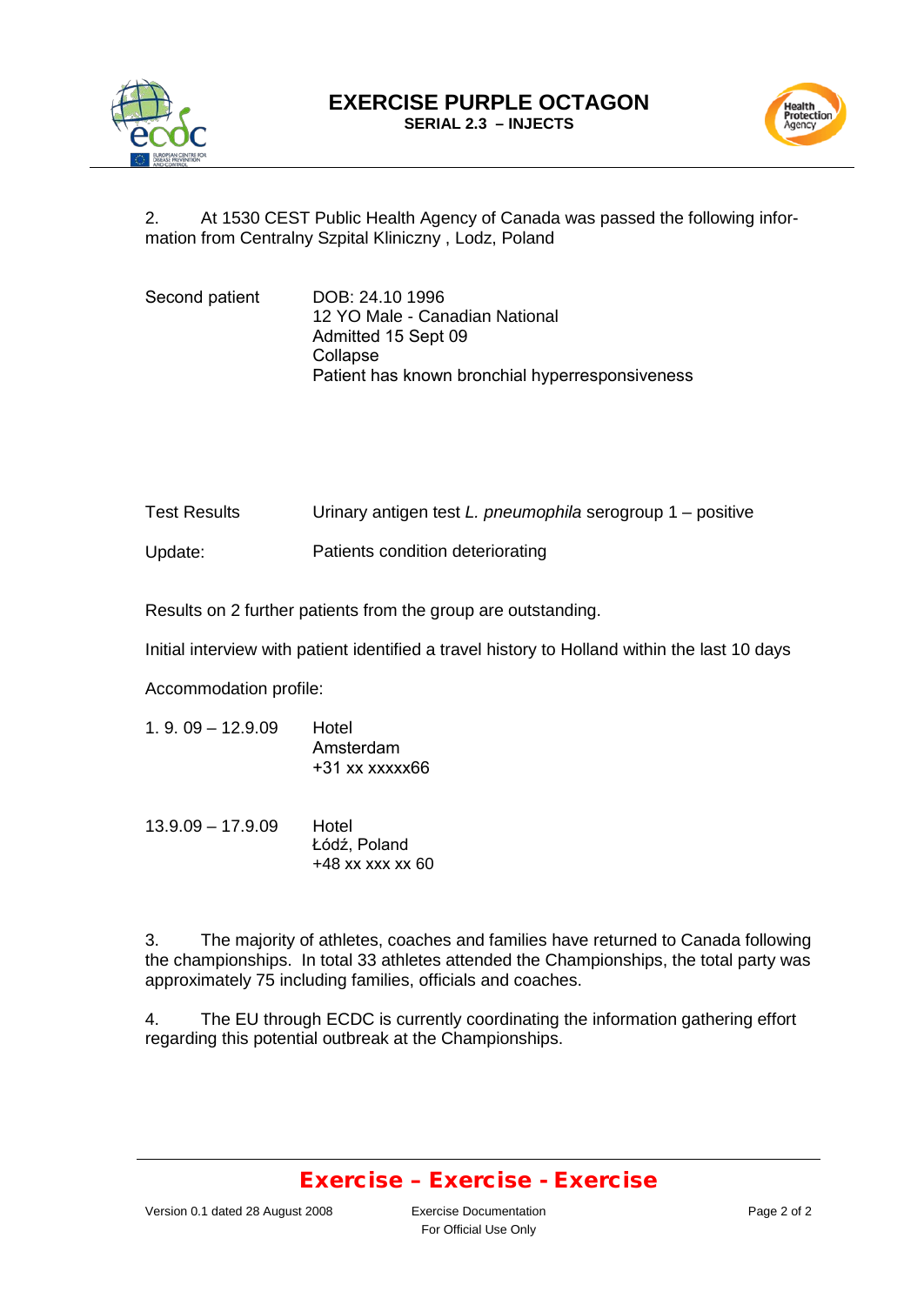# EXERCISE PURPLE OCTAGON

**SERIAL 2.3 – INJECTS**

2. At 1530 CEST Public Health Agency of Canada was passed the following information from Centralny Szpital Kliniczny , Lodz, Poland

| | |
|---|---|
| Second patient | DOB: 24.10 1996<br>12 YO Male - Canadian National<br>Admitted 15 Sept 09<br>Collapse<br>Patient has known bronchial hyperresponsiveness |
| Test Results | Urinary antigen test *L. pneumophila* serogroup 1 – positive |
| Update: | Patients condition deteriorating |

Results on 2 further patients from the group are outstanding.

Initial interview with patient identified a travel history to Holland within the last 10 days

Accommodation profile:

| | |
|---|---|
| 1. 9. 09 – 12.9.09 | Hotel<br>Amsterdam<br>+31 xx xxxxx66 |
| 13.9.09 – 17.9.09 | Hotel<br>Łódź, Poland<br>+48 xx xxx xx 60 |

3. The majority of athletes, coaches and families have returned to Canada following the championships. In total 33 athletes attended the Championships, the total party was approximately 75 including families, officials and coaches.

4. The EU through ECDC is currently coordinating the information gathering effort regarding this potential outbreak at the Championships.

**Exercise – Exercise - Exercise**

Version 0.1 dated 28 August 2008 — Exercise Documentation — For Official Use Only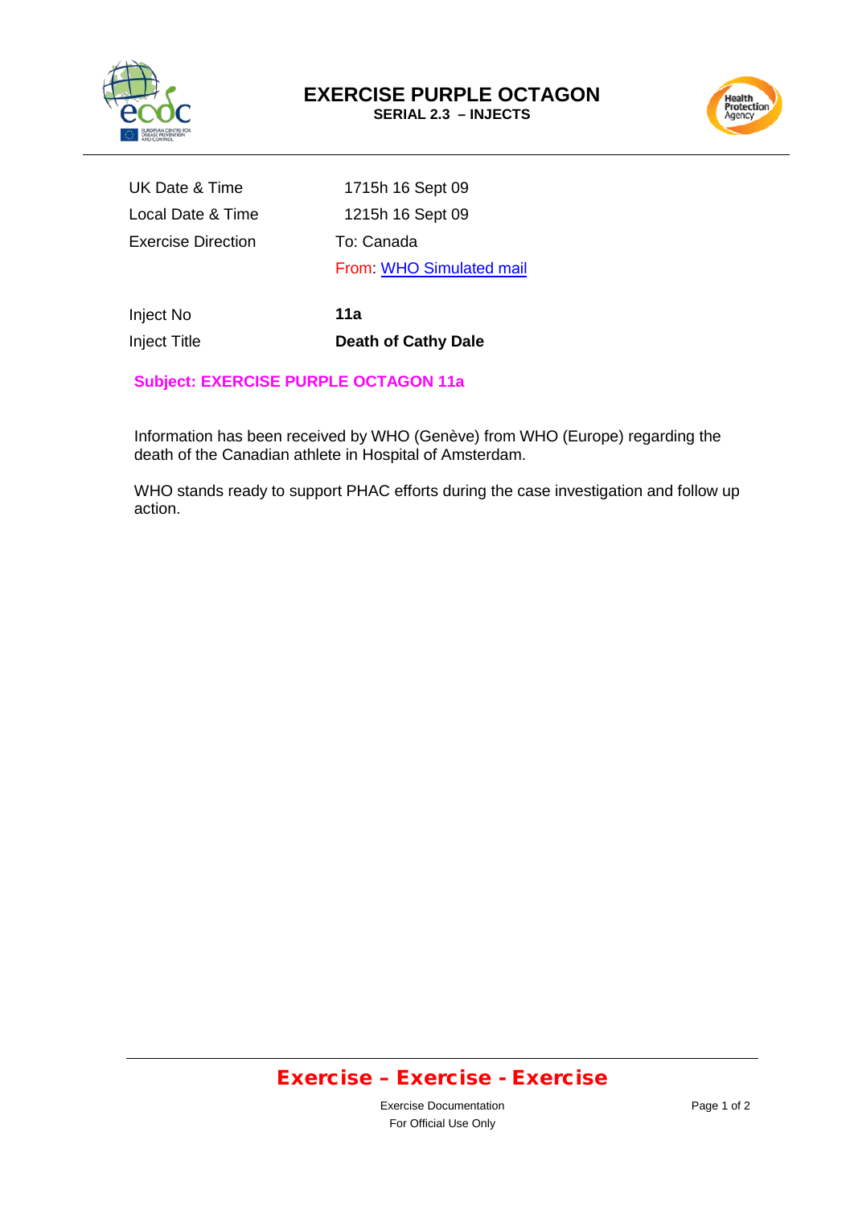# EXERCISE PURPLE OCTAGON

**SERIAL 2.3 – INJECTS**

| | |
|---|---|
| UK Date & Time | 1715h 16 Sept 09 |
| Local Date & Time | 1215h 16 Sept 09 |
| Exercise Direction | To: Canada |
| | From: WHO Simulated mail |
| Inject No | **11a** |
| Inject Title | **Death of Cathy Dale** |

**Subject: EXERCISE PURPLE OCTAGON 11a**

Information has been received by WHO (Genève) from WHO (Europe) regarding the death of the Canadian athlete in Hospital of Amsterdam.

WHO stands ready to support PHAC efforts during the case investigation and follow up action.

**Exercise – Exercise - Exercise**

Exercise Documentation
For Official Use Only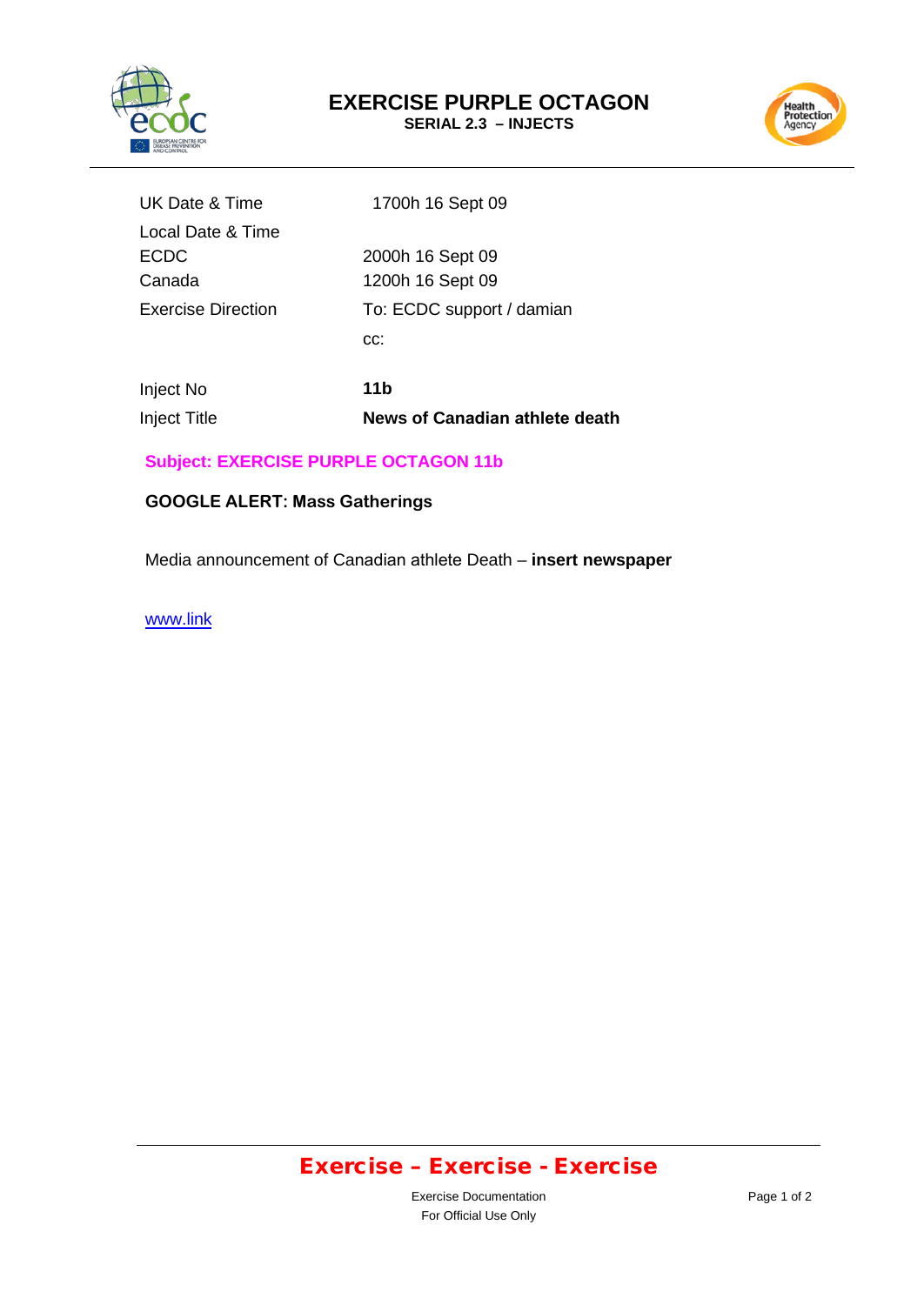# EXERCISE PURPLE OCTAGON

**SERIAL 2.3 – INJECTS**

| | |
|---|---|
| UK Date & Time | 1700h 16 Sept 09 |
| Local Date & Time | |
| ECDC | 2000h 16 Sept 09 |
| Canada | 1200h 16 Sept 09 |
| Exercise Direction | To: ECDC support / damian |
| | cc: |
| Inject No | **11b** |
| Inject Title | **News of Canadian athlete death** |

**Subject: EXERCISE PURPLE OCTAGON 11b**

**GOOGLE ALERT: Mass Gatherings**

Media announcement of Canadian athlete Death – **insert newspaper**

www.link

**Exercise – Exercise - Exercise**

Exercise Documentation
For Official Use Only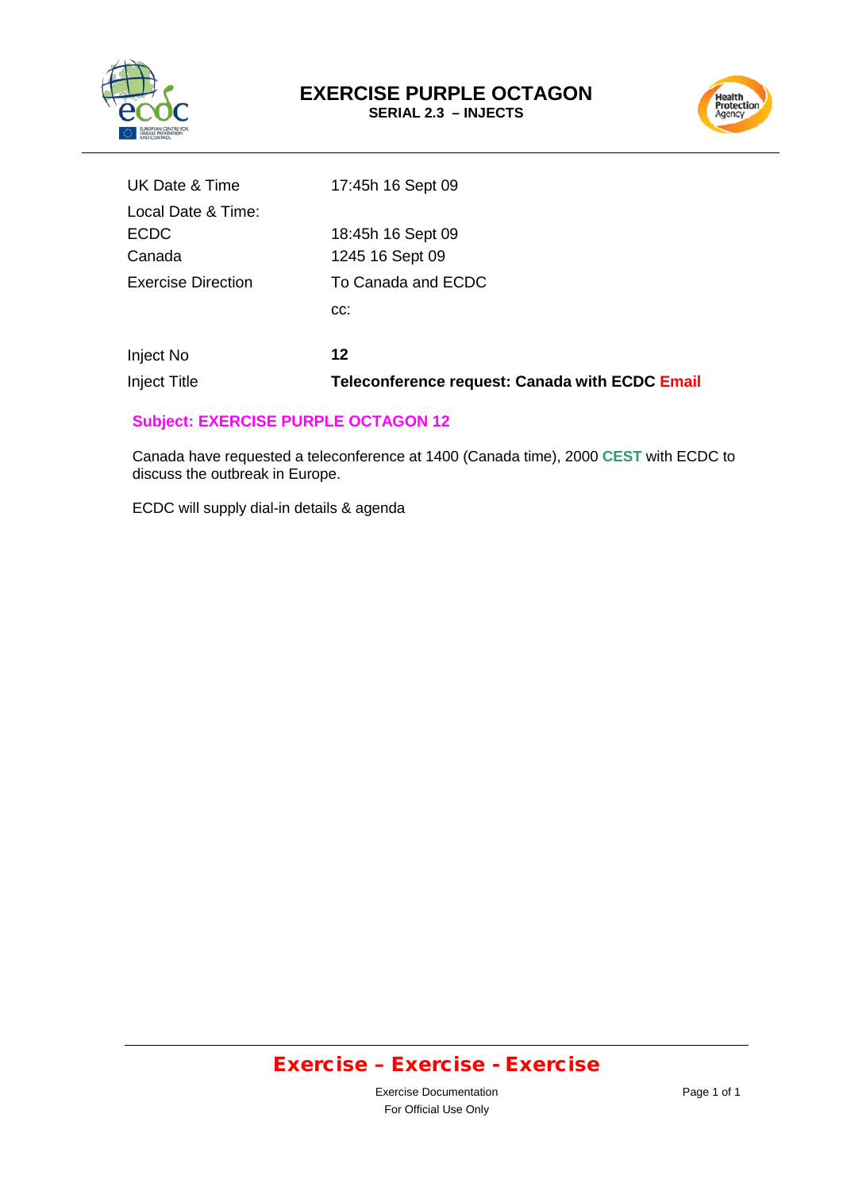# EXERCISE PURPLE OCTAGON

**SERIAL 2.3 – INJECTS**

| | |
|---|---|
| UK Date & Time | 17:45h 16 Sept 09 |
| Local Date & Time: | |
| ECDC | 18:45h 16 Sept 09 |
| Canada | 1245 16 Sept 09 |
| Exercise Direction | To Canada and ECDC |
| | cc: |
| Inject No | **12** |
| Inject Title | **Teleconference request: Canada with ECDC Email** |

**Subject: EXERCISE PURPLE OCTAGON 12**

Canada have requested a teleconference at 1400 (Canada time), 2000 **CEST** with ECDC to discuss the outbreak in Europe.

ECDC will supply dial-in details & agenda

**Exercise – Exercise - Exercise**

Exercise Documentation
For Official Use Only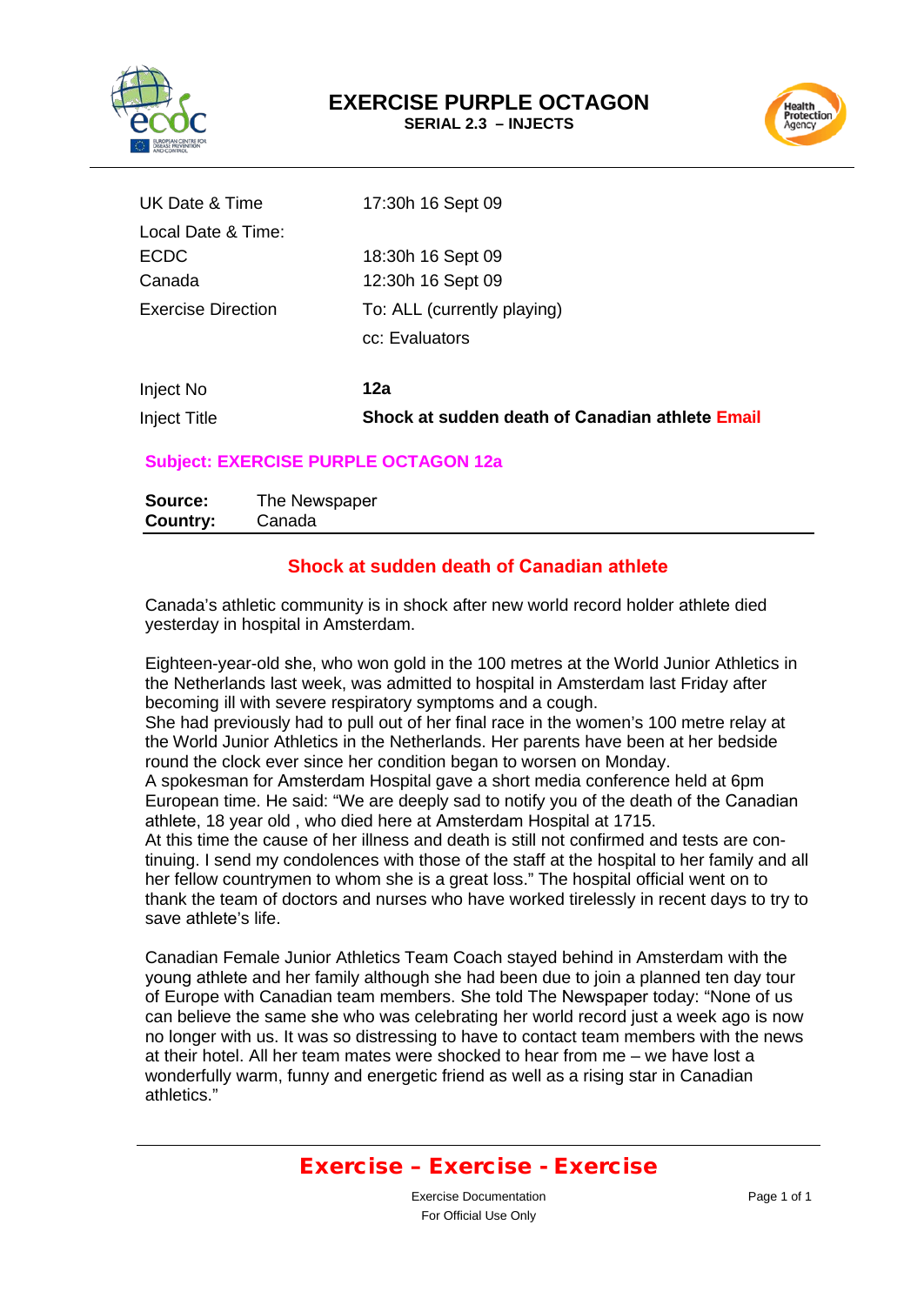# EXERCISE PURPLE OCTAGON

**SERIAL 2.3 – INJECTS**

| | |
|---|---|
| UK Date & Time | 17:30h 16 Sept 09 |
| Local Date & Time: | |
| ECDC | 18:30h 16 Sept 09 |
| Canada | 12:30h 16 Sept 09 |
| Exercise Direction | To: ALL (currently playing) |
| | cc: Evaluators |
| Inject No | **12a** |
| Inject Title | **Shock at sudden death of Canadian athlete Email** |

**Subject: EXERCISE PURPLE OCTAGON 12a**

**Source:** The Newspaper
**Country:** Canada

## Shock at sudden death of Canadian athlete

Canada's athletic community is in shock after new world record holder athlete died yesterday in hospital in Amsterdam.

Eighteen-year-old she, who won gold in the 100 metres at the World Junior Athletics in the Netherlands last week, was admitted to hospital in Amsterdam last Friday after becoming ill with severe respiratory symptoms and a cough.
She had previously had to pull out of her final race in the women's 100 metre relay at the World Junior Athletics in the Netherlands. Her parents have been at her bedside round the clock ever since her condition began to worsen on Monday.
A spokesman for Amsterdam Hospital gave a short media conference held at 6pm European time. He said: "We are deeply sad to notify you of the death of the Canadian athlete, 18 year old , who died here at Amsterdam Hospital at 1715.
At this time the cause of her illness and death is still not confirmed and tests are continuing. I send my condolences with those of the staff at the hospital to her family and all her fellow countrymen to whom she is a great loss." The hospital official went on to thank the team of doctors and nurses who have worked tirelessly in recent days to try to save athlete's life.

Canadian Female Junior Athletics Team Coach stayed behind in Amsterdam with the young athlete and her family although she had been due to join a planned ten day tour of Europe with Canadian team members. She told The Newspaper today: "None of us can believe the same she who was celebrating her world record just a week ago is now no longer with us. It was so distressing to have to contact team members with the news at their hotel. All her team mates were shocked to hear from me – we have lost a wonderfully warm, funny and energetic friend as well as a rising star in Canadian athletics."

**Exercise – Exercise - Exercise**

Exercise Documentation
For Official Use Only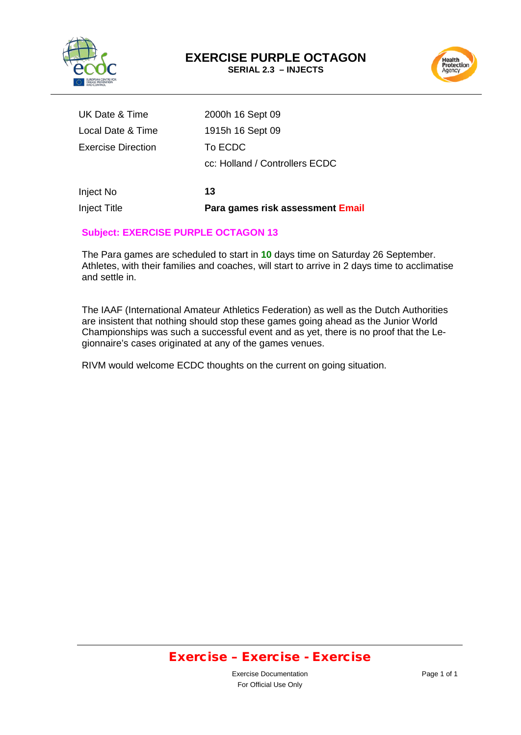# EXERCISE PURPLE OCTAGON

**SERIAL 2.3 – INJECTS**

| | |
|---|---|
| UK Date & Time | 2000h 16 Sept 09 |
| Local Date & Time | 1915h 16 Sept 09 |
| Exercise Direction | To ECDC |
| | cc: Holland / Controllers ECDC |
| Inject No | **13** |
| Inject Title | **Para games risk assessment Email** |

**Subject: EXERCISE PURPLE OCTAGON 13**

The Para games are scheduled to start in **10** days time on Saturday 26 September. Athletes, with their families and coaches, will start to arrive in 2 days time to acclimatise and settle in.

The IAAF (International Amateur Athletics Federation) as well as the Dutch Authorities are insistent that nothing should stop these games going ahead as the Junior World Championships was such a successful event and as yet, there is no proof that the Legionnaire's cases originated at any of the games venues.

RIVM would welcome ECDC thoughts on the current on going situation.

**Exercise – Exercise - Exercise**

Exercise Documentation
For Official Use Only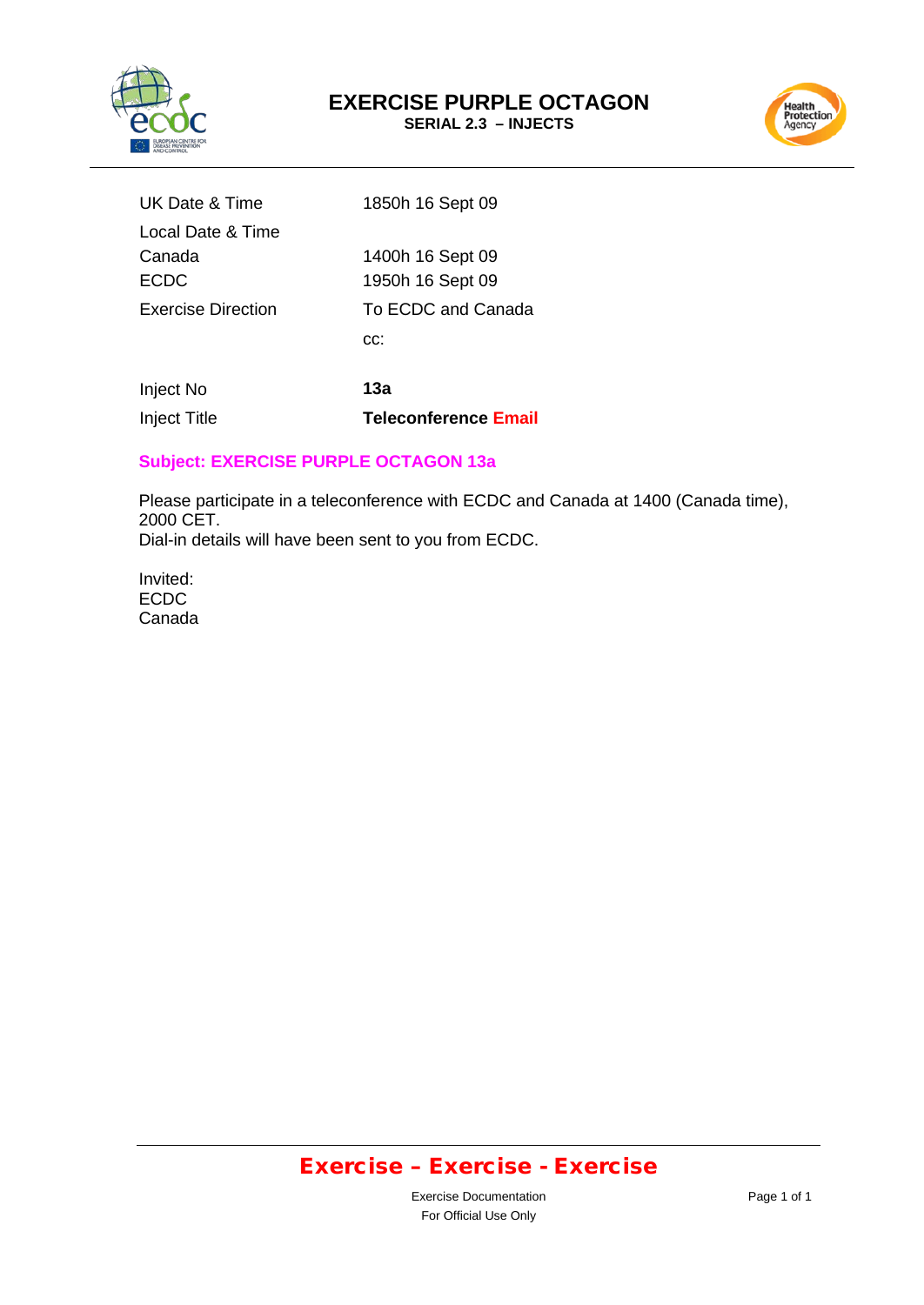# EXERCISE PURPLE OCTAGON

**SERIAL 2.3 – INJECTS**

| | |
|---|---|
| UK Date & Time | 1850h 16 Sept 09 |
| Local Date & Time | |
| Canada | 1400h 16 Sept 09 |
| ECDC | 1950h 16 Sept 09 |
| Exercise Direction | To ECDC and Canada |
| | cc: |
| Inject No | **13a** |
| Inject Title | **Teleconference Email** |

**Subject: EXERCISE PURPLE OCTAGON 13a**

Please participate in a teleconference with ECDC and Canada at 1400 (Canada time), 2000 CET.
Dial-in details will have been sent to you from ECDC.

Invited:
ECDC
Canada

**Exercise – Exercise - Exercise**

Exercise Documentation
For Official Use Only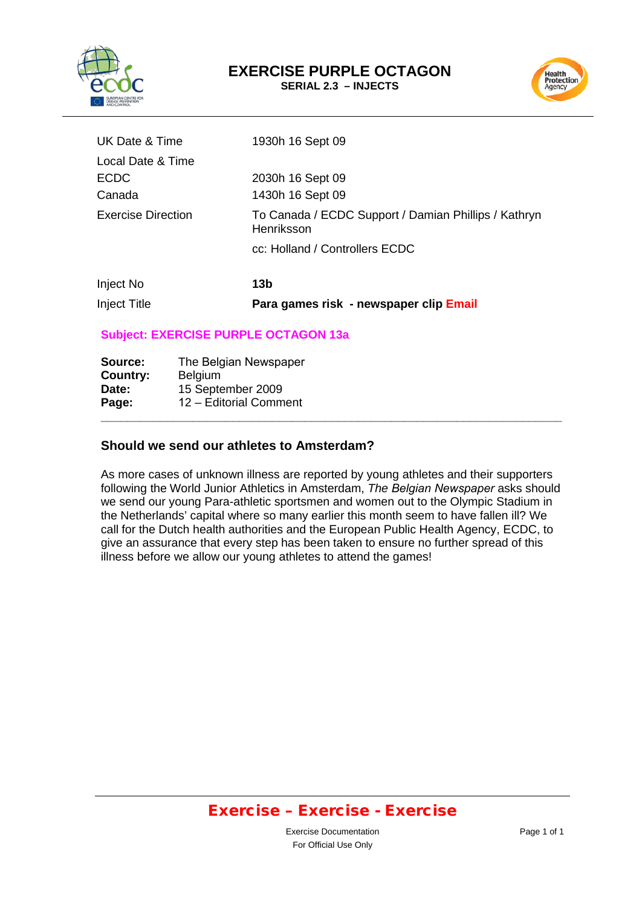# EXERCISE PURPLE OCTAGON

**SERIAL 2.3 – INJECTS**

| | |
|---|---|
| UK Date & Time | 1930h 16 Sept 09 |
| Local Date & Time | |
| ECDC | 2030h 16 Sept 09 |
| Canada | 1430h 16 Sept 09 |
| Exercise Direction | To Canada / ECDC Support / Damian Phillips / Kathryn Henriksson |
| | cc: Holland / Controllers ECDC |
| Inject No | **13b** |
| Inject Title | **Para games risk - newspaper clip Email** |

**Subject: EXERCISE PURPLE OCTAGON 13a**

**Source:** The Belgian Newspaper
**Country:** Belgium
**Date:** 15 September 2009
**Page:** 12 – Editorial Comment

---

### Should we send our athletes to Amsterdam?

As more cases of unknown illness are reported by young athletes and their supporters following the World Junior Athletics in Amsterdam, *The Belgian Newspaper* asks should we send our young Para-athletic sportsmen and women out to the Olympic Stadium in the Netherlands' capital where so many earlier this month seem to have fallen ill? We call for the Dutch health authorities and the European Public Health Agency, ECDC, to give an assurance that every step has been taken to ensure no further spread of this illness before we allow our young athletes to attend the games!

**Exercise – Exercise - Exercise**

Exercise Documentation
For Official Use Only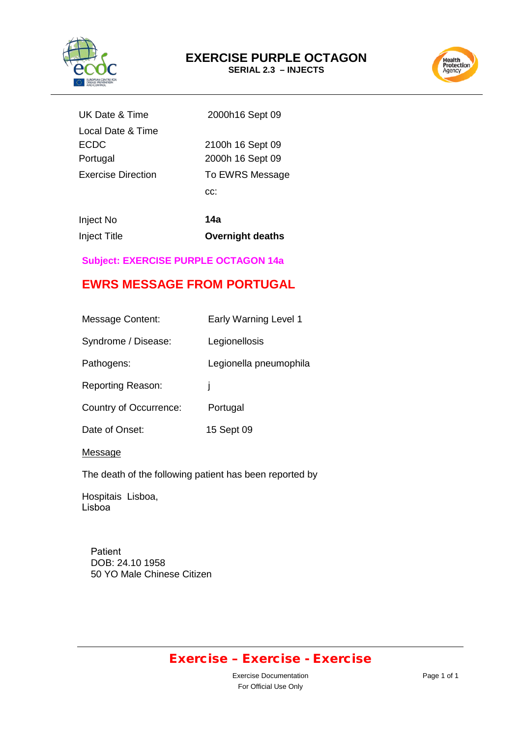# EXERCISE PURPLE OCTAGON

**SERIAL 2.3 – INJECTS**

| | |
|---|---|
| UK Date & Time | 2000h16 Sept 09 |
| Local Date & Time | |
| ECDC | 2100h 16 Sept 09 |
| Portugal | 2000h 16 Sept 09 |
| Exercise Direction | To EWRS Message |
| | cc: |
| Inject No | **14a** |
| Inject Title | **Overnight deaths** |

**Subject: EXERCISE PURPLE OCTAGON 14a**

## EWRS MESSAGE FROM PORTUGAL

| | |
|---|---|
| Message Content: | Early Warning Level 1 |
| Syndrome / Disease: | Legionellosis |
| Pathogens: | Legionella pneumophila |
| Reporting Reason: | j |
| Country of Occurrence: | Portugal |
| Date of Onset: | 15 Sept 09 |

Message

The death of the following patient has been reported by

Hospitais Lisboa,
Lisboa

Patient
DOB: 24.10 1958
50 YO Male Chinese Citizen

**Exercise – Exercise - Exercise**

Exercise Documentation
For Official Use Only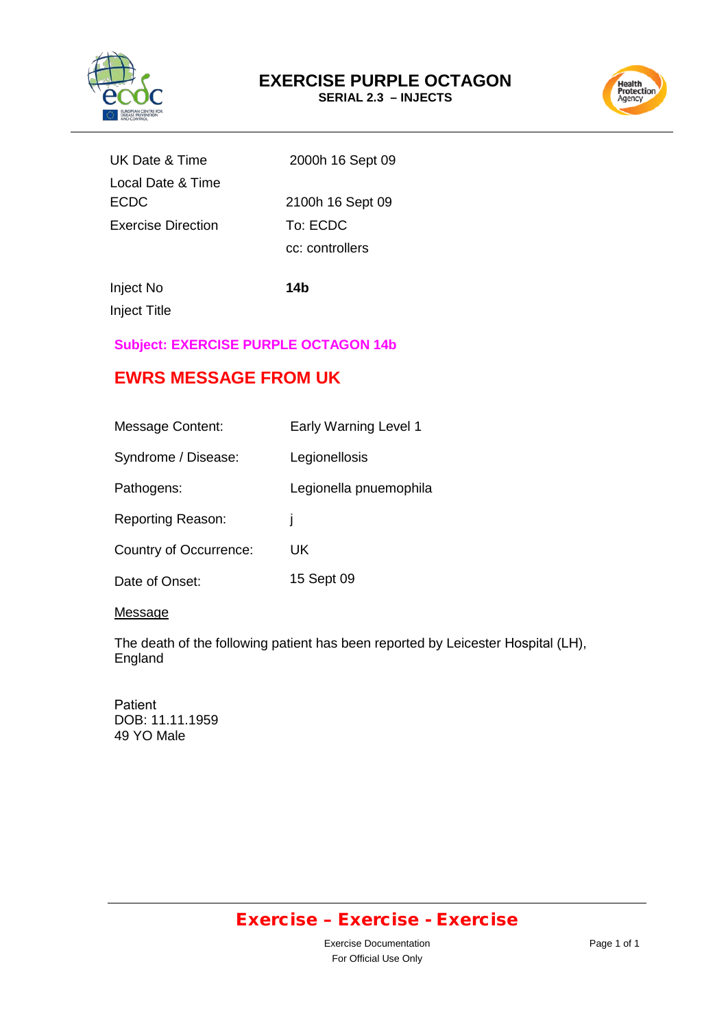# EXERCISE PURPLE OCTAGON

**SERIAL 2.3 – INJECTS**

| | |
|---|---|
| UK Date & Time | 2000h 16 Sept 09 |
| Local Date & Time ECDC | 2100h 16 Sept 09 |
| Exercise Direction | To: ECDC |
| | cc: controllers |
| Inject No | **14b** |
| Inject Title | |

**Subject: EXERCISE PURPLE OCTAGON 14b**

## EWRS MESSAGE FROM UK

| | |
|---|---|
| Message Content: | Early Warning Level 1 |
| Syndrome / Disease: | Legionellosis |
| Pathogens: | Legionella pnuemophila |
| Reporting Reason: | j |
| Country of Occurrence: | UK |
| Date of Onset: | 15 Sept 09 |

Message

The death of the following patient has been reported by Leicester Hospital (LH), England

Patient
DOB: 11.11.1959
49 YO Male

**Exercise – Exercise - Exercise**

Exercise Documentation
For Official Use Only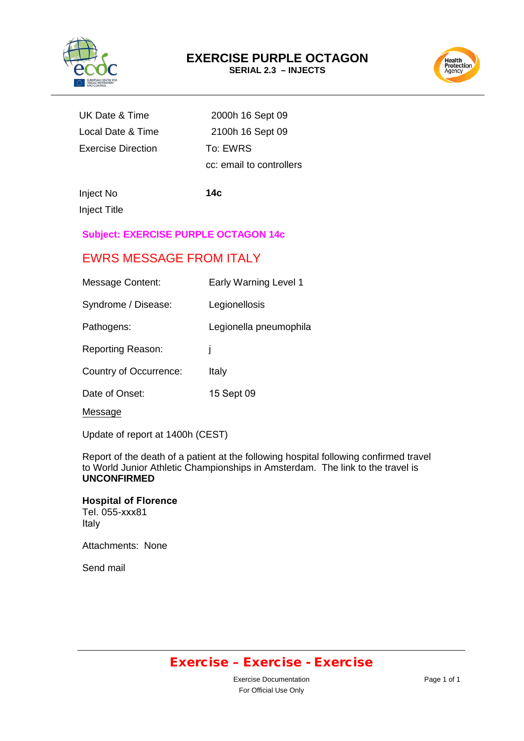# EXERCISE PURPLE OCTAGON

**SERIAL 2.3 – INJECTS**

| | |
|---|---|
| UK Date & Time | 2000h 16 Sept 09 |
| Local Date & Time | 2100h 16 Sept 09 |
| Exercise Direction | To: EWRS |
| | cc: email to controllers |

| | |
|---|---|
| Inject No | **14c** |
| Inject Title | |

**Subject: EXERCISE PURPLE OCTAGON 14c**

## EWRS MESSAGE FROM ITALY

| | |
|---|---|
| Message Content: | Early Warning Level 1 |
| Syndrome / Disease: | Legionellosis |
| Pathogens: | Legionella pneumophila |
| Reporting Reason: | j |
| Country of Occurrence: | Italy |
| Date of Onset: | 15 Sept 09 |

Message

Update of report at 1400h (CEST)

Report of the death of a patient at the following hospital following confirmed travel to World Junior Athletic Championships in Amsterdam. The link to the travel is **UNCONFIRMED**

**Hospital of Florence**
Tel. 055-xxx81
Italy

Attachments: None

Send mail

**Exercise – Exercise - Exercise**

Exercise Documentation
For Official Use Only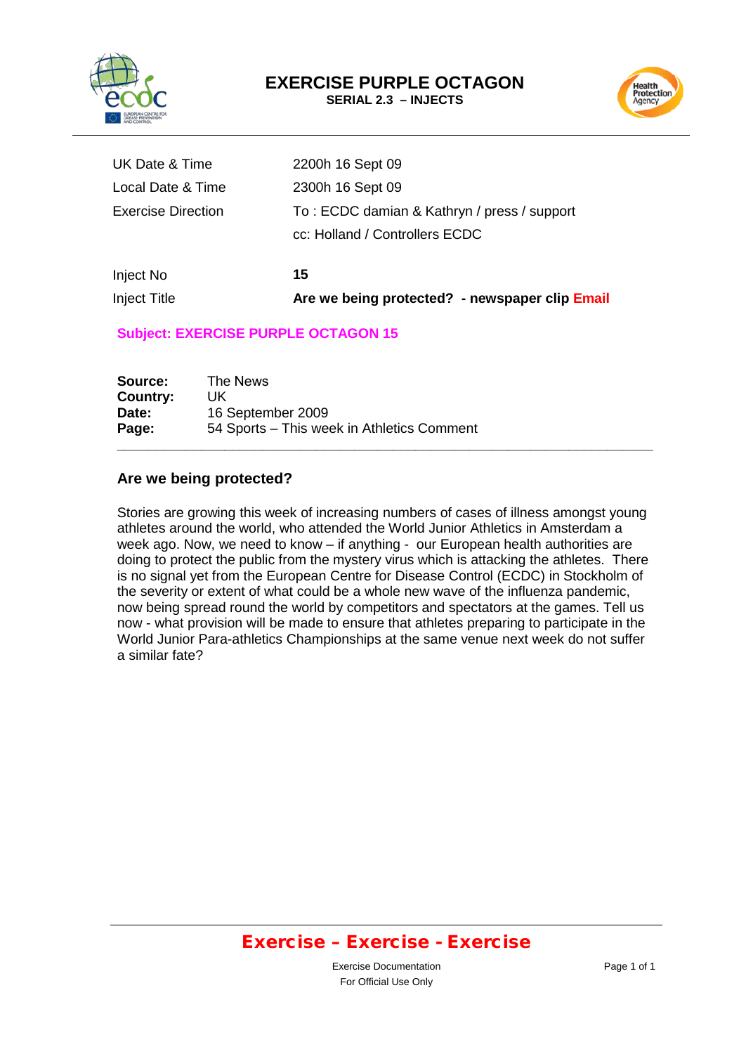# EXERCISE PURPLE OCTAGON

**SERIAL 2.3 – INJECTS**

| | |
|---|---|
| UK Date & Time | 2200h 16 Sept 09 |
| Local Date & Time | 2300h 16 Sept 09 |
| Exercise Direction | To : ECDC damian & Kathryn / press / support |
| | cc: Holland / Controllers ECDC |
| Inject No | **15** |
| Inject Title | **Are we being protected? - newspaper clip Email** |

**Subject: EXERCISE PURPLE OCTAGON 15**

**Source:** The News
**Country:** UK
**Date:** 16 September 2009
**Page:** 54 Sports – This week in Athletics Comment

---

### Are we being protected?

Stories are growing this week of increasing numbers of cases of illness amongst young athletes around the world, who attended the World Junior Athletics in Amsterdam a week ago. Now, we need to know – if anything - our European health authorities are doing to protect the public from the mystery virus which is attacking the athletes. There is no signal yet from the European Centre for Disease Control (ECDC) in Stockholm of the severity or extent of what could be a whole new wave of the influenza pandemic, now being spread round the world by competitors and spectators at the games. Tell us now - what provision will be made to ensure that athletes preparing to participate in the World Junior Para-athletics Championships at the same venue next week do not suffer a similar fate?

**Exercise – Exercise - Exercise**

Exercise Documentation
For Official Use Only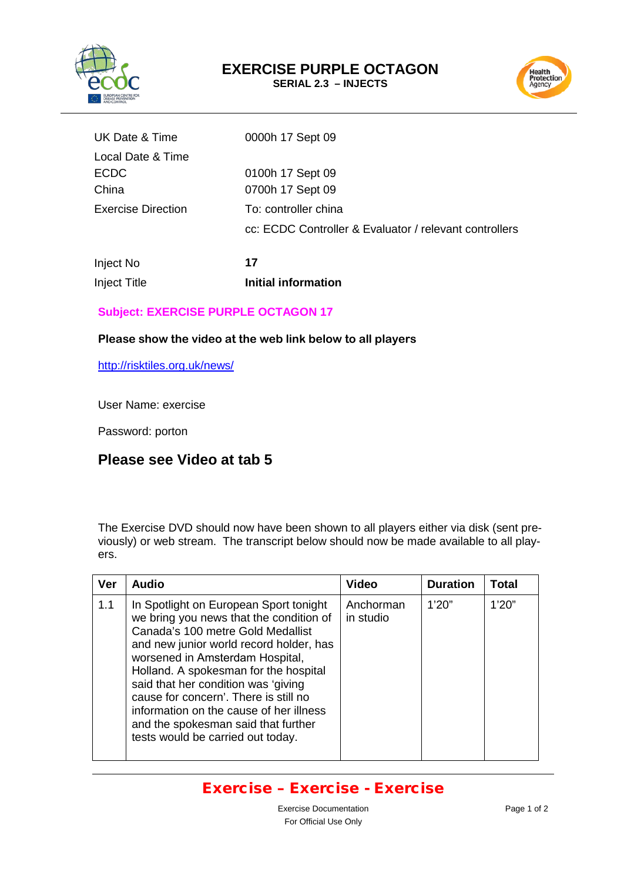# EXERCISE PURPLE OCTAGON

**SERIAL 2.3 – INJECTS**

| | |
|---|---|
| UK Date & Time | 0000h 17 Sept 09 |
| Local Date & Time | |
| ECDC | 0100h 17 Sept 09 |
| China | 0700h 17 Sept 09 |
| Exercise Direction | To: controller china |
| | cc: ECDC Controller & Evaluator / relevant controllers |
| Inject No | **17** |
| Inject Title | **Initial information** |

**Subject: EXERCISE PURPLE OCTAGON 17**

**Please show the video at the web link below to all players**

http://risktiles.org.uk/news/

User Name: exercise

Password: porton

## Please see Video at tab 5

The Exercise DVD should now have been shown to all players either via disk (sent previously) or web stream. The transcript below should now be made available to all players.

| Ver | Audio | Video | Duration | Total |
|---|---|---|---|---|
| 1.1 | In Spotlight on European Sport tonight we bring you news that the condition of Canada's 100 metre Gold Medallist and new junior world record holder, has worsened in Amsterdam Hospital, Holland. A spokesman for the hospital said that her condition was 'giving cause for concern'. There is still no information on the cause of her illness and the spokesman said that further tests would be carried out today. | Anchorman in studio | 1'20" | 1'20" |

**Exercise – Exercise - Exercise**

Exercise Documentation
For Official Use Only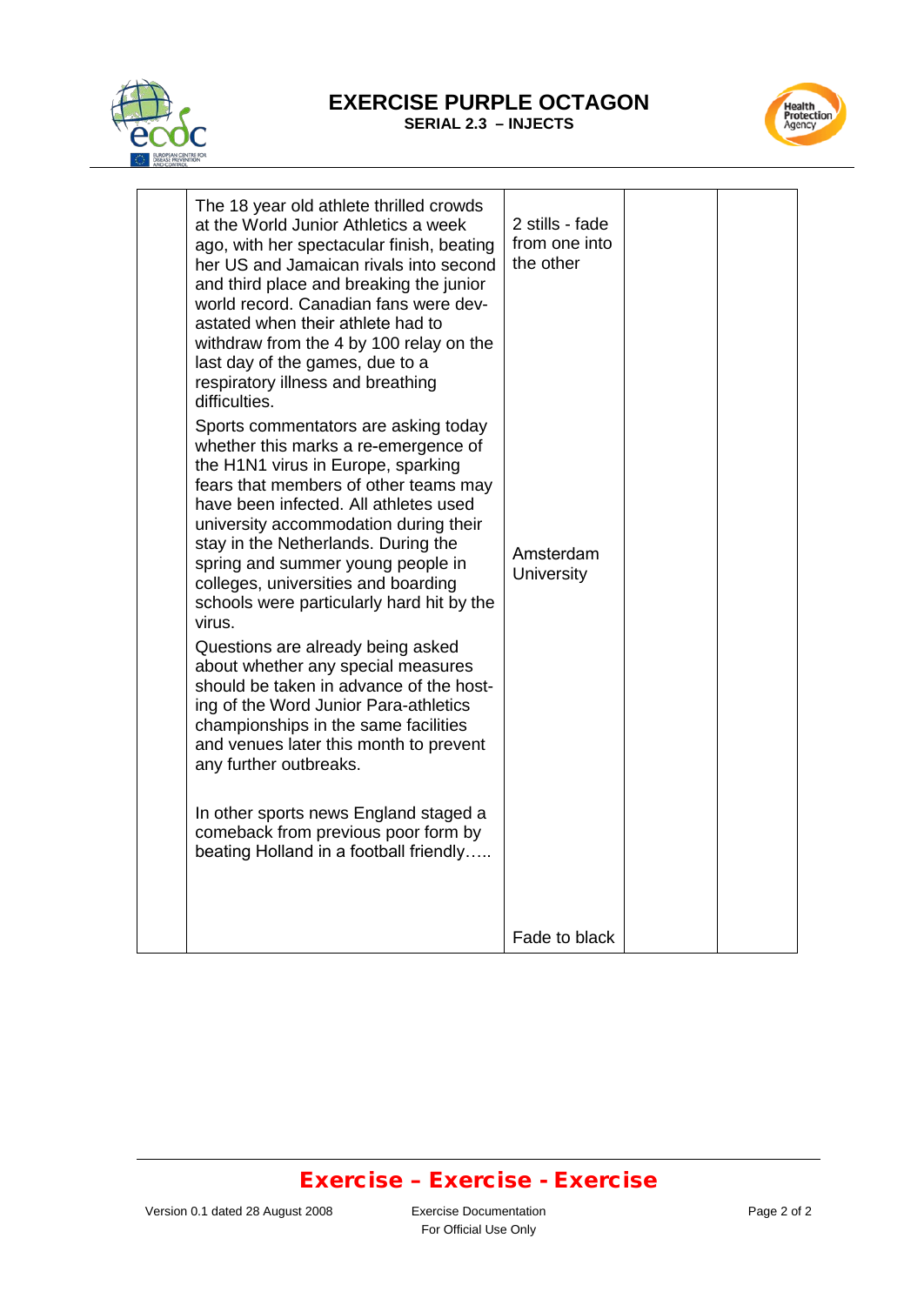| | | | | |
|---|---|---|---|---|
| | The 18 year old athlete thrilled crowds at the World Junior Athletics a week ago, with her spectacular finish, beating her US and Jamaican rivals into second and third place and breaking the junior world record. Canadian fans were devastated when their athlete had to withdraw from the 4 by 100 relay on the last day of the games, due to a respiratory illness and breathing difficulties.<br><br>Sports commentators are asking today whether this marks a re-emergence of the H1N1 virus in Europe, sparking fears that members of other teams may have been infected. All athletes used university accommodation during their stay in the Netherlands. During the spring and summer young people in colleges, universities and boarding schools were particularly hard hit by the virus.<br><br>Questions are already being asked about whether any special measures should be taken in advance of the hosting of the Word Junior Para-athletics championships in the same facilities and venues later this month to prevent any further outbreaks.<br><br>In other sports news England staged a comeback from previous poor form by beating Holland in a football friendly….. | 2 stills - fade from one into the other<br><br>Amsterdam University<br><br>Fade to black | | |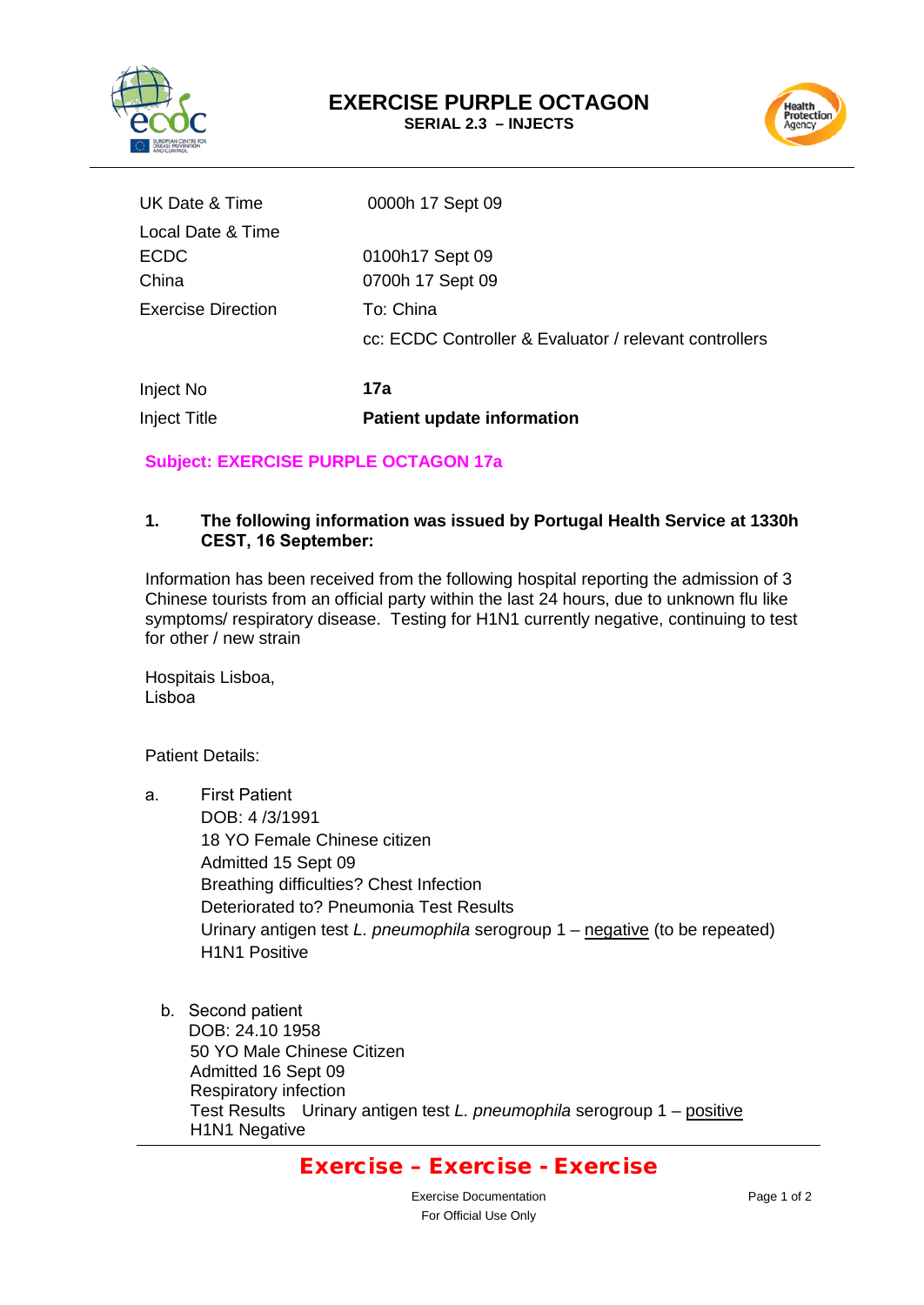# EXERCISE PURPLE OCTAGON

**SERIAL 2.3 – INJECTS**

| | |
|---|---|
| UK Date & Time | 0000h 17 Sept 09 |
| Local Date & Time | |
| ECDC | 0100h17 Sept 09 |
| China | 0700h 17 Sept 09 |
| Exercise Direction | To: China |
| | cc: ECDC Controller & Evaluator / relevant controllers |
| Inject No | **17a** |
| Inject Title | **Patient update information** |

**Subject: EXERCISE PURPLE OCTAGON 17a**

**1. The following information was issued by Portugal Health Service at 1330h CEST, 16 September:**

Information has been received from the following hospital reporting the admission of 3 Chinese tourists from an official party within the last 24 hours, due to unknown flu like symptoms/ respiratory disease. Testing for H1N1 currently negative, continuing to test for other / new strain

Hospitais Lisboa,
Lisboa

Patient Details:

a. First Patient
DOB: 4 /3/1991
18 YO Female Chinese citizen
Admitted 15 Sept 09
Breathing difficulties? Chest Infection
Deteriorated to? Pneumonia Test Results
Urinary antigen test *L. pneumophila* serogroup 1 – negative (to be repeated)
H1N1 Positive

b. Second patient
DOB: 24.10 1958
50 YO Male Chinese Citizen
Admitted 16 Sept 09
Respiratory infection
Test Results Urinary antigen test *L. pneumophila* serogroup 1 – positive
H1N1 Negative

**Exercise – Exercise - Exercise**

Exercise Documentation
For Official Use Only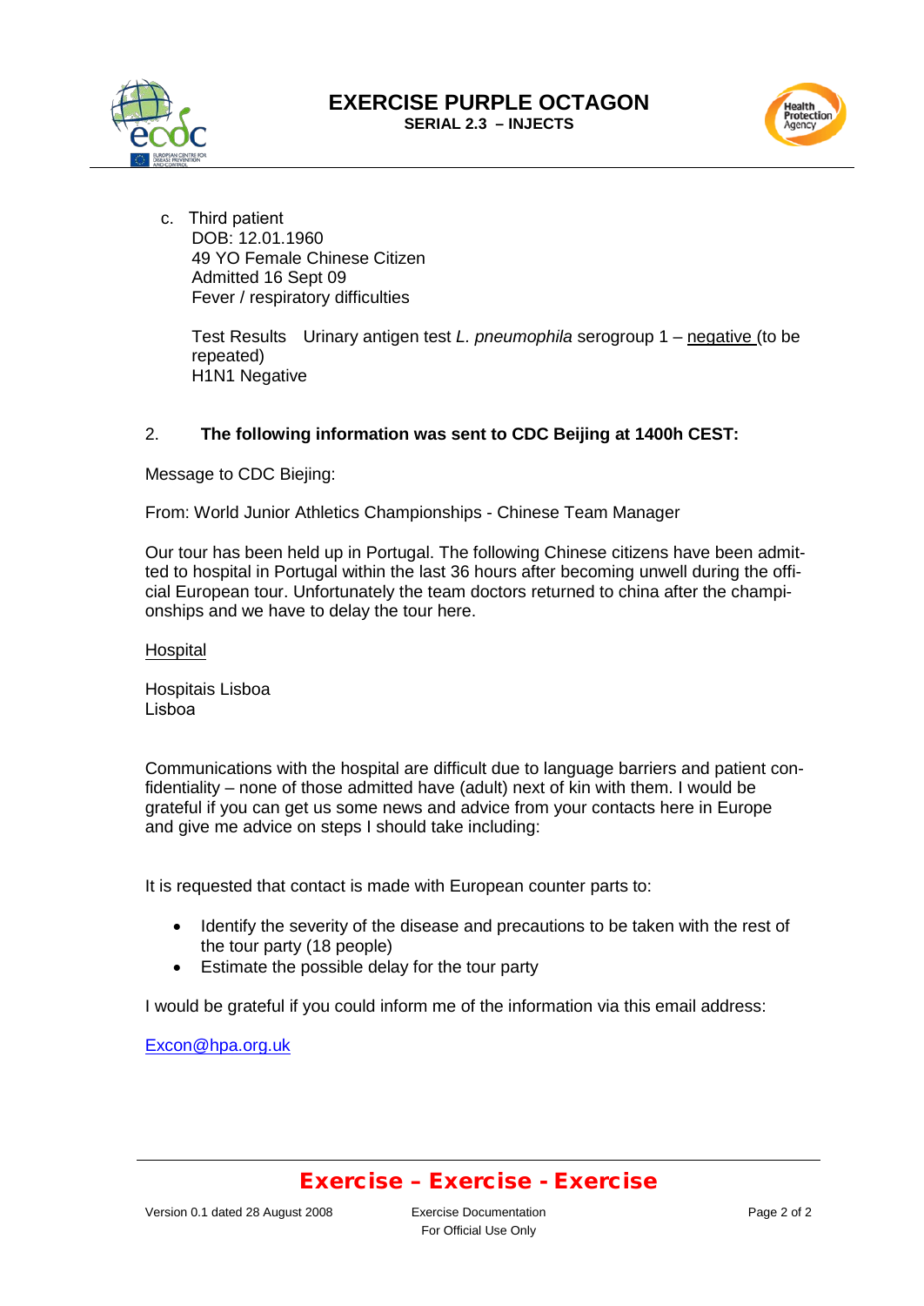c. Third patient
   DOB: 12.01.1960
   49 YO Female Chinese Citizen
   Admitted 16 Sept 09
   Fever / respiratory difficulties

   Test Results  Urinary antigen test *L. pneumophila* serogroup 1 – negative (to be repeated)
   H1N1 Negative

2. **The following information was sent to CDC Beijing at 1400h CEST:**

Message to CDC Biejing:

From: World Junior Athletics Championships - Chinese Team Manager

Our tour has been held up in Portugal. The following Chinese citizens have been admitted to hospital in Portugal within the last 36 hours after becoming unwell during the official European tour. Unfortunately the team doctors returned to china after the championships and we have to delay the tour here.

Hospital

Hospitais Lisboa
Lisboa

Communications with the hospital are difficult due to language barriers and patient confidentiality – none of those admitted have (adult) next of kin with them. I would be grateful if you can get us some news and advice from your contacts here in Europe and give me advice on steps I should take including:

It is requested that contact is made with European counter parts to:

- Identify the severity of the disease and precautions to be taken with the rest of the tour party (18 people)
- Estimate the possible delay for the tour party

I would be grateful if you could inform me of the information via this email address:

Excon@hpa.org.uk

**Exercise – Exercise - Exercise**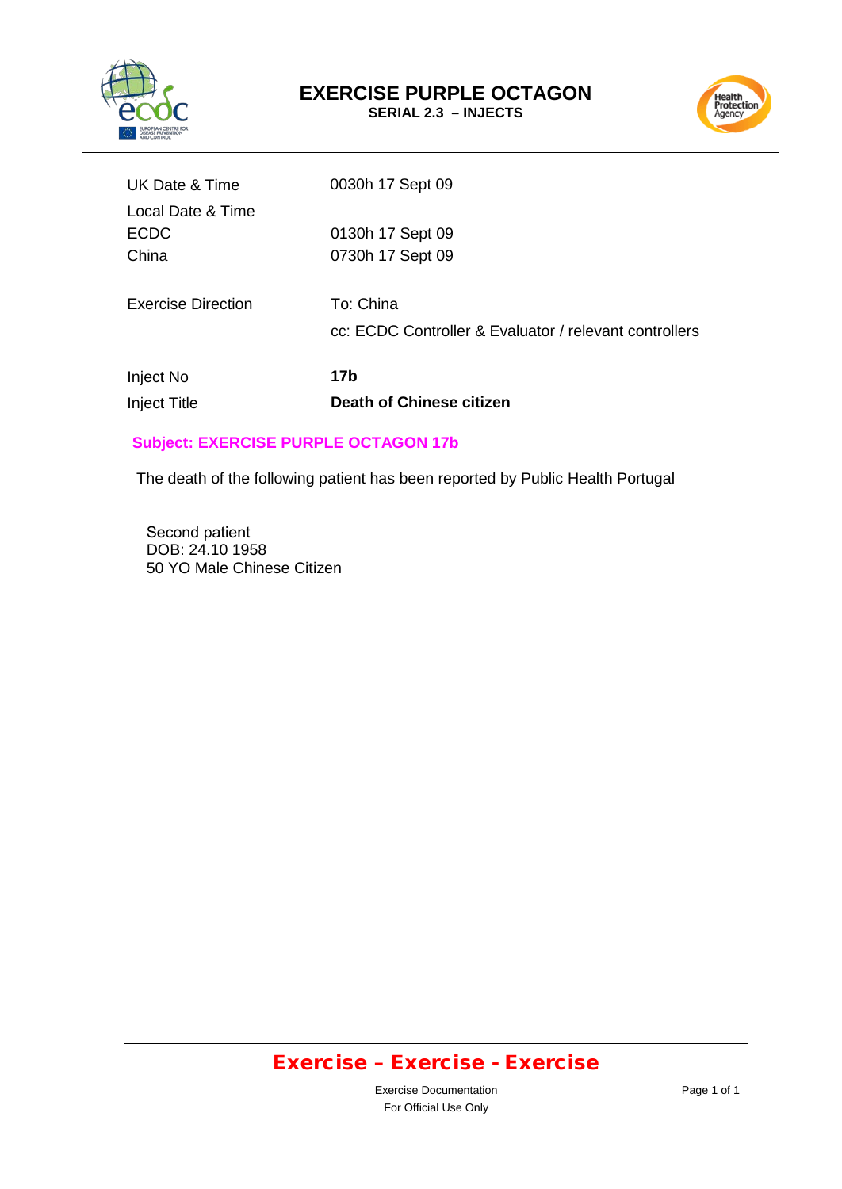# EXERCISE PURPLE OCTAGON

**SERIAL 2.3 – INJECTS**

| | |
|---|---|
| UK Date & Time | 0030h 17 Sept 09 |
| Local Date & Time | |
| ECDC | 0130h 17 Sept 09 |
| China | 0730h 17 Sept 09 |
| Exercise Direction | To: China |
| | cc: ECDC Controller & Evaluator / relevant controllers |
| Inject No | **17b** |
| Inject Title | **Death of Chinese citizen** |

**Subject: EXERCISE PURPLE OCTAGON 17b**

The death of the following patient has been reported by Public Health Portugal

Second patient
DOB: 24.10 1958
50 YO Male Chinese Citizen

**Exercise – Exercise - Exercise**

Exercise Documentation
For Official Use Only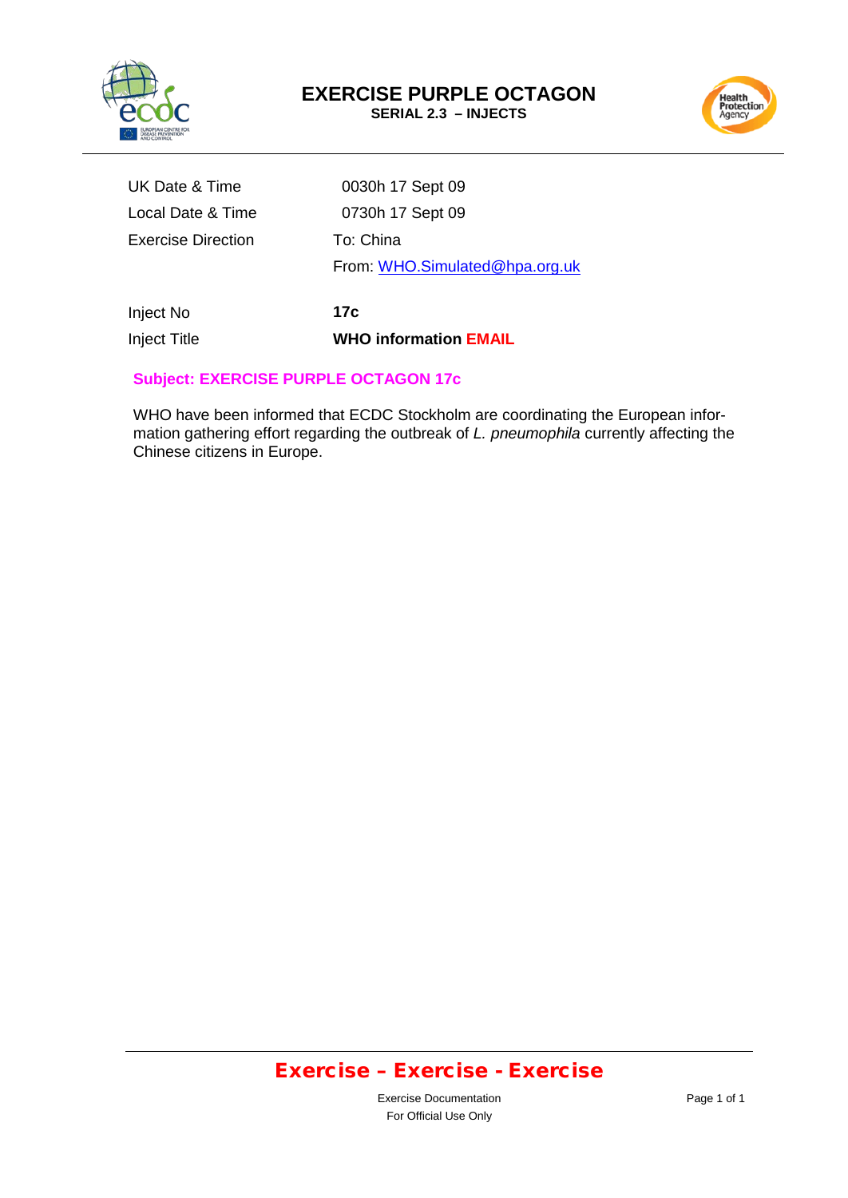# EXERCISE PURPLE OCTAGON

**SERIAL 2.3 – INJECTS**

| | |
|---|---|
| UK Date & Time | 0030h 17 Sept 09 |
| Local Date & Time | 0730h 17 Sept 09 |
| Exercise Direction | To: China |
| | From: WHO.Simulated@hpa.org.uk |
| Inject No | **17c** |
| Inject Title | **WHO information EMAIL** |

**Subject: EXERCISE PURPLE OCTAGON 17c**

WHO have been informed that ECDC Stockholm are coordinating the European information gathering effort regarding the outbreak of *L. pneumophila* currently affecting the Chinese citizens in Europe.

**Exercise – Exercise - Exercise**

Exercise Documentation
For Official Use Only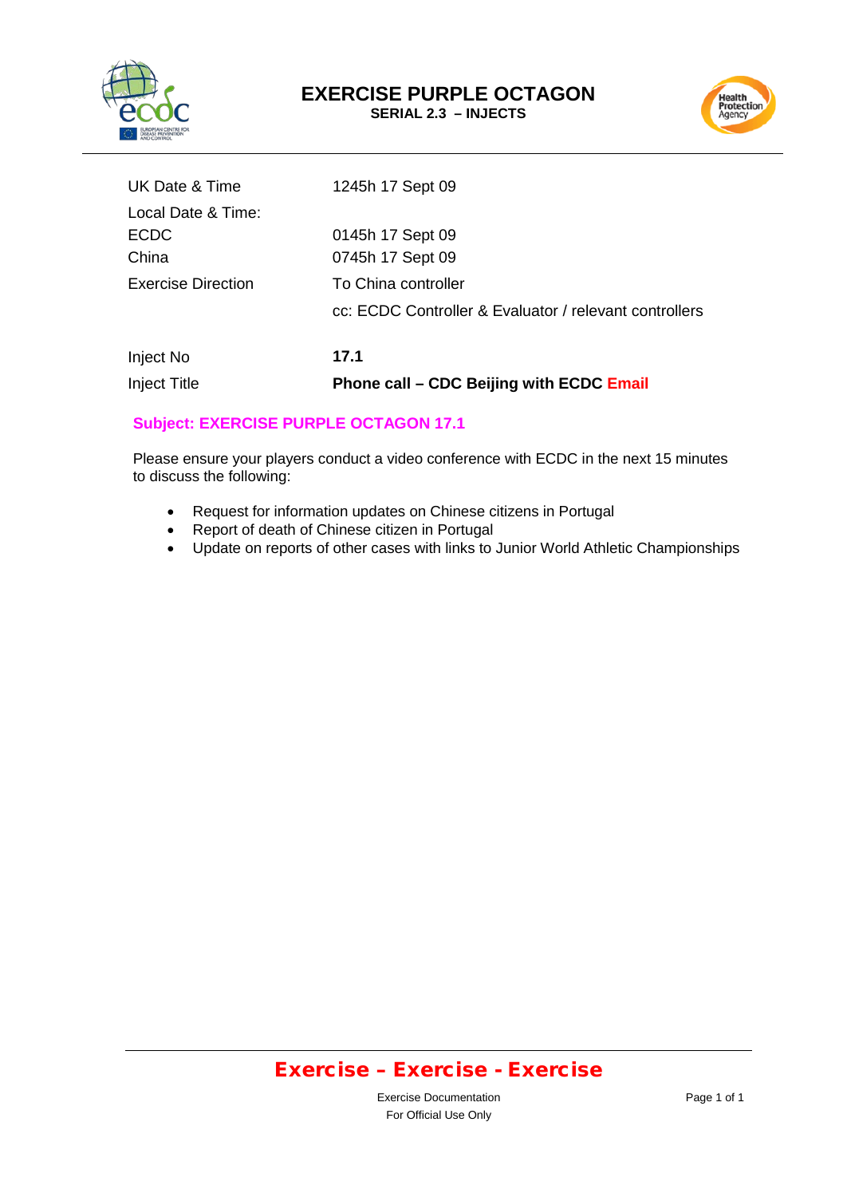# EXERCISE PURPLE OCTAGON

**SERIAL 2.3 – INJECTS**

| | |
|---|---|
| UK Date & Time | 1245h 17 Sept 09 |
| Local Date & Time: | |
| ECDC | 0145h 17 Sept 09 |
| China | 0745h 17 Sept 09 |
| Exercise Direction | To China controller |
| | cc: ECDC Controller & Evaluator / relevant controllers |
| Inject No | **17.1** |
| Inject Title | **Phone call – CDC Beijing with ECDC Email** |

**Subject: EXERCISE PURPLE OCTAGON 17.1**

Please ensure your players conduct a video conference with ECDC in the next 15 minutes to discuss the following:

- Request for information updates on Chinese citizens in Portugal
- Report of death of Chinese citizen in Portugal
- Update on reports of other cases with links to Junior World Athletic Championships

**Exercise – Exercise - Exercise**

Exercise Documentation
For Official Use Only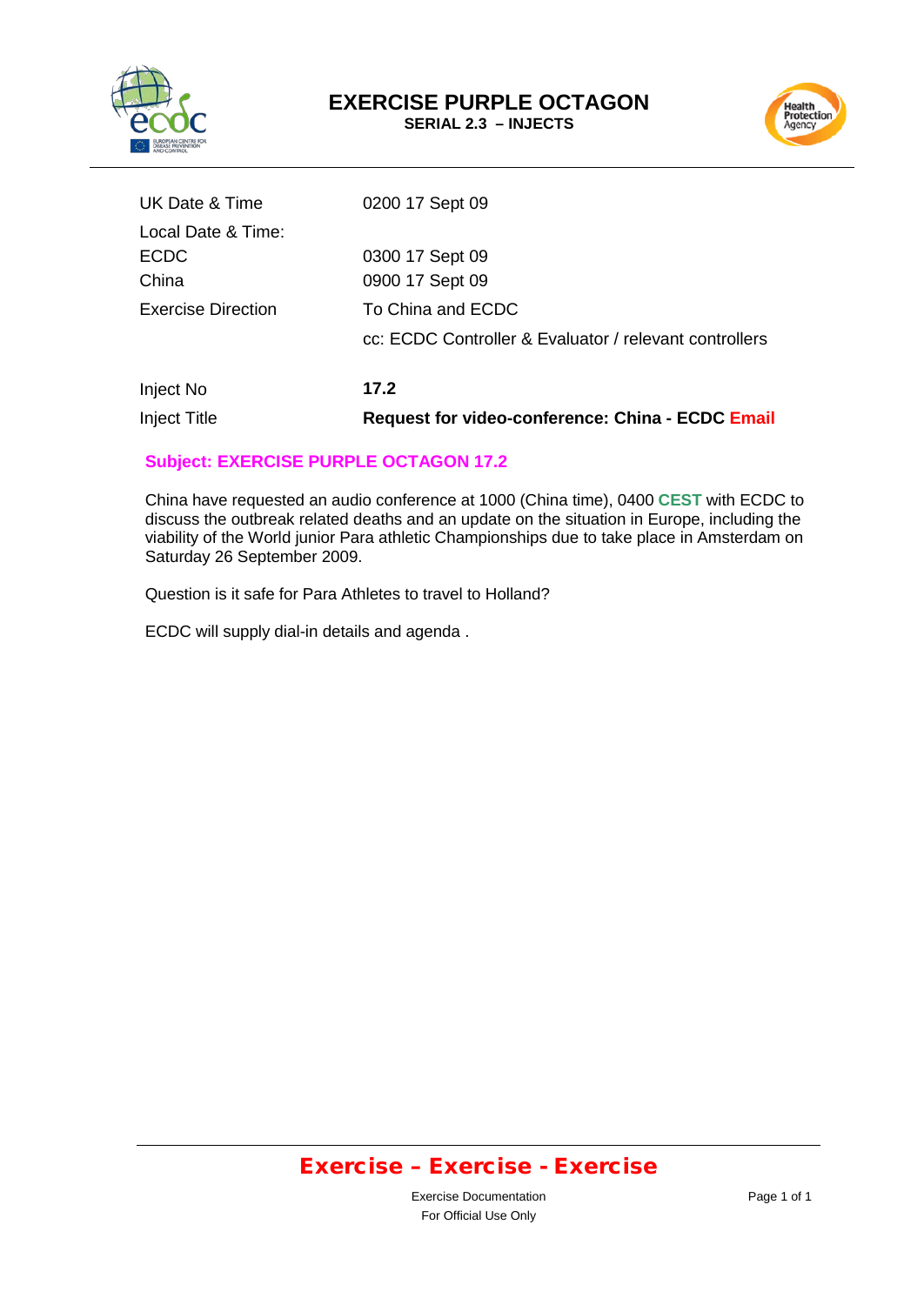# EXERCISE PURPLE OCTAGON

**SERIAL 2.3 – INJECTS**

| | |
|---|---|
| UK Date & Time | 0200 17 Sept 09 |
| Local Date & Time: | |
| ECDC | 0300 17 Sept 09 |
| China | 0900 17 Sept 09 |
| Exercise Direction | To China and ECDC |
| | cc: ECDC Controller & Evaluator / relevant controllers |
| Inject No | **17.2** |
| Inject Title | **Request for video-conference: China - ECDC Email** |

**Subject: EXERCISE PURPLE OCTAGON 17.2**

China have requested an audio conference at 1000 (China time), 0400 **CEST** with ECDC to discuss the outbreak related deaths and an update on the situation in Europe, including the viability of the World junior Para athletic Championships due to take place in Amsterdam on Saturday 26 September 2009.

Question is it safe for Para Athletes to travel to Holland?

ECDC will supply dial-in details and agenda .

**Exercise – Exercise - Exercise**

Exercise Documentation
For Official Use Only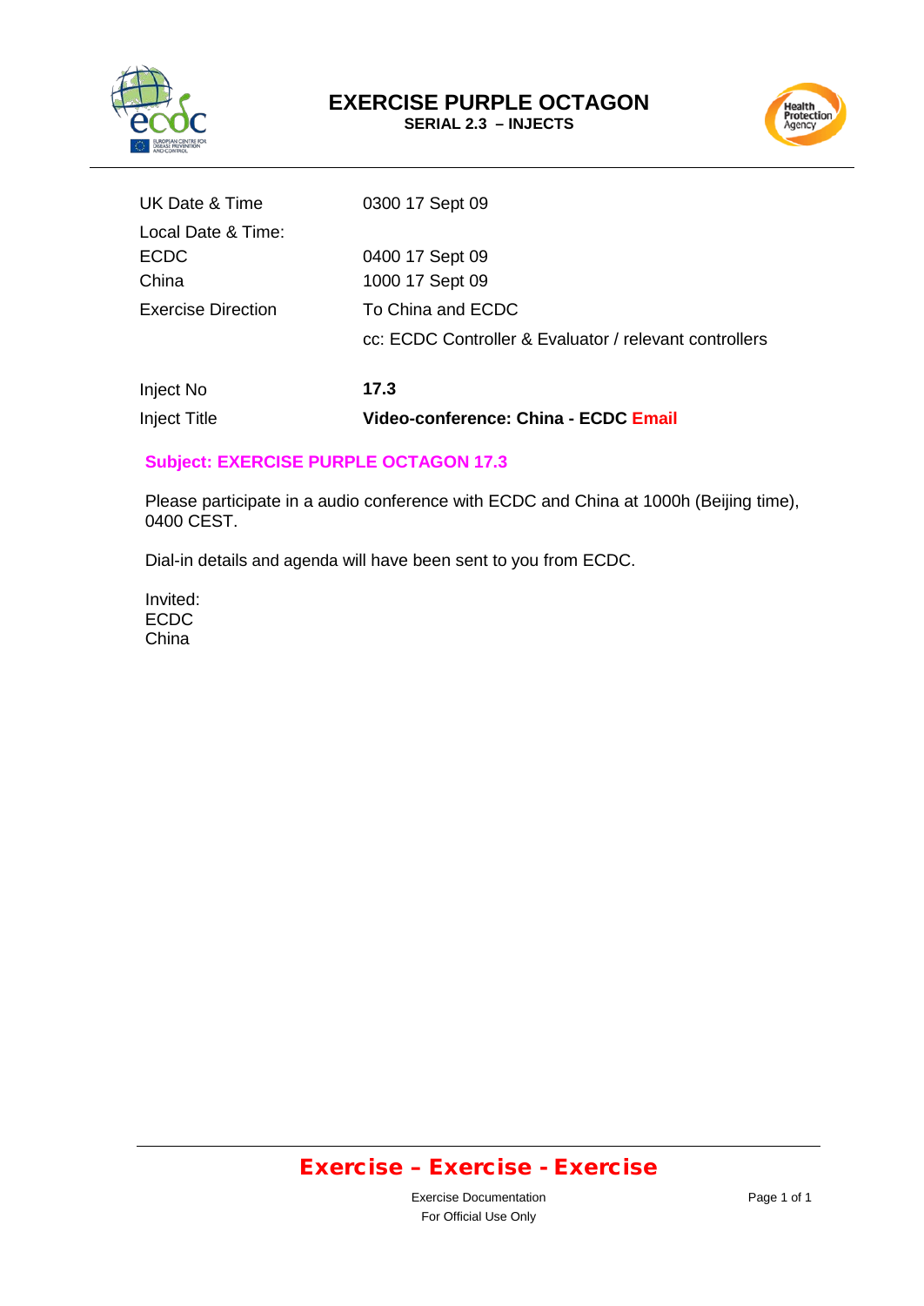# EXERCISE PURPLE OCTAGON

**SERIAL 2.3 – INJECTS**

| | |
|---|---|
| UK Date & Time | 0300 17 Sept 09 |
| Local Date & Time: | |
| ECDC | 0400 17 Sept 09 |
| China | 1000 17 Sept 09 |
| Exercise Direction | To China and ECDC |
| | cc: ECDC Controller & Evaluator / relevant controllers |
| Inject No | **17.3** |
| Inject Title | **Video-conference: China - ECDC Email** |

**Subject: EXERCISE PURPLE OCTAGON 17.3**

Please participate in a audio conference with ECDC and China at 1000h (Beijing time), 0400 CEST.

Dial-in details and agenda will have been sent to you from ECDC.

Invited:
ECDC
China

**Exercise – Exercise - Exercise**

Exercise Documentation
For Official Use Only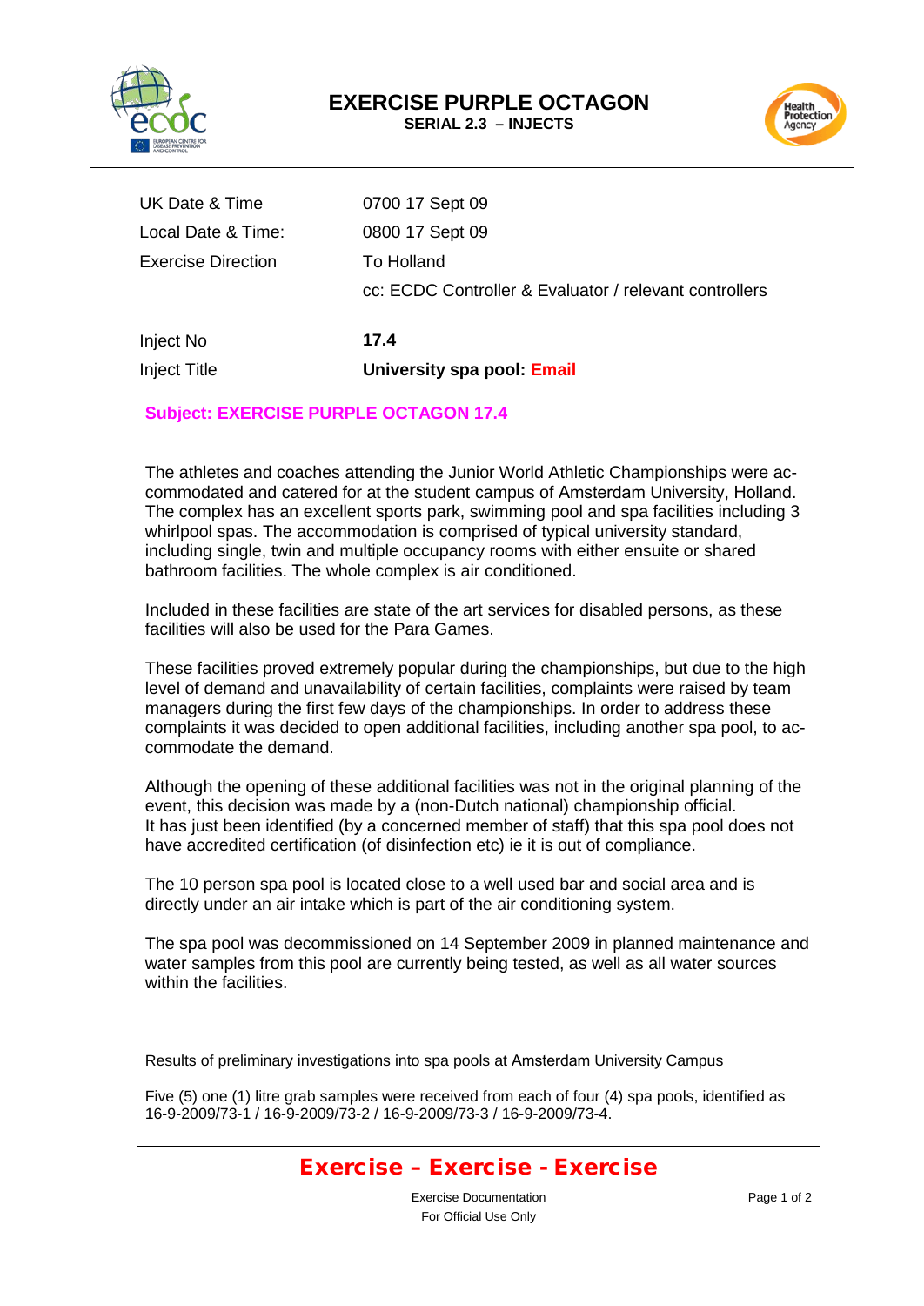# EXERCISE PURPLE OCTAGON

**SERIAL 2.3 – INJECTS**

| | |
|---|---|
| UK Date & Time | 0700 17 Sept 09 |
| Local Date & Time: | 0800 17 Sept 09 |
| Exercise Direction | To Holland |
| | cc: ECDC Controller & Evaluator / relevant controllers |
| Inject No | **17.4** |
| Inject Title | **University spa pool: Email** |

**Subject: EXERCISE PURPLE OCTAGON 17.4**

The athletes and coaches attending the Junior World Athletic Championships were accommodated and catered for at the student campus of Amsterdam University, Holland. The complex has an excellent sports park, swimming pool and spa facilities including 3 whirlpool spas. The accommodation is comprised of typical university standard, including single, twin and multiple occupancy rooms with either ensuite or shared bathroom facilities. The whole complex is air conditioned.

Included in these facilities are state of the art services for disabled persons, as these facilities will also be used for the Para Games.

These facilities proved extremely popular during the championships, but due to the high level of demand and unavailability of certain facilities, complaints were raised by team managers during the first few days of the championships. In order to address these complaints it was decided to open additional facilities, including another spa pool, to accommodate the demand.

Although the opening of these additional facilities was not in the original planning of the event, this decision was made by a (non-Dutch national) championship official.
It has just been identified (by a concerned member of staff) that this spa pool does not have accredited certification (of disinfection etc) ie it is out of compliance.

The 10 person spa pool is located close to a well used bar and social area and is directly under an air intake which is part of the air conditioning system.

The spa pool was decommissioned on 14 September 2009 in planned maintenance and water samples from this pool are currently being tested, as well as all water sources within the facilities.

Results of preliminary investigations into spa pools at Amsterdam University Campus

Five (5) one (1) litre grab samples were received from each of four (4) spa pools, identified as 16-9-2009/73-1 / 16-9-2009/73-2 / 16-9-2009/73-3 / 16-9-2009/73-4.

**Exercise – Exercise - Exercise**

Exercise Documentation
For Official Use Only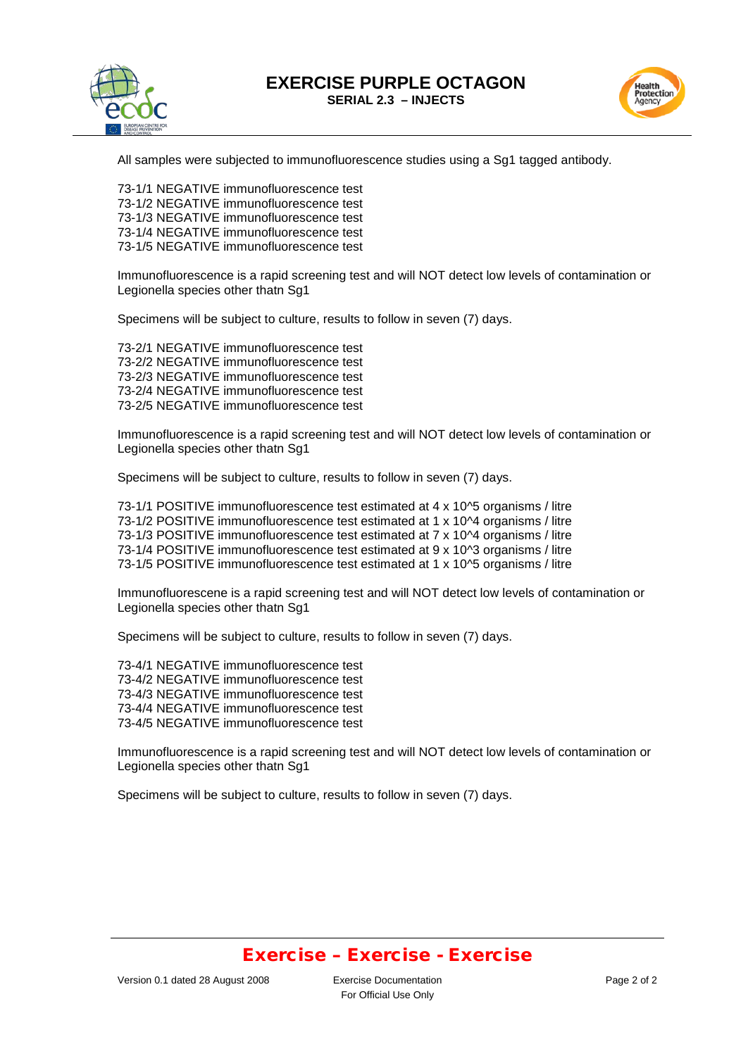# EXERCISE PURPLE OCTAGON

## SERIAL 2.3 – INJECTS

All samples were subjected to immunofluorescence studies using a Sg1 tagged antibody.

73-1/1 NEGATIVE immunofluorescence test
73-1/2 NEGATIVE immunofluorescence test
73-1/3 NEGATIVE immunofluorescence test
73-1/4 NEGATIVE immunofluorescence test
73-1/5 NEGATIVE immunofluorescence test

Immunofluorescence is a rapid screening test and will NOT detect low levels of contamination or Legionella species other thatn Sg1

Specimens will be subject to culture, results to follow in seven (7) days.

73-2/1 NEGATIVE immunofluorescence test
73-2/2 NEGATIVE immunofluorescence test
73-2/3 NEGATIVE immunofluorescence test
73-2/4 NEGATIVE immunofluorescence test
73-2/5 NEGATIVE immunofluorescence test

Immunofluorescence is a rapid screening test and will NOT detect low levels of contamination or Legionella species other thatn Sg1

Specimens will be subject to culture, results to follow in seven (7) days.

73-1/1 POSITIVE immunofluorescence test estimated at 4 x 10^5 organisms / litre
73-1/2 POSITIVE immunofluorescence test estimated at 1 x 10^4 organisms / litre
73-1/3 POSITIVE immunofluorescence test estimated at 7 x 10^4 organisms / litre
73-1/4 POSITIVE immunofluorescence test estimated at 9 x 10^3 organisms / litre
73-1/5 POSITIVE immunofluorescence test estimated at 1 x 10^5 organisms / litre

Immunofluorescene is a rapid screening test and will NOT detect low levels of contamination or Legionella species other thatn Sg1

Specimens will be subject to culture, results to follow in seven (7) days.

73-4/1 NEGATIVE immunofluorescence test
73-4/2 NEGATIVE immunofluorescence test
73-4/3 NEGATIVE immunofluorescence test
73-4/4 NEGATIVE immunofluorescence test
73-4/5 NEGATIVE immunofluorescence test

Immunofluorescence is a rapid screening test and will NOT detect low levels of contamination or Legionella species other thatn Sg1

Specimens will be subject to culture, results to follow in seven (7) days.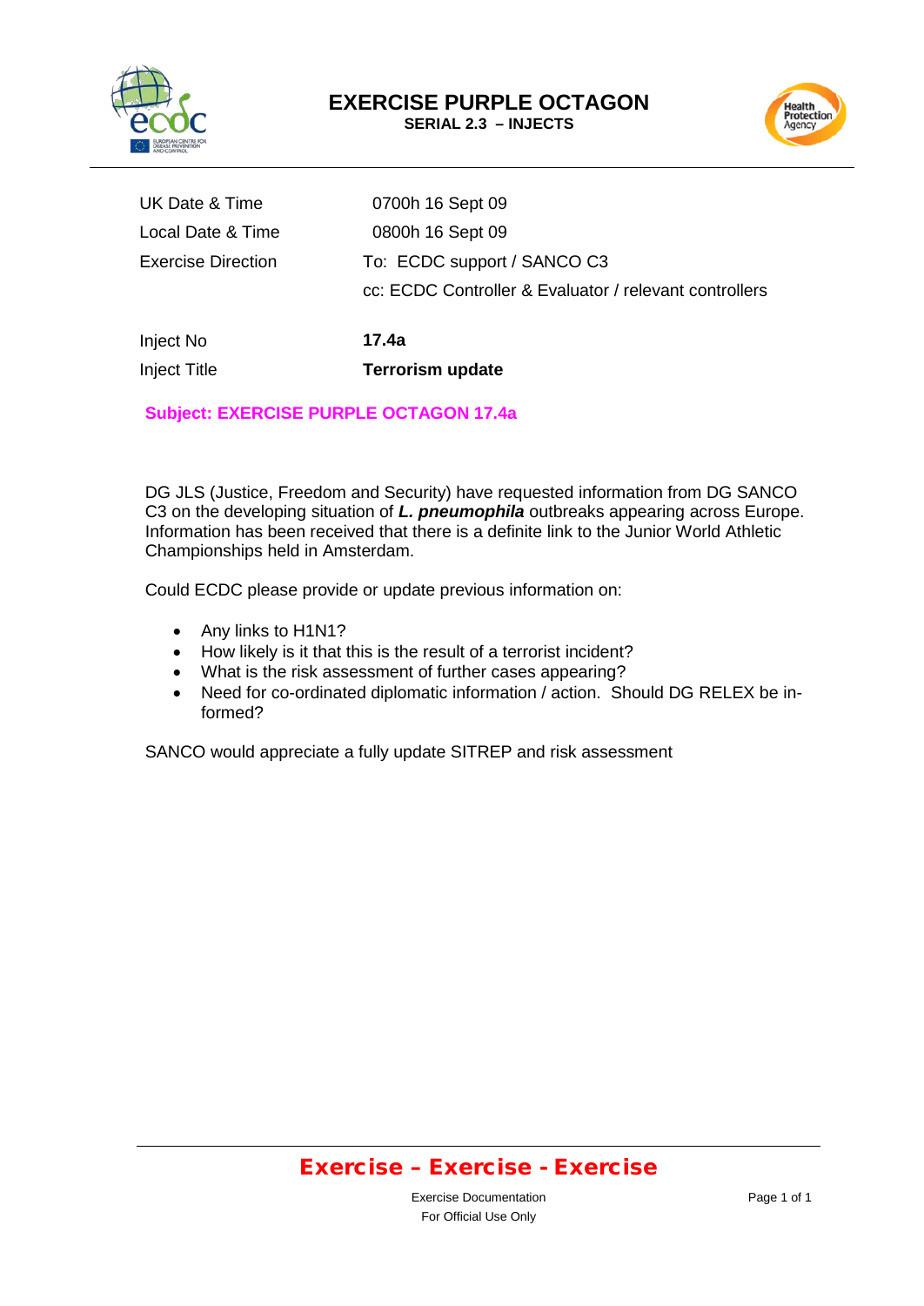# EXERCISE PURPLE OCTAGON

**SERIAL 2.3 – INJECTS**

| | |
|---|---|
| UK Date & Time | 0700h 16 Sept 09 |
| Local Date & Time | 0800h 16 Sept 09 |
| Exercise Direction | To: ECDC support / SANCO C3 |
| | cc: ECDC Controller & Evaluator / relevant controllers |
| Inject No | **17.4a** |
| Inject Title | **Terrorism update** |

**Subject: EXERCISE PURPLE OCTAGON 17.4a**

DG JLS (Justice, Freedom and Security) have requested information from DG SANCO C3 on the developing situation of ***L. pneumophila*** outbreaks appearing across Europe. Information has been received that there is a definite link to the Junior World Athletic Championships held in Amsterdam.

Could ECDC please provide or update previous information on:

- Any links to H1N1?
- How likely is it that this is the result of a terrorist incident?
- What is the risk assessment of further cases appearing?
- Need for co-ordinated diplomatic information / action. Should DG RELEX be informed?

SANCO would appreciate a fully update SITREP and risk assessment

**Exercise – Exercise - Exercise**

Exercise Documentation
For Official Use Only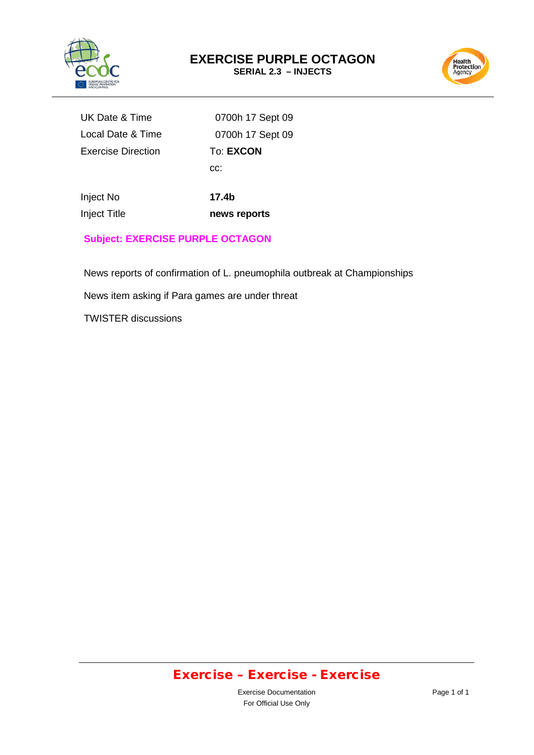# EXERCISE PURPLE OCTAGON

**SERIAL 2.3 – INJECTS**

| | |
|---|---|
| UK Date & Time | 0700h 17 Sept 09 |
| Local Date & Time | 0700h 17 Sept 09 |
| Exercise Direction | To: **EXCON** |
| | cc: |
| Inject No | **17.4b** |
| Inject Title | **news reports** |

**Subject: EXERCISE PURPLE OCTAGON**

News reports of confirmation of L. pneumophila outbreak at Championships

News item asking if Para games are under threat

TWISTER discussions

**Exercise – Exercise - Exercise**

Exercise Documentation
For Official Use Only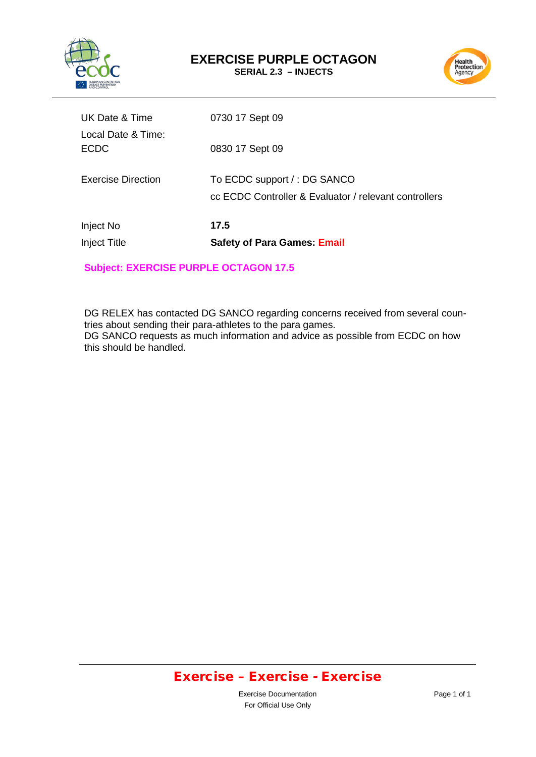# EXERCISE PURPLE OCTAGON

**SERIAL 2.3 – INJECTS**

| | |
|---|---|
| UK Date & Time | 0730 17 Sept 09 |
| Local Date & Time: ECDC | 0830 17 Sept 09 |
| Exercise Direction | To ECDC support / : DG SANCO<br>cc ECDC Controller & Evaluator / relevant controllers |
| Inject No | **17.5** |
| Inject Title | **Safety of Para Games: Email** |

**Subject: EXERCISE PURPLE OCTAGON 17.5**

DG RELEX has contacted DG SANCO regarding concerns received from several countries about sending their para-athletes to the para games.
DG SANCO requests as much information and advice as possible from ECDC on how this should be handled.

**Exercise – Exercise - Exercise**

Exercise Documentation
For Official Use Only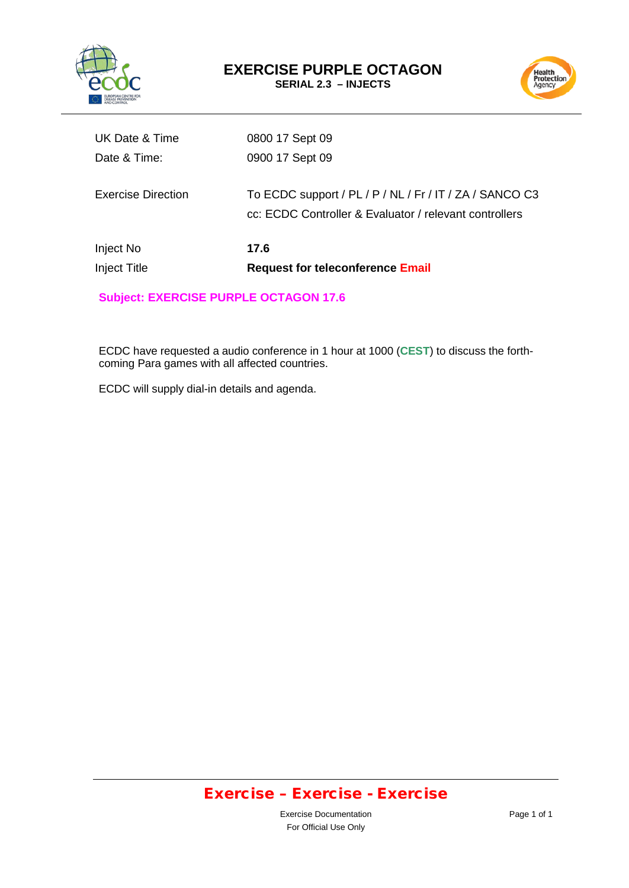# EXERCISE PURPLE OCTAGON

**SERIAL 2.3 – INJECTS**

| | |
|---|---|
| UK Date & Time | 0800 17 Sept 09 |
| Date & Time: | 0900 17 Sept 09 |
| Exercise Direction | To ECDC support / PL / P / NL / Fr / IT / ZA / SANCO C3<br>cc: ECDC Controller & Evaluator / relevant controllers |
| Inject No | **17.6** |
| Inject Title | **Request for teleconference Email** |

**Subject: EXERCISE PURPLE OCTAGON 17.6**

ECDC have requested a audio conference in 1 hour at 1000 (**CEST**) to discuss the forth-coming Para games with all affected countries.

ECDC will supply dial-in details and agenda.

**Exercise – Exercise - Exercise**

Exercise Documentation
For Official Use Only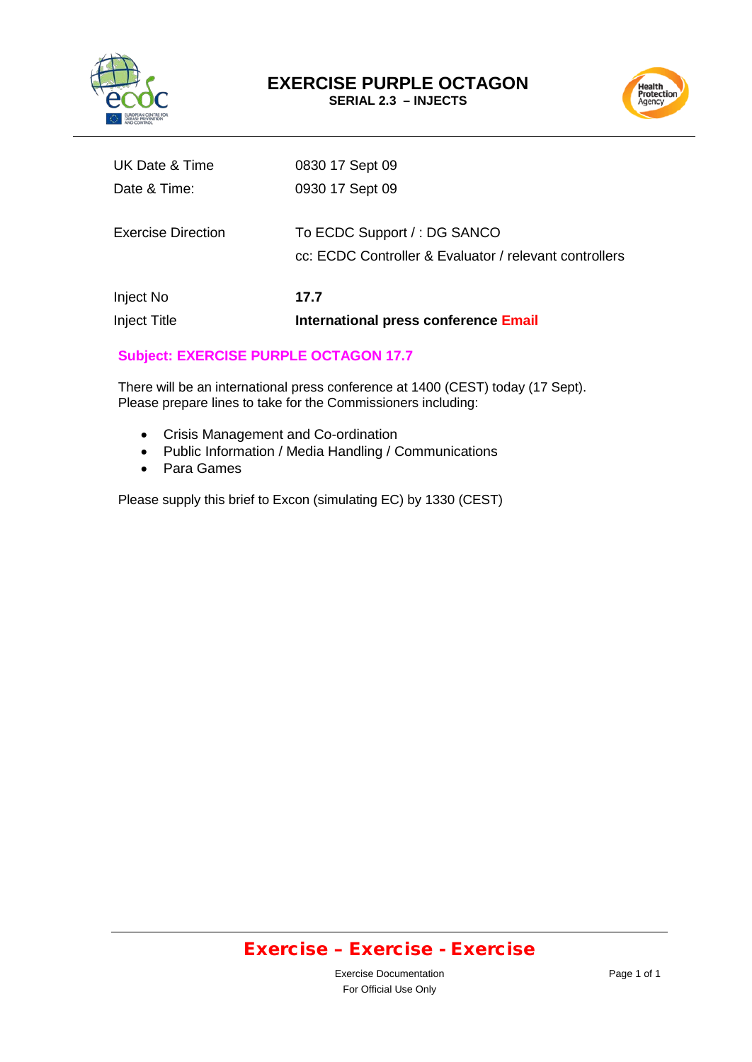# EXERCISE PURPLE OCTAGON

**SERIAL 2.3 – INJECTS**

| | |
|---|---|
| UK Date & Time | 0830 17 Sept 09 |
| Date & Time: | 0930 17 Sept 09 |
| Exercise Direction | To ECDC Support / : DG SANCO<br>cc: ECDC Controller & Evaluator / relevant controllers |
| Inject No | **17.7** |
| Inject Title | **International press conference Email** |

**Subject: EXERCISE PURPLE OCTAGON 17.7**

There will be an international press conference at 1400 (CEST) today (17 Sept). Please prepare lines to take for the Commissioners including:

- Crisis Management and Co-ordination
- Public Information / Media Handling / Communications
- Para Games

Please supply this brief to Excon (simulating EC) by 1330 (CEST)

**Exercise – Exercise - Exercise**

Exercise Documentation
For Official Use Only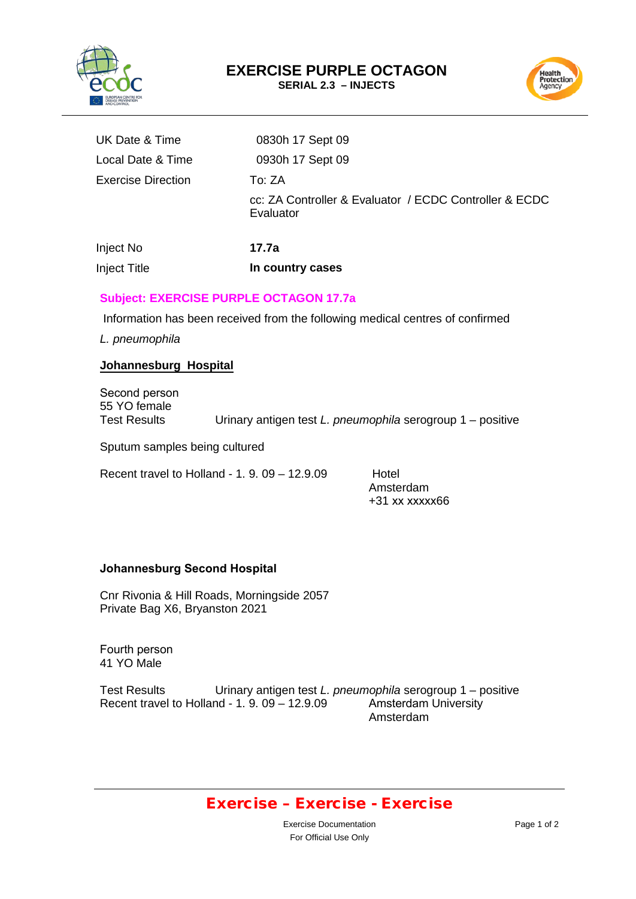# EXERCISE PURPLE OCTAGON

**SERIAL 2.3 – INJECTS**

| | |
|---|---|
| UK Date & Time | 0830h 17 Sept 09 |
| Local Date & Time | 0930h 17 Sept 09 |
| Exercise Direction | To: ZA |
| | cc: ZA Controller & Evaluator / ECDC Controller & ECDC Evaluator |
| Inject No | **17.7a** |
| Inject Title | **In country cases** |

**Subject: EXERCISE PURPLE OCTAGON 17.7a**

Information has been received from the following medical centres of confirmed *L. pneumophila*

**Johannesburg Hospital**

Second person
55 YO female
Test Results Urinary antigen test *L. pneumophila* serogroup 1 – positive

Sputum samples being cultured

Recent travel to Holland - 1. 9. 09 – 12.9.09 Hotel
Amsterdam
+31 xx xxxxx66

**Johannesburg Second Hospital**

Cnr Rivonia & Hill Roads, Morningside 2057
Private Bag X6, Bryanston 2021

Fourth person
41 YO Male

Test Results Urinary antigen test *L. pneumophila* serogroup 1 – positive
Recent travel to Holland - 1. 9. 09 – 12.9.09 Amsterdam University
Amsterdam

**Exercise – Exercise - Exercise**

Exercise Documentation
For Official Use Only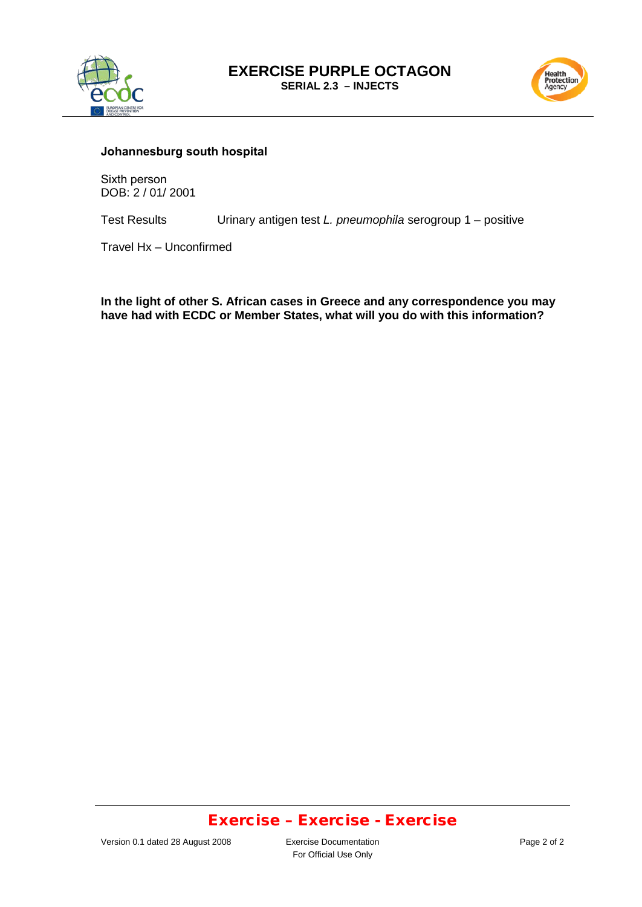**Johannesburg south hospital**

Sixth person
DOB: 2 / 01/ 2001

Test Results Urinary antigen test *L. pneumophila* serogroup 1 – positive

Travel Hx – Unconfirmed

**In the light of other S. African cases in Greece and any correspondence you may have had with ECDC or Member States, what will you do with this information?**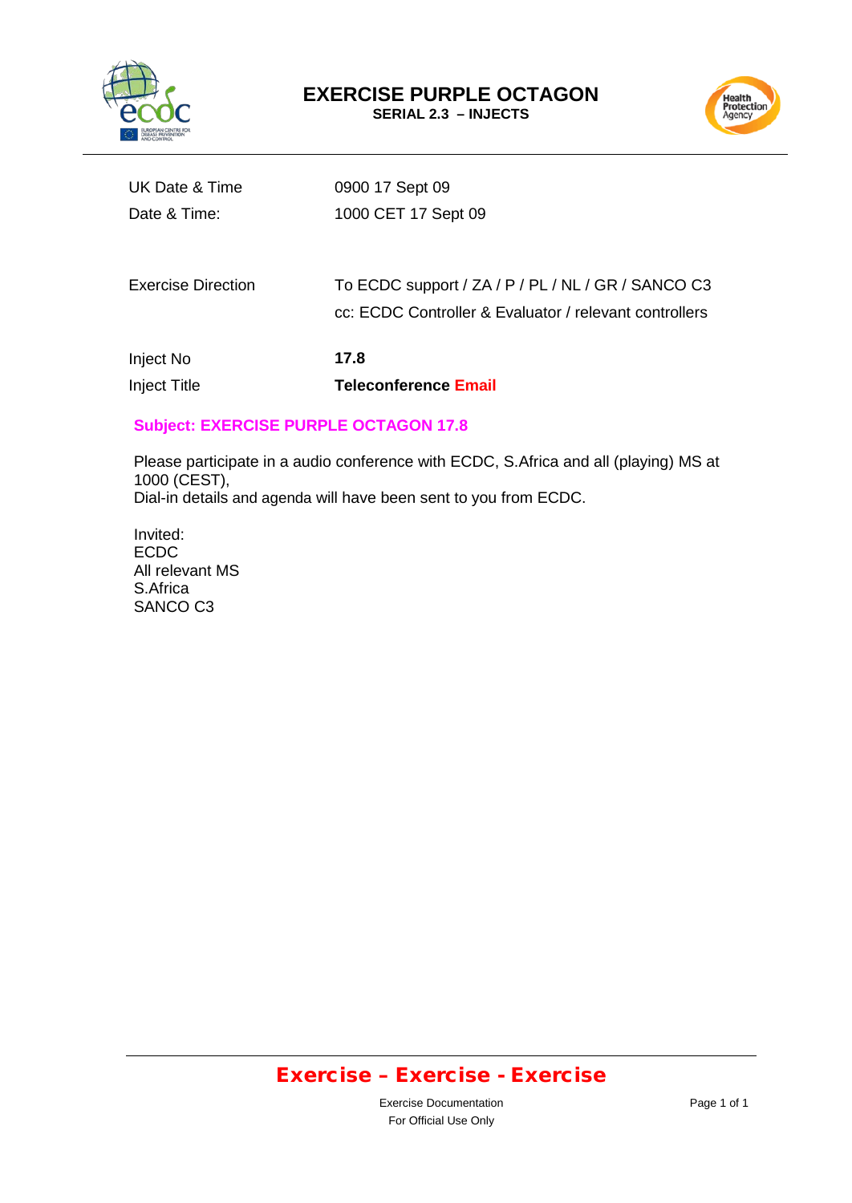# EXERCISE PURPLE OCTAGON

**SERIAL 2.3 – INJECTS**

| | |
|---|---|
| UK Date & Time | 0900 17 Sept 09 |
| Date & Time: | 1000 CET 17 Sept 09 |
| Exercise Direction | To ECDC support / ZA / P / PL / NL / GR / SANCO C3<br>cc: ECDC Controller & Evaluator / relevant controllers |
| Inject No | **17.8** |
| Inject Title | **Teleconference Email** |

**Subject: EXERCISE PURPLE OCTAGON 17.8**

Please participate in a audio conference with ECDC, S.Africa and all (playing) MS at 1000 (CEST),
Dial-in details and agenda will have been sent to you from ECDC.

Invited:
ECDC
All relevant MS
S.Africa
SANCO C3

**Exercise – Exercise - Exercise**

Exercise Documentation
For Official Use Only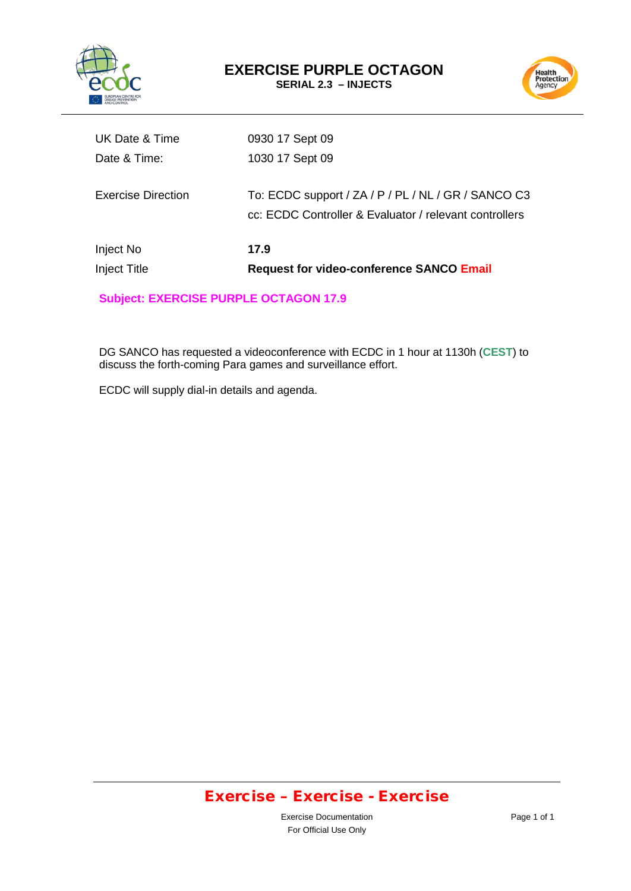# EXERCISE PURPLE OCTAGON

**SERIAL 2.3 – INJECTS**

| | |
|---|---|
| UK Date & Time | 0930 17 Sept 09 |
| Date & Time: | 1030 17 Sept 09 |
| Exercise Direction | To: ECDC support / ZA / P / PL / NL / GR / SANCO C3<br>cc: ECDC Controller & Evaluator / relevant controllers |
| Inject No | **17.9** |
| Inject Title | **Request for video-conference SANCO Email** |

**Subject: EXERCISE PURPLE OCTAGON 17.9**

DG SANCO has requested a videoconference with ECDC in 1 hour at 1130h (**CEST**) to discuss the forth-coming Para games and surveillance effort.

ECDC will supply dial-in details and agenda.

**Exercise – Exercise - Exercise**

Exercise Documentation
For Official Use Only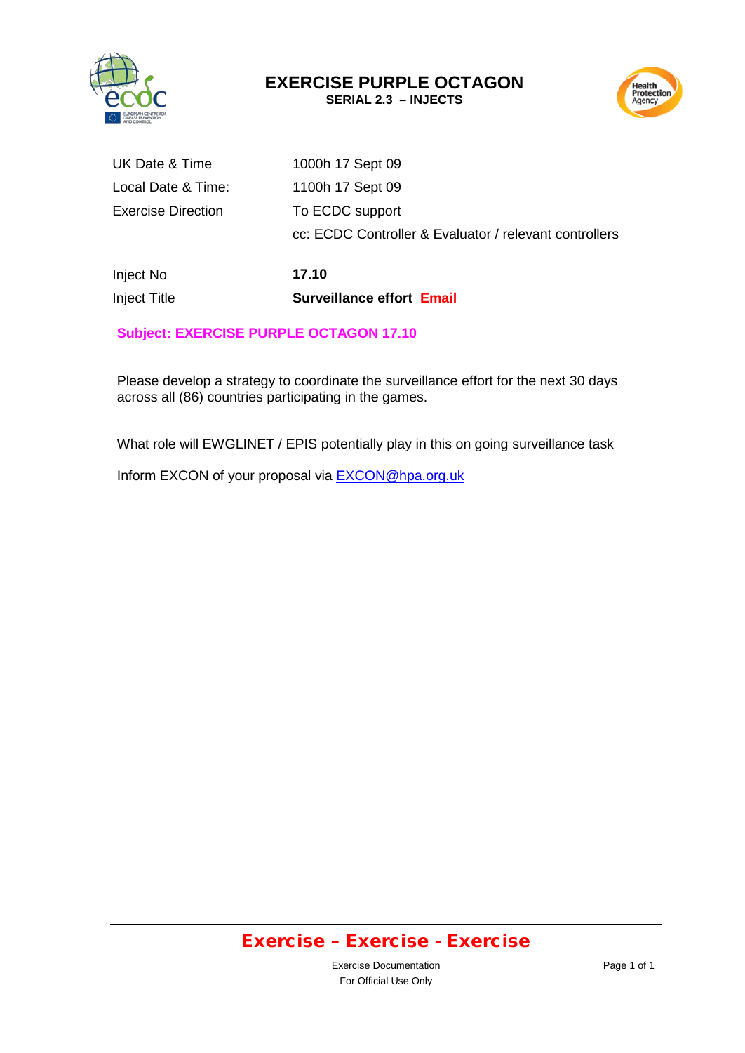# EXERCISE PURPLE OCTAGON

**SERIAL 2.3 – INJECTS**

| | |
|---|---|
| UK Date & Time | 1000h 17 Sept 09 |
| Local Date & Time: | 1100h 17 Sept 09 |
| Exercise Direction | To ECDC support |
| | cc: ECDC Controller & Evaluator / relevant controllers |
| Inject No | **17.10** |
| Inject Title | **Surveillance effort Email** |

**Subject: EXERCISE PURPLE OCTAGON 17.10**

Please develop a strategy to coordinate the surveillance effort for the next 30 days across all (86) countries participating in the games.

What role will EWGLINET / EPIS potentially play in this on going surveillance task

Inform EXCON of your proposal via EXCON@hpa.org.uk

**Exercise – Exercise - Exercise**

Exercise Documentation
For Official Use Only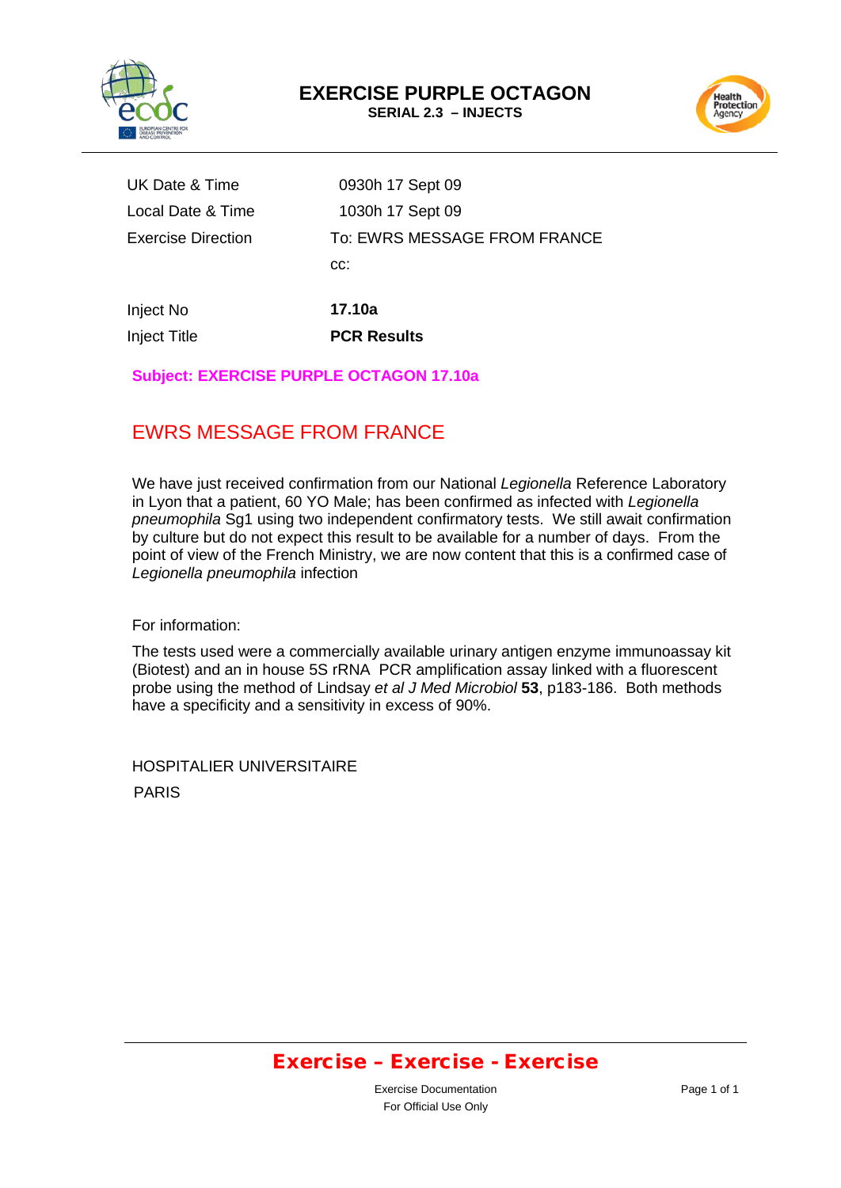# EXERCISE PURPLE OCTAGON

**SERIAL 2.3 – INJECTS**

| | |
|---|---|
| UK Date & Time | 0930h 17 Sept 09 |
| Local Date & Time | 1030h 17 Sept 09 |
| Exercise Direction | To: EWRS MESSAGE FROM FRANCE |
| | cc: |
| Inject No | **17.10a** |
| Inject Title | **PCR Results** |

**Subject: EXERCISE PURPLE OCTAGON 17.10a**

## EWRS MESSAGE FROM FRANCE

We have just received confirmation from our National *Legionella* Reference Laboratory in Lyon that a patient, 60 YO Male; has been confirmed as infected with *Legionella pneumophila* Sg1 using two independent confirmatory tests. We still await confirmation by culture but do not expect this result to be available for a number of days. From the point of view of the French Ministry, we are now content that this is a confirmed case of *Legionella pneumophila* infection

For information:

The tests used were a commercially available urinary antigen enzyme immunoassay kit (Biotest) and an in house 5S rRNA PCR amplification assay linked with a fluorescent probe using the method of Lindsay *et al J Med Microbiol* **53**, p183-186. Both methods have a specificity and a sensitivity in excess of 90%.

HOSPITALIER UNIVERSITAIRE

PARIS

**Exercise – Exercise - Exercise**

Exercise Documentation

For Official Use Only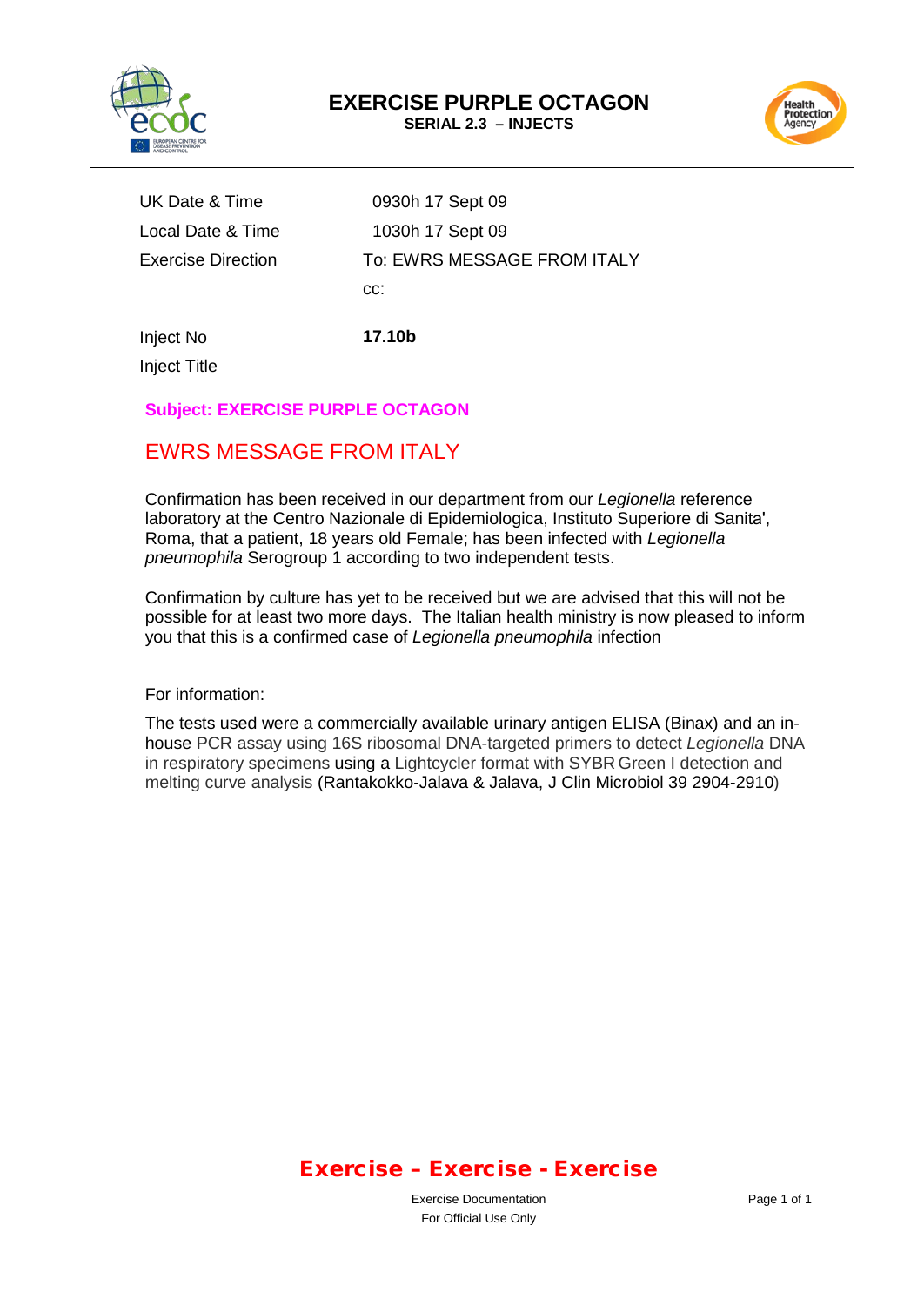# EXERCISE PURPLE OCTAGON

**SERIAL 2.3 – INJECTS**

| | |
|---|---|
| UK Date & Time | 0930h 17 Sept 09 |
| Local Date & Time | 1030h 17 Sept 09 |
| Exercise Direction | To: EWRS MESSAGE FROM ITALY |
| | cc: |
| Inject No | **17.10b** |
| Inject Title | |

**Subject: EXERCISE PURPLE OCTAGON**

## EWRS MESSAGE FROM ITALY

Confirmation has been received in our department from our *Legionella* reference laboratory at the Centro Nazionale di Epidemiologica, Instituto Superiore di Sanita', Roma, that a patient, 18 years old Female; has been infected with *Legionella pneumophila* Serogroup 1 according to two independent tests.

Confirmation by culture has yet to be received but we are advised that this will not be possible for at least two more days. The Italian health ministry is now pleased to inform you that this is a confirmed case of *Legionella pneumophila* infection

For information:

The tests used were a commercially available urinary antigen ELISA (Binax) and an in-house PCR assay using 16S ribosomal DNA-targeted primers to detect *Legionella* DNA in respiratory specimens using a Lightcycler format with SYBR Green I detection and melting curve analysis (Rantakokko-Jalava & Jalava, J Clin Microbiol 39 2904-2910)

**Exercise – Exercise - Exercise**

Exercise Documentation
For Official Use Only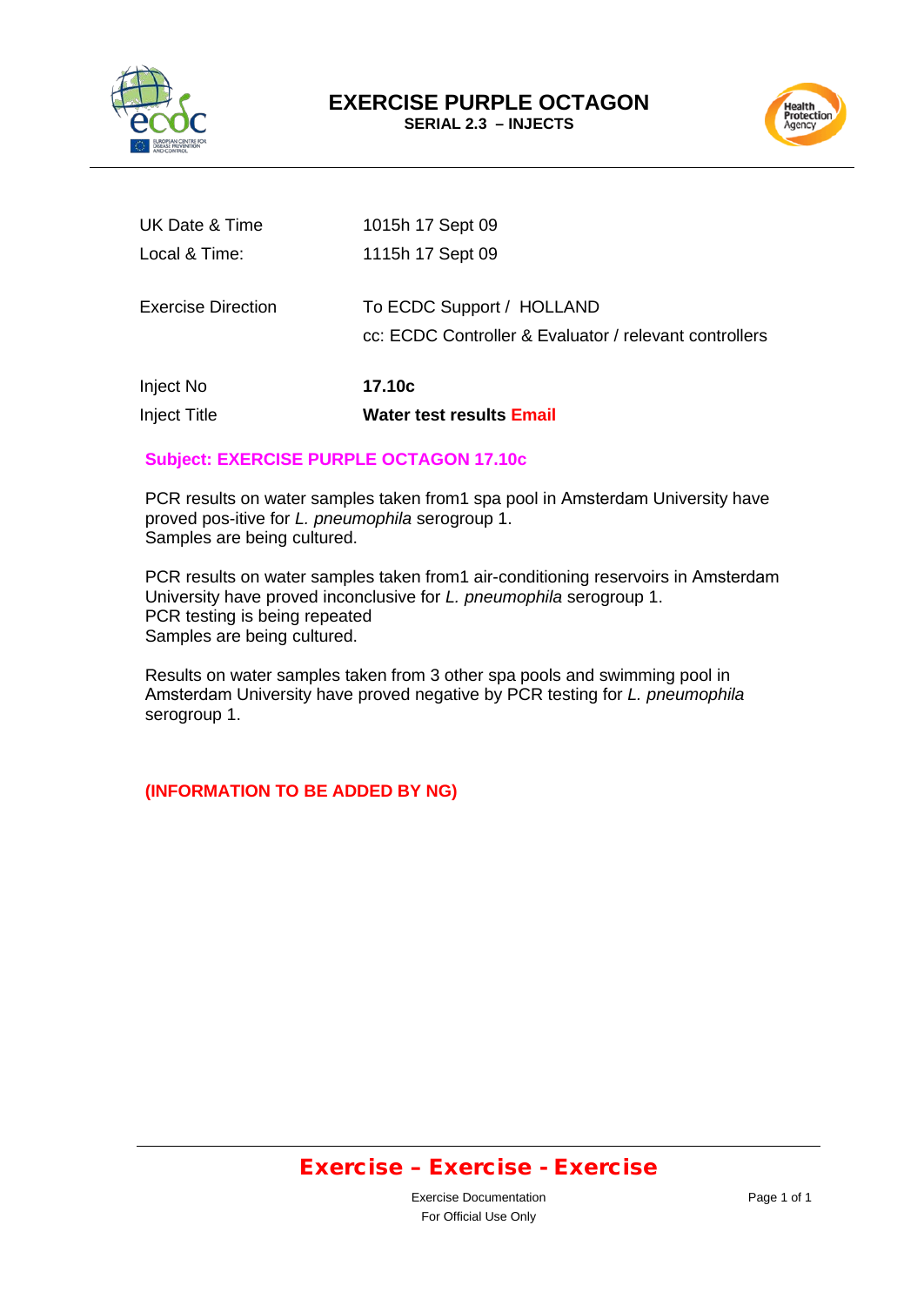# EXERCISE PURPLE OCTAGON

**SERIAL 2.3 – INJECTS**

| | |
|---|---|
| UK Date & Time | 1015h 17 Sept 09 |
| Local & Time: | 1115h 17 Sept 09 |
| Exercise Direction | To ECDC Support / HOLLAND<br>cc: ECDC Controller & Evaluator / relevant controllers |
| Inject No | **17.10c** |
| Inject Title | **Water test results Email** |

**Subject: EXERCISE PURPLE OCTAGON 17.10c**

PCR results on water samples taken from1 spa pool in Amsterdam University have proved pos-itive for *L. pneumophila* serogroup 1.
Samples are being cultured.

PCR results on water samples taken from1 air-conditioning reservoirs in Amsterdam University have proved inconclusive for *L. pneumophila* serogroup 1.
PCR testing is being repeated
Samples are being cultured.

Results on water samples taken from 3 other spa pools and swimming pool in Amsterdam University have proved negative by PCR testing for *L. pneumophila* serogroup 1.

**(INFORMATION TO BE ADDED BY NG)**

**Exercise – Exercise - Exercise**

Exercise Documentation
For Official Use Only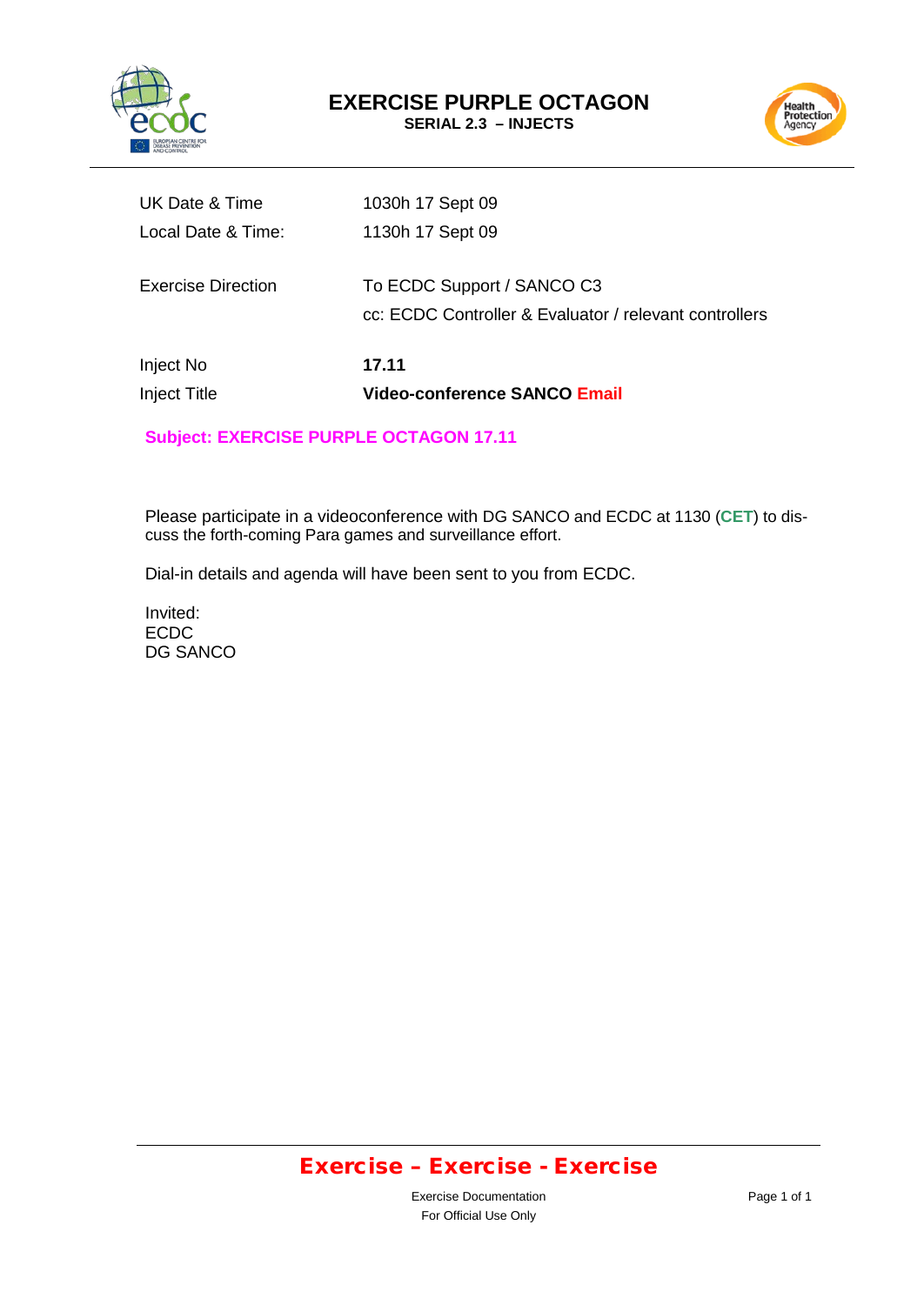# EXERCISE PURPLE OCTAGON

**SERIAL 2.3 – INJECTS**

| | |
|---|---|
| UK Date & Time | 1030h 17 Sept 09 |
| Local Date & Time: | 1130h 17 Sept 09 |
| Exercise Direction | To ECDC Support / SANCO C3<br>cc: ECDC Controller & Evaluator / relevant controllers |
| Inject No | **17.11** |
| Inject Title | **Video-conference SANCO Email** |

**Subject: EXERCISE PURPLE OCTAGON 17.11**

Please participate in a videoconference with DG SANCO and ECDC at 1130 (**CET**) to discuss the forth-coming Para games and surveillance effort.

Dial-in details and agenda will have been sent to you from ECDC.

Invited:
ECDC
DG SANCO

**Exercise – Exercise - Exercise**

Exercise Documentation
For Official Use Only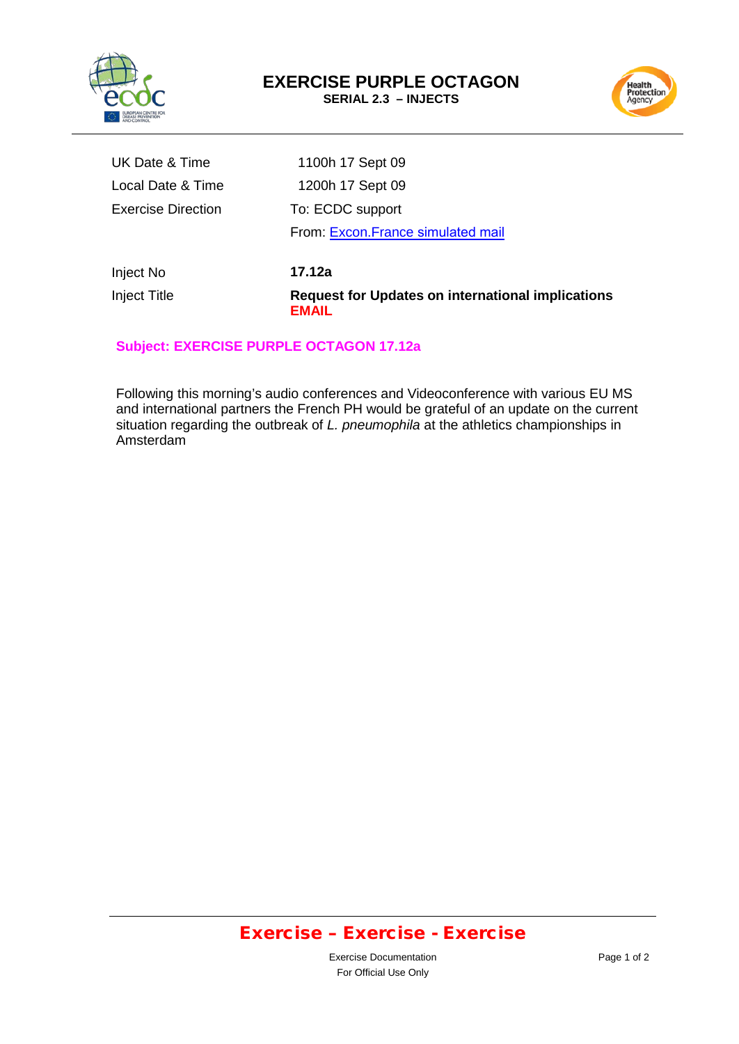# EXERCISE PURPLE OCTAGON

**SERIAL 2.3 – INJECTS**

| | |
|---|---|
| UK Date & Time | 1100h 17 Sept 09 |
| Local Date & Time | 1200h 17 Sept 09 |
| Exercise Direction | To: ECDC support |
| | From: Excon.France simulated mail |
| Inject No | **17.12a** |
| Inject Title | **Request for Updates on international implications** **EMAIL** |

**Subject: EXERCISE PURPLE OCTAGON 17.12a**

Following this morning's audio conferences and Videoconference with various EU MS and international partners the French PH would be grateful of an update on the current situation regarding the outbreak of *L. pneumophila* at the athletics championships in Amsterdam

**Exercise – Exercise - Exercise**

Exercise Documentation
For Official Use Only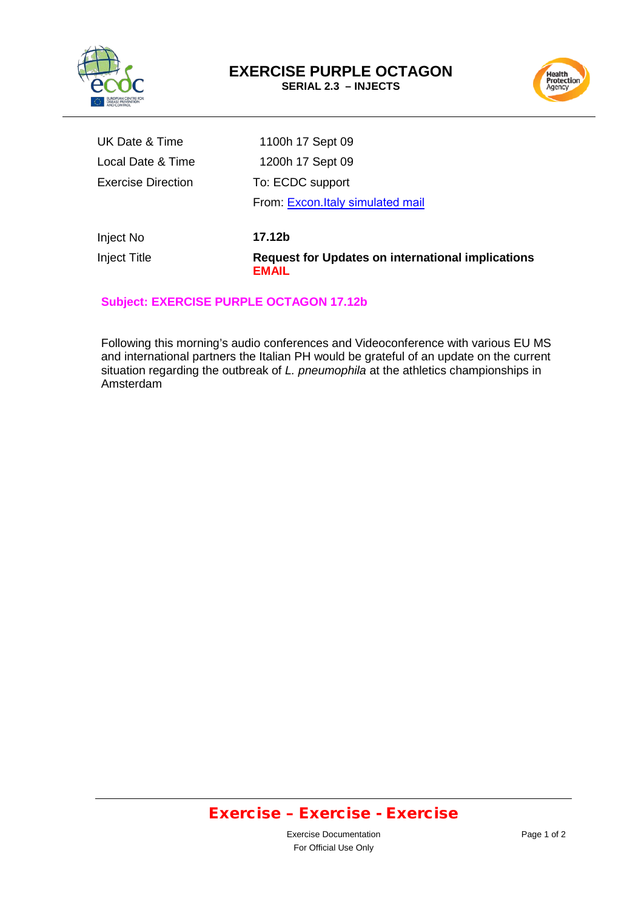# EXERCISE PURPLE OCTAGON

**SERIAL 2.3 – INJECTS**

| | |
|---|---|
| UK Date & Time | 1100h 17 Sept 09 |
| Local Date & Time | 1200h 17 Sept 09 |
| Exercise Direction | To: ECDC support |
| | From: Excon.Italy simulated mail |
| Inject No | **17.12b** |
| Inject Title | **Request for Updates on international implications** **EMAIL** |

**Subject: EXERCISE PURPLE OCTAGON 17.12b**

Following this morning's audio conferences and Videoconference with various EU MS and international partners the Italian PH would be grateful of an update on the current situation regarding the outbreak of *L. pneumophila* at the athletics championships in Amsterdam

**Exercise – Exercise - Exercise**

Exercise Documentation
For Official Use Only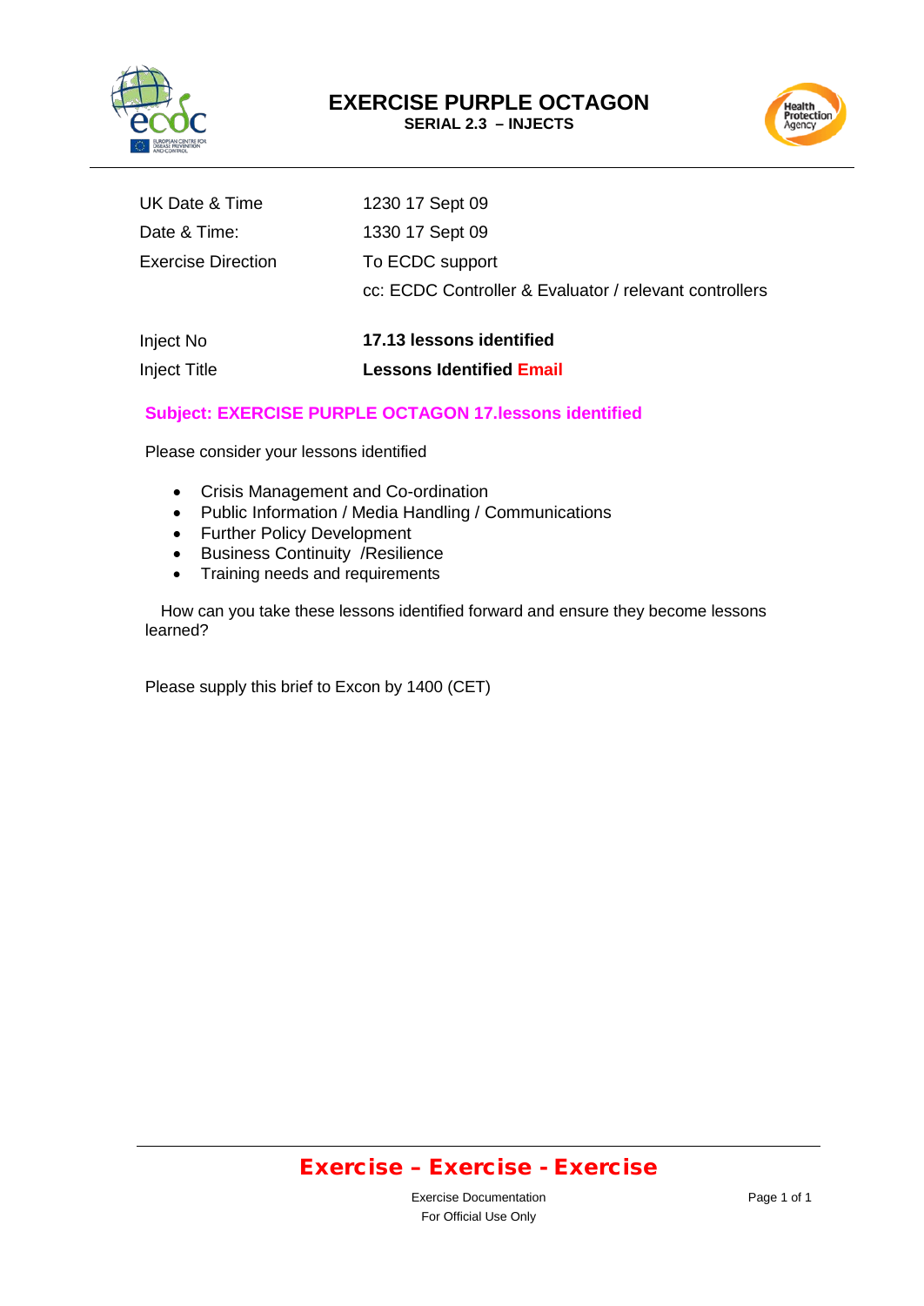# EXERCISE PURPLE OCTAGON

**SERIAL 2.3 – INJECTS**

| | |
|---|---|
| UK Date & Time | 1230 17 Sept 09 |
| Date & Time: | 1330 17 Sept 09 |
| Exercise Direction | To ECDC support |
| | cc: ECDC Controller & Evaluator / relevant controllers |
| Inject No | **17.13 lessons identified** |
| Inject Title | **Lessons Identified Email** |

**Subject: EXERCISE PURPLE OCTAGON 17.lessons identified**

Please consider your lessons identified

- Crisis Management and Co-ordination
- Public Information / Media Handling / Communications
- Further Policy Development
- Business Continuity /Resilience
- Training needs and requirements

How can you take these lessons identified forward and ensure they become lessons learned?

Please supply this brief to Excon by 1400 (CET)

**Exercise – Exercise - Exercise**

Exercise Documentation
For Official Use Only